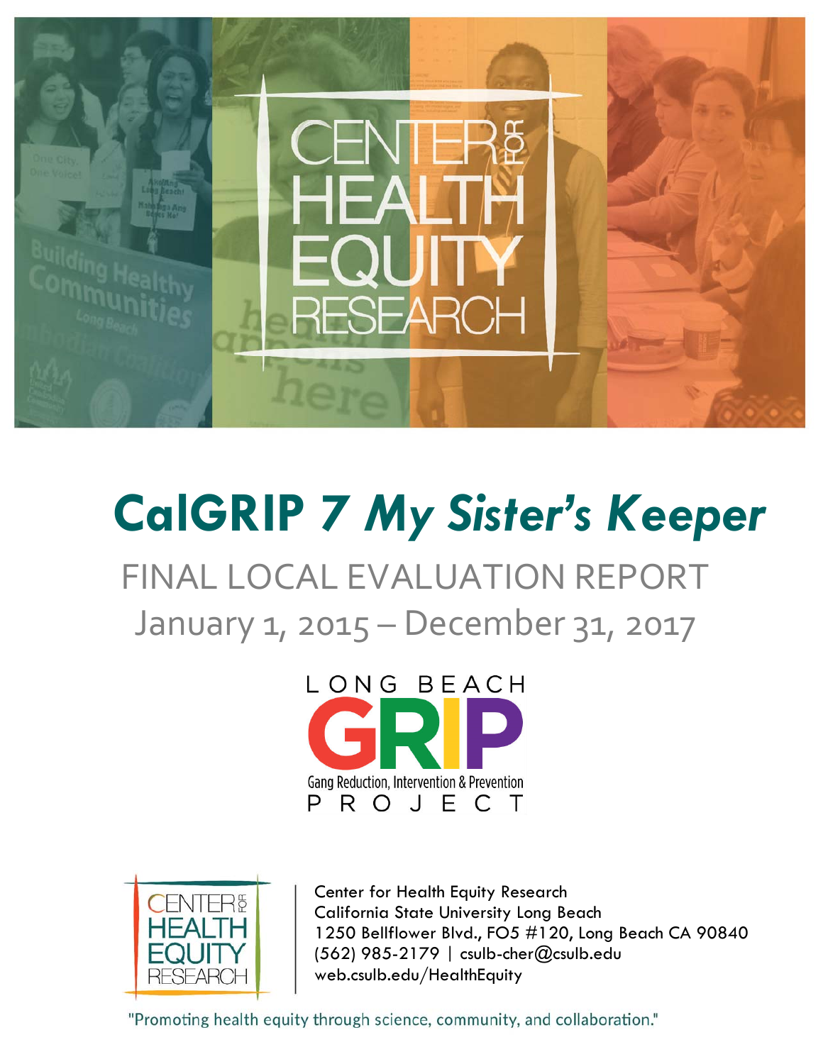# CalGRIP 7 *My Sister's Keeper*

## FINAL LOCAL EVALUATION REPORT

## January 1, 2015 – December 31, 2017

LONG BEACH GRIP Gang Reduction, Intervention & Prevention PROJECT

Center for Health Equity Research
California State University Long Beach
1250 Bellflower Blvd., FO5 #120, Long Beach CA 90840
(562) 985-2179 | csulb-cher@csulb.edu
web.csulb.edu/HealthEquity

"Promoting health equity through science, community, and collaboration."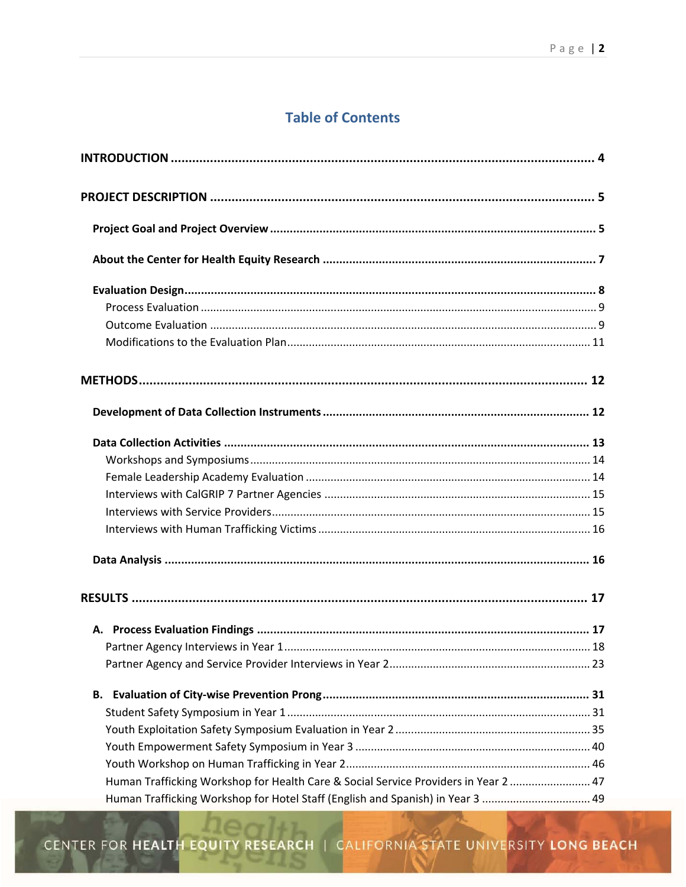## Table of Contents

**INTRODUCTION** ....... 4

**PROJECT DESCRIPTION** ....... 5

- **Project Goal and Project Overview** ....... 5
- **About the Center for Health Equity Research** ....... 7
- **Evaluation Design** ....... 8
  - Process Evaluation ....... 9
  - Outcome Evaluation ....... 9
  - Modifications to the Evaluation Plan ....... 11

**METHODS** ....... 12

- **Development of Data Collection Instruments** ....... 12
- **Data Collection Activities** ....... 13
  - Workshops and Symposiums ....... 14
  - Female Leadership Academy Evaluation ....... 14
  - Interviews with CalGRIP 7 Partner Agencies ....... 15
  - Interviews with Service Providers ....... 15
  - Interviews with Human Trafficking Victims ....... 16
- **Data Analysis** ....... 16

**RESULTS** ....... 17

- **A. Process Evaluation Findings** ....... 17
  - Partner Agency Interviews in Year 1 ....... 18
  - Partner Agency and Service Provider Interviews in Year 2 ....... 23
- **B. Evaluation of City-wise Prevention Prong** ....... 31
  - Student Safety Symposium in Year 1 ....... 31
  - Youth Exploitation Safety Symposium Evaluation in Year 2 ....... 35
  - Youth Empowerment Safety Symposium in Year 3 ....... 40
  - Youth Workshop on Human Trafficking in Year 2 ....... 46
  - Human Trafficking Workshop for Health Care & Social Service Providers in Year 2 ....... 47
  - Human Trafficking Workshop for Hotel Staff (English and Spanish) in Year 3 ....... 49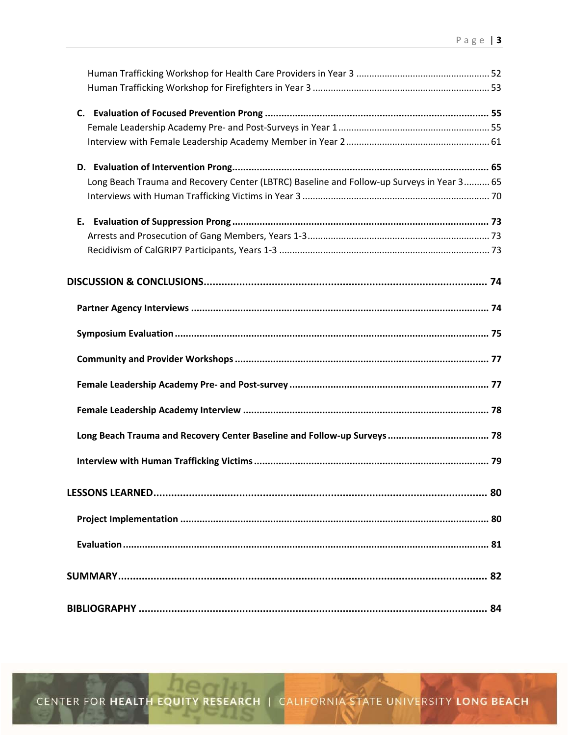Human Trafficking Workshop for Health Care Providers in Year 3 .................................................... 52
Human Trafficking Workshop for Firefighters in Year 3 .................................................................... 53

**C. Evaluation of Focused Prevention Prong .................................................................................. 55**
Female Leadership Academy Pre- and Post-Surveys in Year 1 ........................................................... 55
Interview with Female Leadership Academy Member in Year 2 ........................................................ 61

**D. Evaluation of Intervention Prong............................................................................................. 65**
Long Beach Trauma and Recovery Center (LBTRC) Baseline and Follow-up Surveys in Year 3.......... 65
Interviews with Human Trafficking Victims in Year 3 ........................................................................ 70

**E. Evaluation of Suppression Prong ............................................................................................. 73**
Arrests and Prosecution of Gang Members, Years 1-3 ...................................................................... 73
Recidivism of CalGRIP7 Participants, Years 1-3 ................................................................................. 73

**DISCUSSION & CONCLUSIONS.................................................................................................. 74**

**Partner Agency Interviews ............................................................................................................ 74**

**Symposium Evaluation .................................................................................................................. 75**

**Community and Provider Workshops ............................................................................................ 77**

**Female Leadership Academy Pre- and Post-survey ......................................................................... 77**

**Female Leadership Academy Interview .......................................................................................... 78**

**Long Beach Trauma and Recovery Center Baseline and Follow-up Surveys ..................................... 78**

**Interview with Human Trafficking Victims ..................................................................................... 79**

**LESSONS LEARNED................................................................................................................... 80**

**Project Implementation ................................................................................................................ 80**

**Evaluation .................................................................................................................................... 81**

**SUMMARY............................................................................................................................... 82**

**BIBLIOGRAPHY ........................................................................................................................ 84**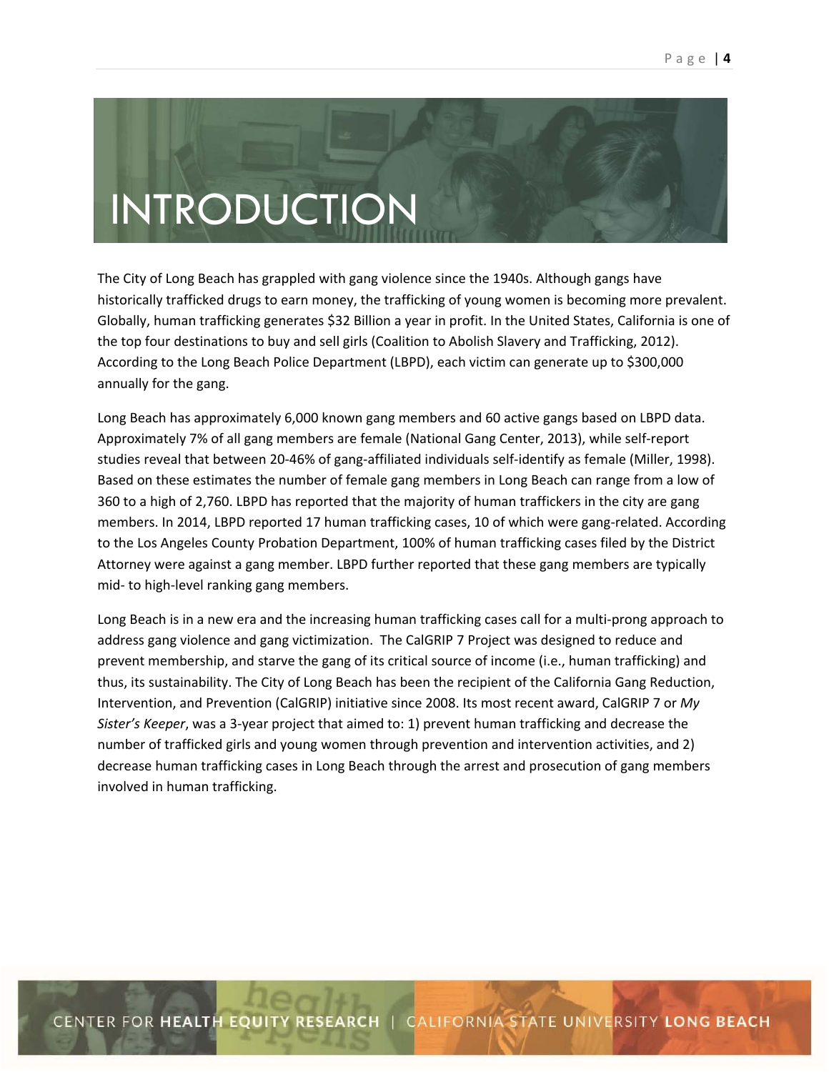# INTRODUCTION

The City of Long Beach has grappled with gang violence since the 1940s. Although gangs have historically trafficked drugs to earn money, the trafficking of young women is becoming more prevalent. Globally, human trafficking generates $32 Billion a year in profit. In the United States, California is one of the top four destinations to buy and sell girls (Coalition to Abolish Slavery and Trafficking, 2012). According to the Long Beach Police Department (LBPD), each victim can generate up to $300,000 annually for the gang.

Long Beach has approximately 6,000 known gang members and 60 active gangs based on LBPD data. Approximately 7% of all gang members are female (National Gang Center, 2013), while self-report studies reveal that between 20-46% of gang-affiliated individuals self-identify as female (Miller, 1998). Based on these estimates the number of female gang members in Long Beach can range from a low of 360 to a high of 2,760. LBPD has reported that the majority of human traffickers in the city are gang members. In 2014, LBPD reported 17 human trafficking cases, 10 of which were gang-related. According to the Los Angeles County Probation Department, 100% of human trafficking cases filed by the District Attorney were against a gang member. LBPD further reported that these gang members are typically mid- to high-level ranking gang members.

Long Beach is in a new era and the increasing human trafficking cases call for a multi-prong approach to address gang violence and gang victimization. The CalGRIP 7 Project was designed to reduce and prevent membership, and starve the gang of its critical source of income (i.e., human trafficking) and thus, its sustainability. The City of Long Beach has been the recipient of the California Gang Reduction, Intervention, and Prevention (CalGRIP) initiative since 2008. Its most recent award, CalGRIP 7 or *My Sister's Keeper*, was a 3-year project that aimed to: 1) prevent human trafficking and decrease the number of trafficked girls and young women through prevention and intervention activities, and 2) decrease human trafficking cases in Long Beach through the arrest and prosecution of gang members involved in human trafficking.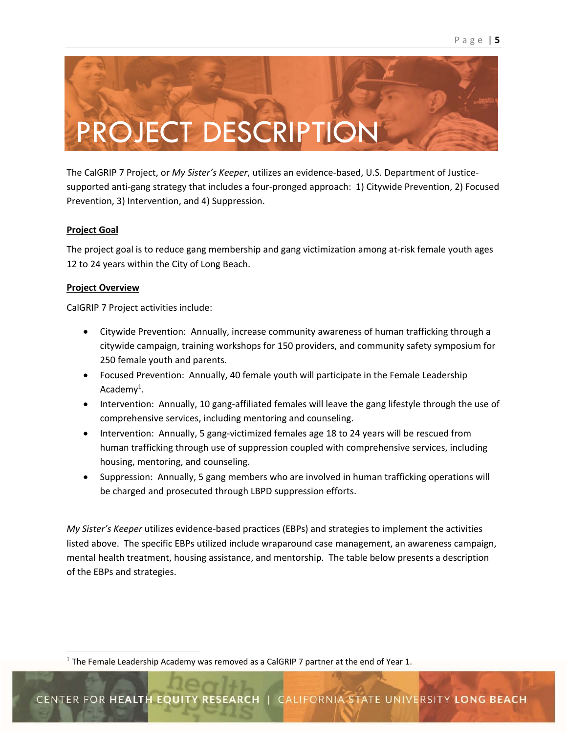# PROJECT DESCRIPTION

The CalGRIP 7 Project, or *My Sister's Keeper*, utilizes an evidence-based, U.S. Department of Justice-supported anti-gang strategy that includes a four-pronged approach: 1) Citywide Prevention, 2) Focused Prevention, 3) Intervention, and 4) Suppression.

## Project Goal

The project goal is to reduce gang membership and gang victimization among at-risk female youth ages 12 to 24 years within the City of Long Beach.

## Project Overview

CalGRIP 7 Project activities include:

- Citywide Prevention: Annually, increase community awareness of human trafficking through a citywide campaign, training workshops for 150 providers, and community safety symposium for 250 female youth and parents.
- Focused Prevention: Annually, 40 female youth will participate in the Female Leadership Academy[1].
- Intervention: Annually, 10 gang-affiliated females will leave the gang lifestyle through the use of comprehensive services, including mentoring and counseling.
- Intervention: Annually, 5 gang-victimized females age 18 to 24 years will be rescued from human trafficking through use of suppression coupled with comprehensive services, including housing, mentoring, and counseling.
- Suppression: Annually, 5 gang members who are involved in human trafficking operations will be charged and prosecuted through LBPD suppression efforts.

*My Sister's Keeper* utilizes evidence-based practices (EBPs) and strategies to implement the activities listed above. The specific EBPs utilized include wraparound case management, an awareness campaign, mental health treatment, housing assistance, and mentorship. The table below presents a description of the EBPs and strategies.

---

[1] The Female Leadership Academy was removed as a CalGRIP 7 partner at the end of Year 1.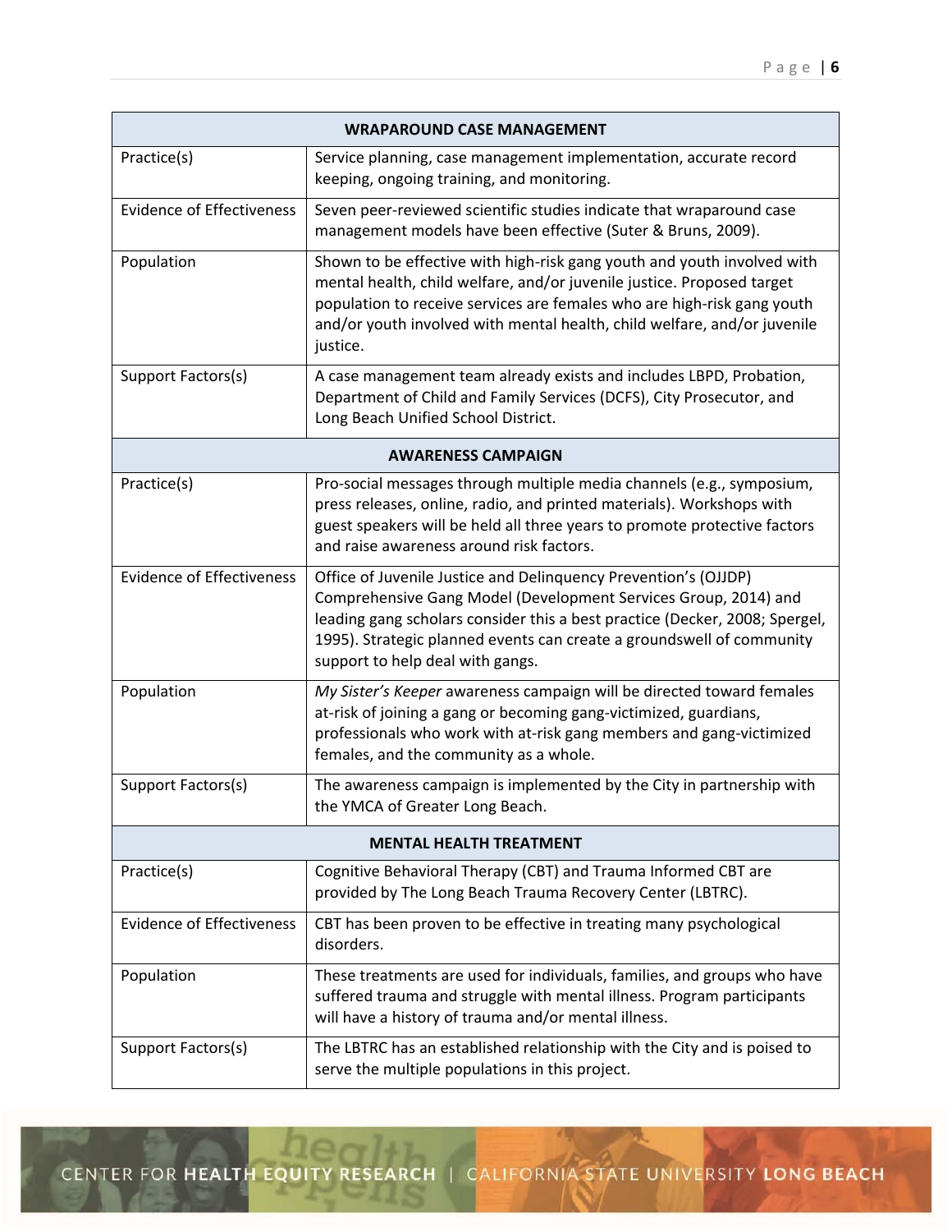| WRAPAROUND CASE MANAGEMENT | |
|---|---|
| Practice(s) | Service planning, case management implementation, accurate record keeping, ongoing training, and monitoring. |
| Evidence of Effectiveness | Seven peer-reviewed scientific studies indicate that wraparound case management models have been effective (Suter & Bruns, 2009). |
| Population | Shown to be effective with high-risk gang youth and youth involved with mental health, child welfare, and/or juvenile justice. Proposed target population to receive services are females who are high-risk gang youth and/or youth involved with mental health, child welfare, and/or juvenile justice. |
| Support Factors(s) | A case management team already exists and includes LBPD, Probation, Department of Child and Family Services (DCFS), City Prosecutor, and Long Beach Unified School District. |
| **AWARENESS CAMPAIGN** | |
| Practice(s) | Pro-social messages through multiple media channels (e.g., symposium, press releases, online, radio, and printed materials). Workshops with guest speakers will be held all three years to promote protective factors and raise awareness around risk factors. |
| Evidence of Effectiveness | Office of Juvenile Justice and Delinquency Prevention's (OJJDP) Comprehensive Gang Model (Development Services Group, 2014) and leading gang scholars consider this a best practice (Decker, 2008; Spergel, 1995). Strategic planned events can create a groundswell of community support to help deal with gangs. |
| Population | *My Sister's Keeper* awareness campaign will be directed toward females at-risk of joining a gang or becoming gang-victimized, guardians, professionals who work with at-risk gang members and gang-victimized females, and the community as a whole. |
| Support Factors(s) | The awareness campaign is implemented by the City in partnership with the YMCA of Greater Long Beach. |
| **MENTAL HEALTH TREATMENT** | |
| Practice(s) | Cognitive Behavioral Therapy (CBT) and Trauma Informed CBT are provided by The Long Beach Trauma Recovery Center (LBTRC). |
| Evidence of Effectiveness | CBT has been proven to be effective in treating many psychological disorders. |
| Population | These treatments are used for individuals, families, and groups who have suffered trauma and struggle with mental illness. Program participants will have a history of trauma and/or mental illness. |
| Support Factors(s) | The LBTRC has an established relationship with the City and is poised to serve the multiple populations in this project. |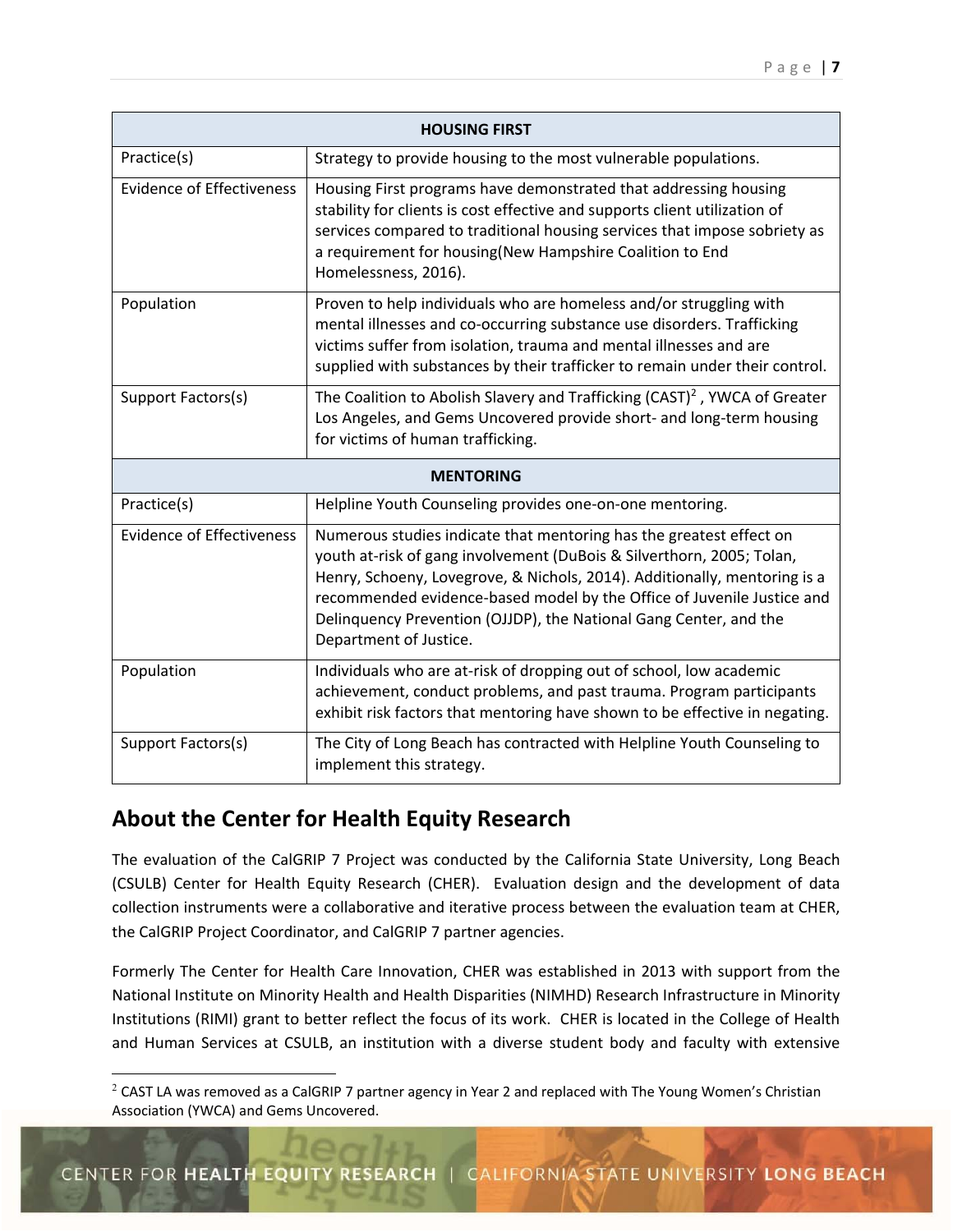| HOUSING FIRST | |
|---|---|
| Practice(s) | Strategy to provide housing to the most vulnerable populations. |
| Evidence of Effectiveness | Housing First programs have demonstrated that addressing housing stability for clients is cost effective and supports client utilization of services compared to traditional housing services that impose sobriety as a requirement for housing(New Hampshire Coalition to End Homelessness, 2016). |
| Population | Proven to help individuals who are homeless and/or struggling with mental illnesses and co-occurring substance use disorders. Trafficking victims suffer from isolation, trauma and mental illnesses and are supplied with substances by their trafficker to remain under their control. |
| Support Factors(s) | The Coalition to Abolish Slavery and Trafficking (CAST)[2] , YWCA of Greater Los Angeles, and Gems Uncovered provide short- and long-term housing for victims of human trafficking. |
| **MENTORING** | |
| Practice(s) | Helpline Youth Counseling provides one-on-one mentoring. |
| Evidence of Effectiveness | Numerous studies indicate that mentoring has the greatest effect on youth at-risk of gang involvement (DuBois & Silverthorn, 2005; Tolan, Henry, Schoeny, Lovegrove, & Nichols, 2014). Additionally, mentoring is a recommended evidence-based model by the Office of Juvenile Justice and Delinquency Prevention (OJJDP), the National Gang Center, and the Department of Justice. |
| Population | Individuals who are at-risk of dropping out of school, low academic achievement, conduct problems, and past trauma. Program participants exhibit risk factors that mentoring have shown to be effective in negating. |
| Support Factors(s) | The City of Long Beach has contracted with Helpline Youth Counseling to implement this strategy. |

## About the Center for Health Equity Research

The evaluation of the CalGRIP 7 Project was conducted by the California State University, Long Beach (CSULB) Center for Health Equity Research (CHER). Evaluation design and the development of data collection instruments were a collaborative and iterative process between the evaluation team at CHER, the CalGRIP Project Coordinator, and CalGRIP 7 partner agencies.

Formerly The Center for Health Care Innovation, CHER was established in 2013 with support from the National Institute on Minority Health and Health Disparities (NIMHD) Research Infrastructure in Minority Institutions (RIMI) grant to better reflect the focus of its work. CHER is located in the College of Health and Human Services at CSULB, an institution with a diverse student body and faculty with extensive

[2] CAST LA was removed as a CalGRIP 7 partner agency in Year 2 and replaced with The Young Women's Christian Association (YWCA) and Gems Uncovered.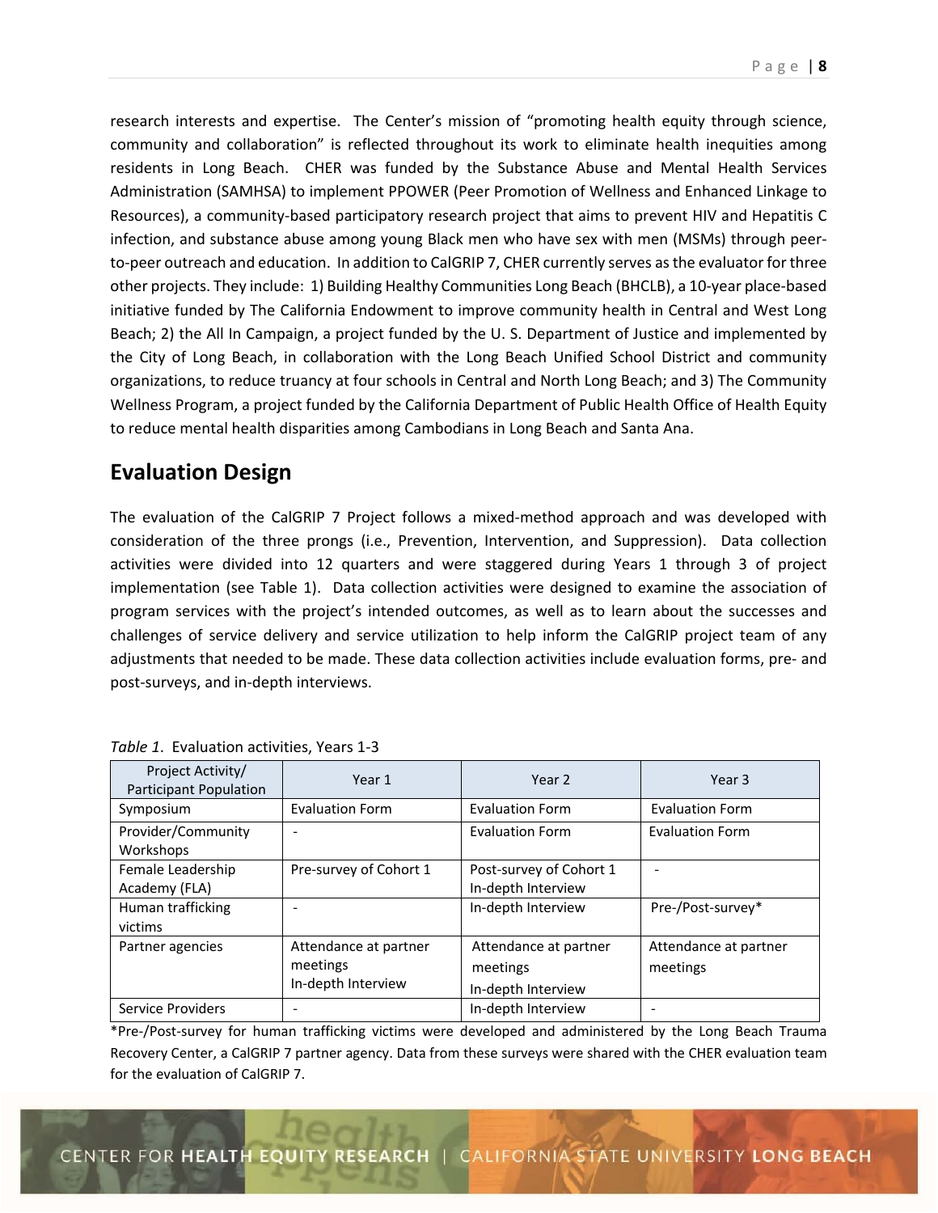research interests and expertise. The Center's mission of "promoting health equity through science, community and collaboration" is reflected throughout its work to eliminate health inequities among residents in Long Beach. CHER was funded by the Substance Abuse and Mental Health Services Administration (SAMHSA) to implement PPOWER (Peer Promotion of Wellness and Enhanced Linkage to Resources), a community-based participatory research project that aims to prevent HIV and Hepatitis C infection, and substance abuse among young Black men who have sex with men (MSMs) through peer-to-peer outreach and education. In addition to CalGRIP 7, CHER currently serves as the evaluator for three other projects. They include: 1) Building Healthy Communities Long Beach (BHCLB), a 10-year place-based initiative funded by The California Endowment to improve community health in Central and West Long Beach; 2) the All In Campaign, a project funded by the U. S. Department of Justice and implemented by the City of Long Beach, in collaboration with the Long Beach Unified School District and community organizations, to reduce truancy at four schools in Central and North Long Beach; and 3) The Community Wellness Program, a project funded by the California Department of Public Health Office of Health Equity to reduce mental health disparities among Cambodians in Long Beach and Santa Ana.

## Evaluation Design

The evaluation of the CalGRIP 7 Project follows a mixed-method approach and was developed with consideration of the three prongs (i.e., Prevention, Intervention, and Suppression). Data collection activities were divided into 12 quarters and were staggered during Years 1 through 3 of project implementation (see Table 1). Data collection activities were designed to examine the association of program services with the project's intended outcomes, as well as to learn about the successes and challenges of service delivery and service utilization to help inform the CalGRIP project team of any adjustments that needed to be made. These data collection activities include evaluation forms, pre- and post-surveys, and in-depth interviews.

*Table 1*. Evaluation activities, Years 1-3

| Project Activity/ Participant Population | Year 1 | Year 2 | Year 3 |
|---|---|---|---|
| Symposium | Evaluation Form | Evaluation Form | Evaluation Form |
| Provider/Community Workshops | - | Evaluation Form | Evaluation Form |
| Female Leadership Academy (FLA) | Pre-survey of Cohort 1 | Post-survey of Cohort 1<br>In-depth Interview | - |
| Human trafficking victims | - | In-depth Interview | Pre-/Post-survey* |
| Partner agencies | Attendance at partner meetings<br>In-depth Interview | Attendance at partner meetings<br>In-depth Interview | Attendance at partner meetings |
| Service Providers | - | In-depth Interview | - |

*Pre-/Post-survey for human trafficking victims were developed and administered by the Long Beach Trauma Recovery Center, a CalGRIP 7 partner agency. Data from these surveys were shared with the CHER evaluation team for the evaluation of CalGRIP 7.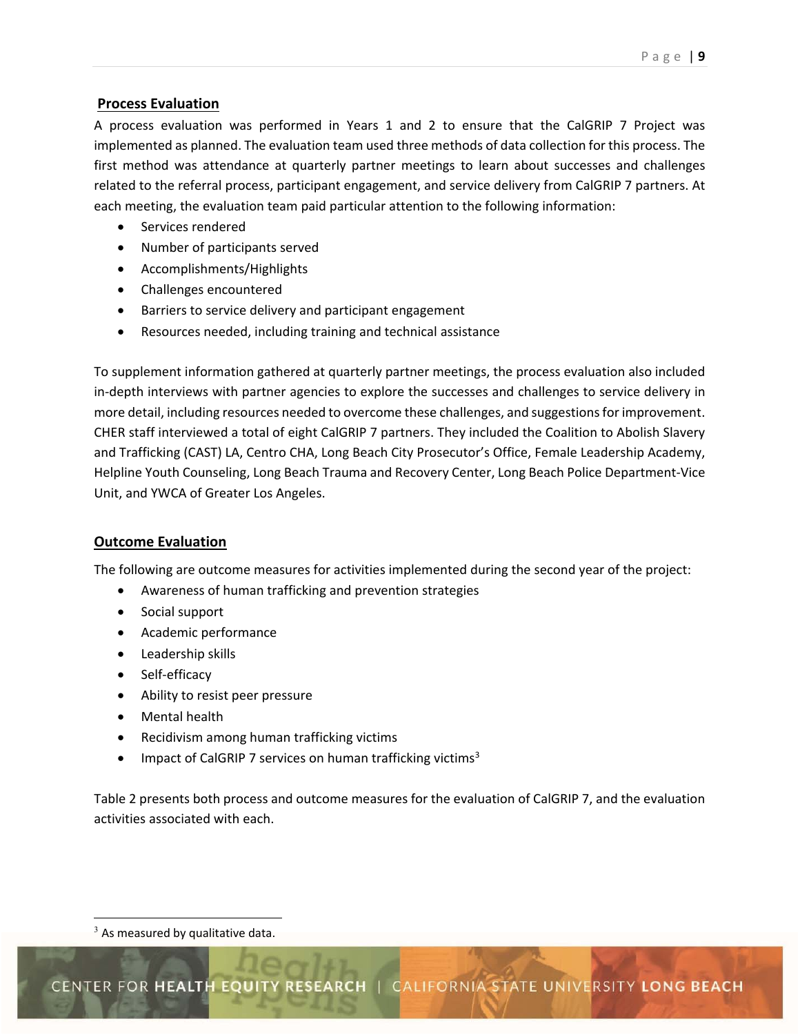## Process Evaluation

A process evaluation was performed in Years 1 and 2 to ensure that the CalGRIP 7 Project was implemented as planned. The evaluation team used three methods of data collection for this process. The first method was attendance at quarterly partner meetings to learn about successes and challenges related to the referral process, participant engagement, and service delivery from CalGRIP 7 partners. At each meeting, the evaluation team paid particular attention to the following information:

- Services rendered
- Number of participants served
- Accomplishments/Highlights
- Challenges encountered
- Barriers to service delivery and participant engagement
- Resources needed, including training and technical assistance

To supplement information gathered at quarterly partner meetings, the process evaluation also included in-depth interviews with partner agencies to explore the successes and challenges to service delivery in more detail, including resources needed to overcome these challenges, and suggestions for improvement. CHER staff interviewed a total of eight CalGRIP 7 partners. They included the Coalition to Abolish Slavery and Trafficking (CAST) LA, Centro CHA, Long Beach City Prosecutor's Office, Female Leadership Academy, Helpline Youth Counseling, Long Beach Trauma and Recovery Center, Long Beach Police Department-Vice Unit, and YWCA of Greater Los Angeles.

## Outcome Evaluation

The following are outcome measures for activities implemented during the second year of the project:

- Awareness of human trafficking and prevention strategies
- Social support
- Academic performance
- Leadership skills
- Self-efficacy
- Ability to resist peer pressure
- Mental health
- Recidivism among human trafficking victims
- Impact of CalGRIP 7 services on human trafficking victims[3]

Table 2 presents both process and outcome measures for the evaluation of CalGRIP 7, and the evaluation activities associated with each.

[3] As measured by qualitative data.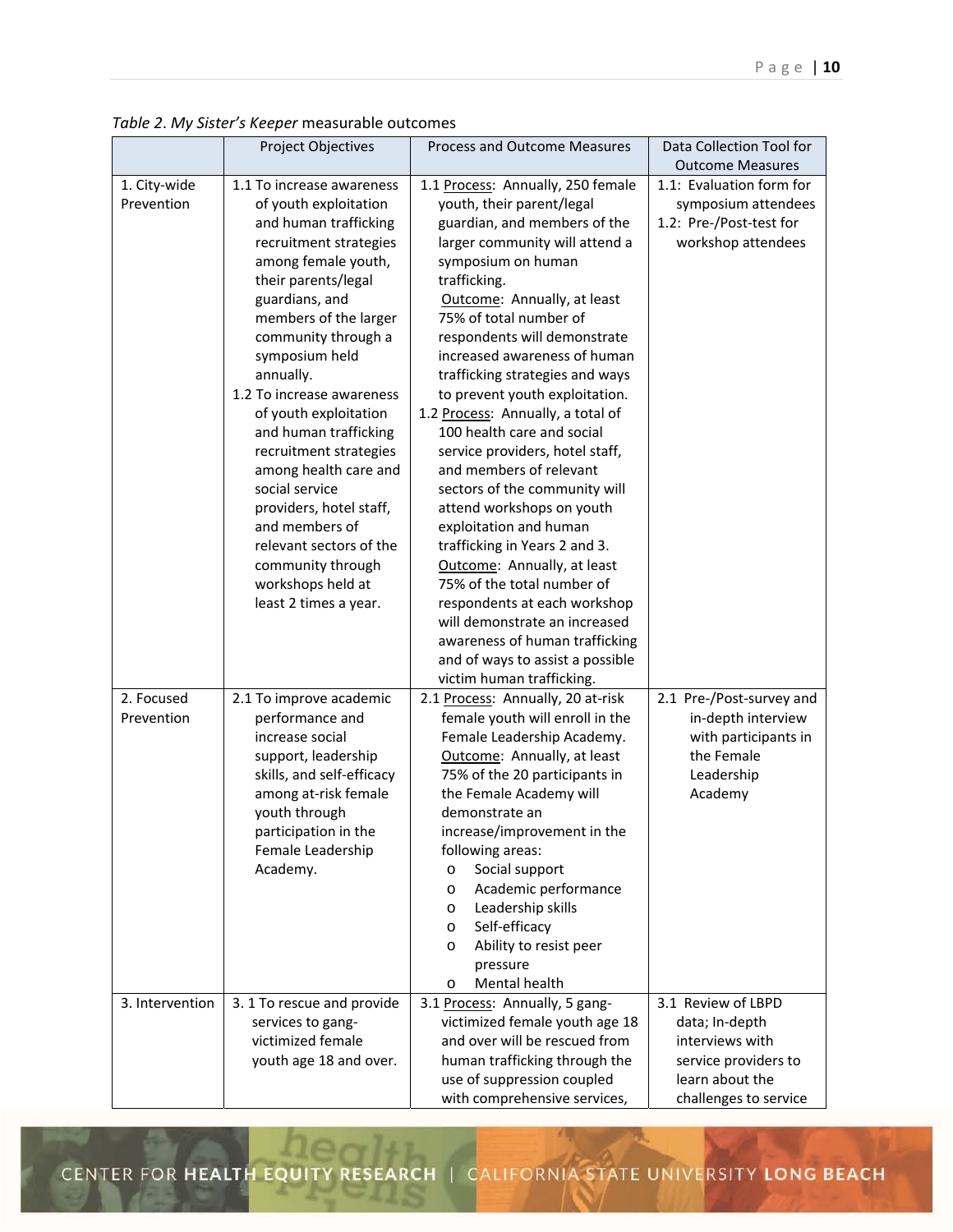*Table 2. My Sister's Keeper* measurable outcomes

| | Project Objectives | Process and Outcome Measures | Data Collection Tool for Outcome Measures |
|---|---|---|---|
| 1. City-wide Prevention | 1.1 To increase awareness of youth exploitation and human trafficking recruitment strategies among female youth, their parents/legal guardians, and members of the larger community through a symposium held annually.<br>1.2 To increase awareness of youth exploitation and human trafficking recruitment strategies among health care and social service providers, hotel staff, and members of relevant sectors of the community through workshops held at least 2 times a year. | 1.1 Process: Annually, 250 female youth, their parent/legal guardian, and members of the larger community will attend a symposium on human trafficking.<br>Outcome: Annually, at least 75% of total number of respondents will demonstrate increased awareness of human trafficking strategies and ways to prevent youth exploitation.<br>1.2 Process: Annually, a total of 100 health care and social service providers, hotel staff, and members of relevant sectors of the community will attend workshops on youth exploitation and human trafficking in Years 2 and 3.<br>Outcome: Annually, at least 75% of the total number of respondents at each workshop will demonstrate an increased awareness of human trafficking and of ways to assist a possible victim human trafficking. | 1.1: Evaluation form for symposium attendees<br>1.2: Pre-/Post-test for workshop attendees |
| 2. Focused Prevention | 2.1 To improve academic performance and increase social support, leadership skills, and self-efficacy among at-risk female youth through participation in the Female Leadership Academy. | 2.1 Process: Annually, 20 at-risk female youth will enroll in the Female Leadership Academy.<br>Outcome: Annually, at least 75% of the 20 participants in the Female Academy will demonstrate an increase/improvement in the following areas:<br>o Social support<br>o Academic performance<br>o Leadership skills<br>o Self-efficacy<br>o Ability to resist peer pressure<br>o Mental health | 2.1 Pre-/Post-survey and in-depth interview with participants in the Female Leadership Academy |
| 3. Intervention | 3. 1 To rescue and provide services to gang-victimized female youth age 18 and over. | 3.1 Process: Annually, 5 gang-victimized female youth age 18 and over will be rescued from human trafficking through the use of suppression coupled with comprehensive services, | 3.1 Review of LBPD data; In-depth interviews with service providers to learn about the challenges to service |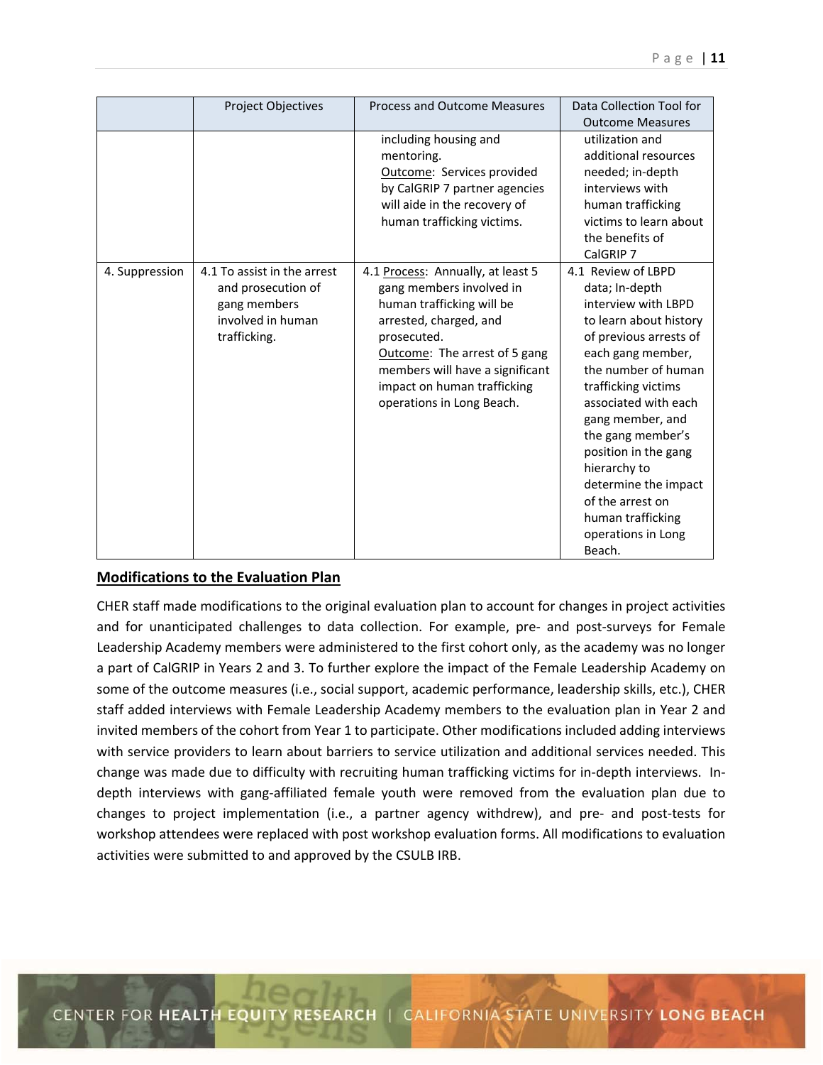| | Project Objectives | Process and Outcome Measures | Data Collection Tool for Outcome Measures |
|---|---|---|---|
| | | including housing and mentoring. Outcome: Services provided by CalGRIP 7 partner agencies will aide in the recovery of human trafficking victims. | utilization and additional resources needed; in-depth interviews with human trafficking victims to learn about the benefits of CalGRIP 7 |
| 4. Suppression | 4.1 To assist in the arrest and prosecution of gang members involved in human trafficking. | 4.1 Process: Annually, at least 5 gang members involved in human trafficking will be arrested, charged, and prosecuted. Outcome: The arrest of 5 gang members will have a significant impact on human trafficking operations in Long Beach. | 4.1 Review of LBPD data; In-depth interview with LBPD to learn about history of previous arrests of each gang member, the number of human trafficking victims associated with each gang member, and the gang member's position in the gang hierarchy to determine the impact of the arrest on human trafficking operations in Long Beach. |

## Modifications to the Evaluation Plan

CHER staff made modifications to the original evaluation plan to account for changes in project activities and for unanticipated challenges to data collection. For example, pre- and post-surveys for Female Leadership Academy members were administered to the first cohort only, as the academy was no longer a part of CalGRIP in Years 2 and 3. To further explore the impact of the Female Leadership Academy on some of the outcome measures (i.e., social support, academic performance, leadership skills, etc.), CHER staff added interviews with Female Leadership Academy members to the evaluation plan in Year 2 and invited members of the cohort from Year 1 to participate. Other modifications included adding interviews with service providers to learn about barriers to service utilization and additional services needed. This change was made due to difficulty with recruiting human trafficking victims for in-depth interviews. In-depth interviews with gang-affiliated female youth were removed from the evaluation plan due to changes to project implementation (i.e., a partner agency withdrew), and pre- and post-tests for workshop attendees were replaced with post workshop evaluation forms. All modifications to evaluation activities were submitted to and approved by the CSULB IRB.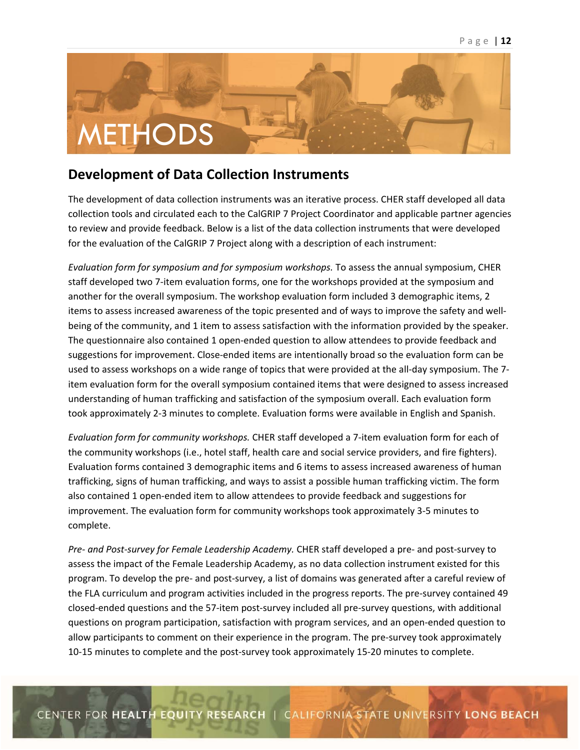# METHODS

## Development of Data Collection Instruments

The development of data collection instruments was an iterative process. CHER staff developed all data collection tools and circulated each to the CalGRIP 7 Project Coordinator and applicable partner agencies to review and provide feedback. Below is a list of the data collection instruments that were developed for the evaluation of the CalGRIP 7 Project along with a description of each instrument:

*Evaluation form for symposium and for symposium workshops.* To assess the annual symposium, CHER staff developed two 7-item evaluation forms, one for the workshops provided at the symposium and another for the overall symposium. The workshop evaluation form included 3 demographic items, 2 items to assess increased awareness of the topic presented and of ways to improve the safety and well-being of the community, and 1 item to assess satisfaction with the information provided by the speaker. The questionnaire also contained 1 open-ended question to allow attendees to provide feedback and suggestions for improvement. Close-ended items are intentionally broad so the evaluation form can be used to assess workshops on a wide range of topics that were provided at the all-day symposium. The 7-item evaluation form for the overall symposium contained items that were designed to assess increased understanding of human trafficking and satisfaction of the symposium overall. Each evaluation form took approximately 2-3 minutes to complete. Evaluation forms were available in English and Spanish.

*Evaluation form for community workshops.* CHER staff developed a 7-item evaluation form for each of the community workshops (i.e., hotel staff, health care and social service providers, and fire fighters). Evaluation forms contained 3 demographic items and 6 items to assess increased awareness of human trafficking, signs of human trafficking, and ways to assist a possible human trafficking victim. The form also contained 1 open-ended item to allow attendees to provide feedback and suggestions for improvement. The evaluation form for community workshops took approximately 3-5 minutes to complete.

*Pre- and Post-survey for Female Leadership Academy.* CHER staff developed a pre- and post-survey to assess the impact of the Female Leadership Academy, as no data collection instrument existed for this program. To develop the pre- and post-survey, a list of domains was generated after a careful review of the FLA curriculum and program activities included in the progress reports. The pre-survey contained 49 closed-ended questions and the 57-item post-survey included all pre-survey questions, with additional questions on program participation, satisfaction with program services, and an open-ended question to allow participants to comment on their experience in the program. The pre-survey took approximately 10-15 minutes to complete and the post-survey took approximately 15-20 minutes to complete.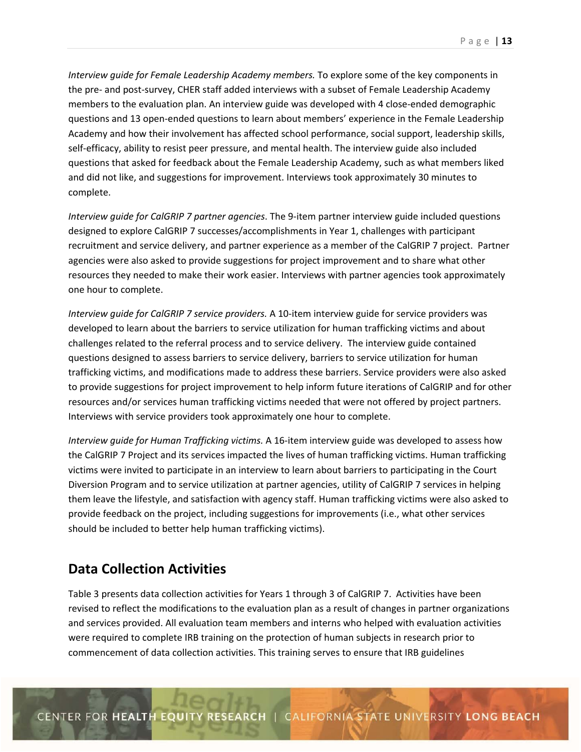*Interview guide for Female Leadership Academy members.* To explore some of the key components in the pre- and post-survey, CHER staff added interviews with a subset of Female Leadership Academy members to the evaluation plan. An interview guide was developed with 4 close-ended demographic questions and 13 open-ended questions to learn about members' experience in the Female Leadership Academy and how their involvement has affected school performance, social support, leadership skills, self-efficacy, ability to resist peer pressure, and mental health. The interview guide also included questions that asked for feedback about the Female Leadership Academy, such as what members liked and did not like, and suggestions for improvement. Interviews took approximately 30 minutes to complete.

*Interview guide for CalGRIP 7 partner agencies*. The 9-item partner interview guide included questions designed to explore CalGRIP 7 successes/accomplishments in Year 1, challenges with participant recruitment and service delivery, and partner experience as a member of the CalGRIP 7 project. Partner agencies were also asked to provide suggestions for project improvement and to share what other resources they needed to make their work easier. Interviews with partner agencies took approximately one hour to complete.

*Interview guide for CalGRIP 7 service providers.* A 10-item interview guide for service providers was developed to learn about the barriers to service utilization for human trafficking victims and about challenges related to the referral process and to service delivery. The interview guide contained questions designed to assess barriers to service delivery, barriers to service utilization for human trafficking victims, and modifications made to address these barriers. Service providers were also asked to provide suggestions for project improvement to help inform future iterations of CalGRIP and for other resources and/or services human trafficking victims needed that were not offered by project partners. Interviews with service providers took approximately one hour to complete.

*Interview guide for Human Trafficking victims.* A 16-item interview guide was developed to assess how the CalGRIP 7 Project and its services impacted the lives of human trafficking victims. Human trafficking victims were invited to participate in an interview to learn about barriers to participating in the Court Diversion Program and to service utilization at partner agencies, utility of CalGRIP 7 services in helping them leave the lifestyle, and satisfaction with agency staff. Human trafficking victims were also asked to provide feedback on the project, including suggestions for improvements (i.e., what other services should be included to better help human trafficking victims).

## Data Collection Activities

Table 3 presents data collection activities for Years 1 through 3 of CalGRIP 7. Activities have been revised to reflect the modifications to the evaluation plan as a result of changes in partner organizations and services provided. All evaluation team members and interns who helped with evaluation activities were required to complete IRB training on the protection of human subjects in research prior to commencement of data collection activities. This training serves to ensure that IRB guidelines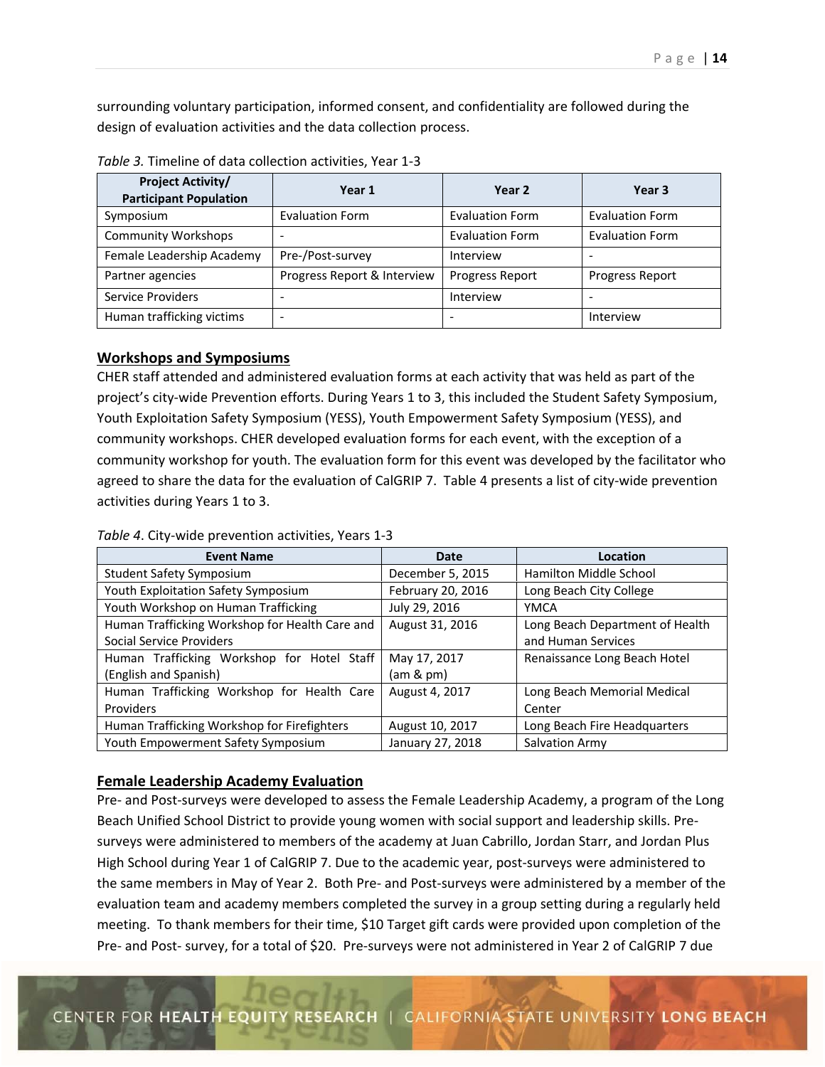surrounding voluntary participation, informed consent, and confidentiality are followed during the design of evaluation activities and the data collection process.

*Table 3.* Timeline of data collection activities, Year 1-3

| Project Activity/ Participant Population | Year 1 | Year 2 | Year 3 |
|---|---|---|---|
| Symposium | Evaluation Form | Evaluation Form | Evaluation Form |
| Community Workshops | - | Evaluation Form | Evaluation Form |
| Female Leadership Academy | Pre-/Post-survey | Interview | - |
| Partner agencies | Progress Report & Interview | Progress Report | Progress Report |
| Service Providers | - | Interview | - |
| Human trafficking victims | - | - | Interview |

## Workshops and Symposiums

CHER staff attended and administered evaluation forms at each activity that was held as part of the project's city-wide Prevention efforts. During Years 1 to 3, this included the Student Safety Symposium, Youth Exploitation Safety Symposium (YESS), Youth Empowerment Safety Symposium (YESS), and community workshops. CHER developed evaluation forms for each event, with the exception of a community workshop for youth. The evaluation form for this event was developed by the facilitator who agreed to share the data for the evaluation of CalGRIP 7. Table 4 presents a list of city-wide prevention activities during Years 1 to 3.

*Table 4*. City-wide prevention activities, Years 1-3

| Event Name | Date | Location |
|---|---|---|
| Student Safety Symposium | December 5, 2015 | Hamilton Middle School |
| Youth Exploitation Safety Symposium | February 20, 2016 | Long Beach City College |
| Youth Workshop on Human Trafficking | July 29, 2016 | YMCA |
| Human Trafficking Workshop for Health Care and Social Service Providers | August 31, 2016 | Long Beach Department of Health and Human Services |
| Human Trafficking Workshop for Hotel Staff (English and Spanish) | May 17, 2017 (am & pm) | Renaissance Long Beach Hotel |
| Human Trafficking Workshop for Health Care Providers | August 4, 2017 | Long Beach Memorial Medical Center |
| Human Trafficking Workshop for Firefighters | August 10, 2017 | Long Beach Fire Headquarters |
| Youth Empowerment Safety Symposium | January 27, 2018 | Salvation Army |

## Female Leadership Academy Evaluation

Pre- and Post-surveys were developed to assess the Female Leadership Academy, a program of the Long Beach Unified School District to provide young women with social support and leadership skills. Pre-surveys were administered to members of the academy at Juan Cabrillo, Jordan Starr, and Jordan Plus High School during Year 1 of CalGRIP 7. Due to the academic year, post-surveys were administered to the same members in May of Year 2. Both Pre- and Post-surveys were administered by a member of the evaluation team and academy members completed the survey in a group setting during a regularly held meeting. To thank members for their time, $10 Target gift cards were provided upon completion of the Pre- and Post- survey, for a total of $20. Pre-surveys were not administered in Year 2 of CalGRIP 7 due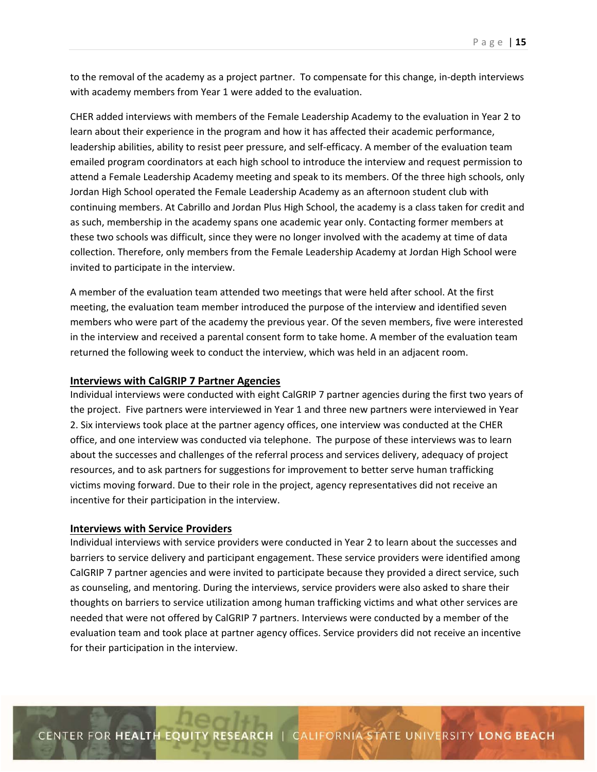to the removal of the academy as a project partner. To compensate for this change, in-depth interviews with academy members from Year 1 were added to the evaluation.

CHER added interviews with members of the Female Leadership Academy to the evaluation in Year 2 to learn about their experience in the program and how it has affected their academic performance, leadership abilities, ability to resist peer pressure, and self-efficacy. A member of the evaluation team emailed program coordinators at each high school to introduce the interview and request permission to attend a Female Leadership Academy meeting and speak to its members. Of the three high schools, only Jordan High School operated the Female Leadership Academy as an afternoon student club with continuing members. At Cabrillo and Jordan Plus High School, the academy is a class taken for credit and as such, membership in the academy spans one academic year only. Contacting former members at these two schools was difficult, since they were no longer involved with the academy at time of data collection. Therefore, only members from the Female Leadership Academy at Jordan High School were invited to participate in the interview.

A member of the evaluation team attended two meetings that were held after school. At the first meeting, the evaluation team member introduced the purpose of the interview and identified seven members who were part of the academy the previous year. Of the seven members, five were interested in the interview and received a parental consent form to take home. A member of the evaluation team returned the following week to conduct the interview, which was held in an adjacent room.

### Interviews with CalGRIP 7 Partner Agencies

Individual interviews were conducted with eight CalGRIP 7 partner agencies during the first two years of the project. Five partners were interviewed in Year 1 and three new partners were interviewed in Year 2. Six interviews took place at the partner agency offices, one interview was conducted at the CHER office, and one interview was conducted via telephone. The purpose of these interviews was to learn about the successes and challenges of the referral process and services delivery, adequacy of project resources, and to ask partners for suggestions for improvement to better serve human trafficking victims moving forward. Due to their role in the project, agency representatives did not receive an incentive for their participation in the interview.

### Interviews with Service Providers

Individual interviews with service providers were conducted in Year 2 to learn about the successes and barriers to service delivery and participant engagement. These service providers were identified among CalGRIP 7 partner agencies and were invited to participate because they provided a direct service, such as counseling, and mentoring. During the interviews, service providers were also asked to share their thoughts on barriers to service utilization among human trafficking victims and what other services are needed that were not offered by CalGRIP 7 partners. Interviews were conducted by a member of the evaluation team and took place at partner agency offices. Service providers did not receive an incentive for their participation in the interview.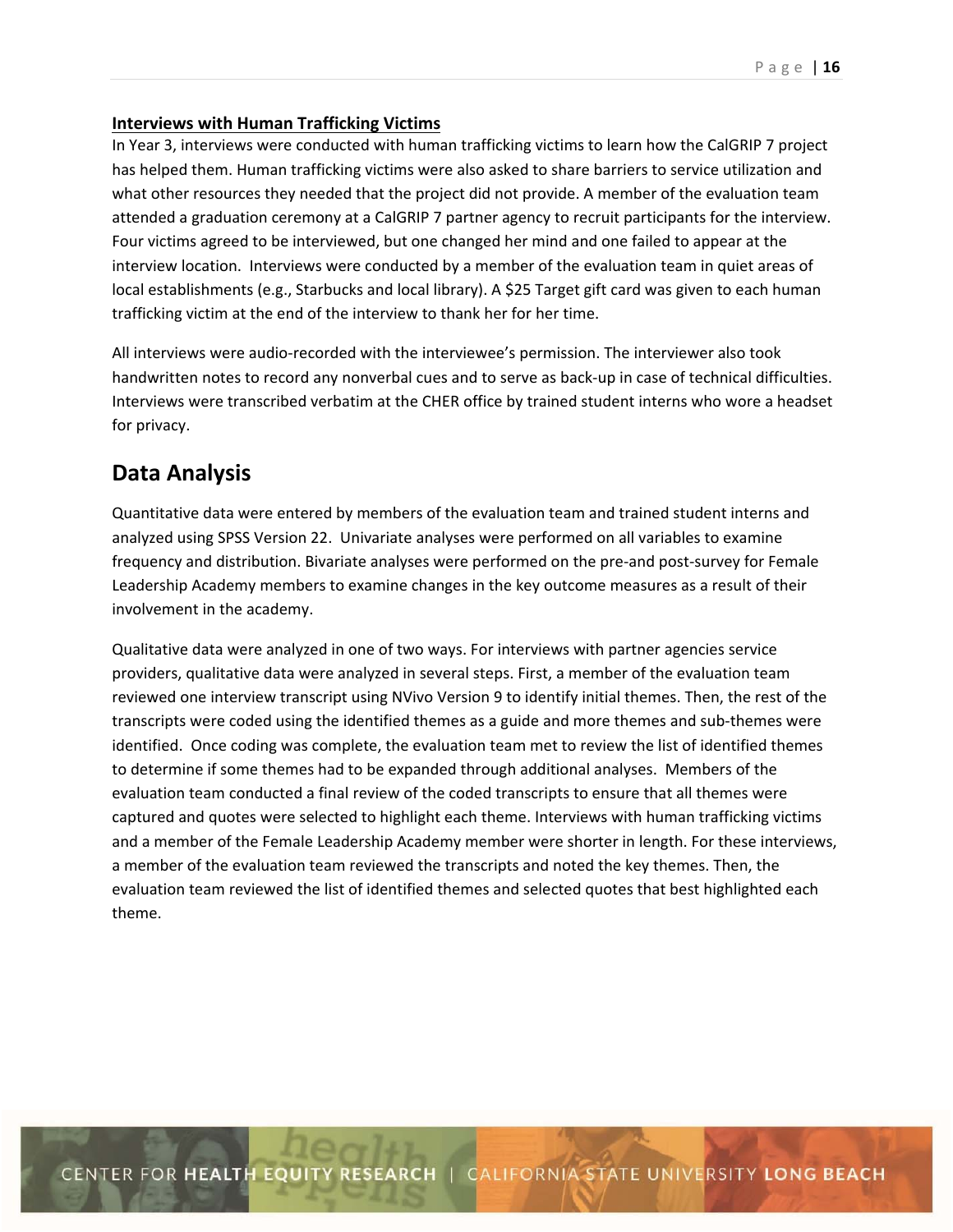**Interviews with Human Trafficking Victims**

In Year 3, interviews were conducted with human trafficking victims to learn how the CalGRIP 7 project has helped them. Human trafficking victims were also asked to share barriers to service utilization and what other resources they needed that the project did not provide. A member of the evaluation team attended a graduation ceremony at a CalGRIP 7 partner agency to recruit participants for the interview. Four victims agreed to be interviewed, but one changed her mind and one failed to appear at the interview location. Interviews were conducted by a member of the evaluation team in quiet areas of local establishments (e.g., Starbucks and local library). A $25 Target gift card was given to each human trafficking victim at the end of the interview to thank her for her time.

All interviews were audio-recorded with the interviewee's permission. The interviewer also took handwritten notes to record any nonverbal cues and to serve as back-up in case of technical difficulties. Interviews were transcribed verbatim at the CHER office by trained student interns who wore a headset for privacy.

## Data Analysis

Quantitative data were entered by members of the evaluation team and trained student interns and analyzed using SPSS Version 22. Univariate analyses were performed on all variables to examine frequency and distribution. Bivariate analyses were performed on the pre-and post-survey for Female Leadership Academy members to examine changes in the key outcome measures as a result of their involvement in the academy.

Qualitative data were analyzed in one of two ways. For interviews with partner agencies service providers, qualitative data were analyzed in several steps. First, a member of the evaluation team reviewed one interview transcript using NVivo Version 9 to identify initial themes. Then, the rest of the transcripts were coded using the identified themes as a guide and more themes and sub-themes were identified. Once coding was complete, the evaluation team met to review the list of identified themes to determine if some themes had to be expanded through additional analyses. Members of the evaluation team conducted a final review of the coded transcripts to ensure that all themes were captured and quotes were selected to highlight each theme. Interviews with human trafficking victims and a member of the Female Leadership Academy member were shorter in length. For these interviews, a member of the evaluation team reviewed the transcripts and noted the key themes. Then, the evaluation team reviewed the list of identified themes and selected quotes that best highlighted each theme.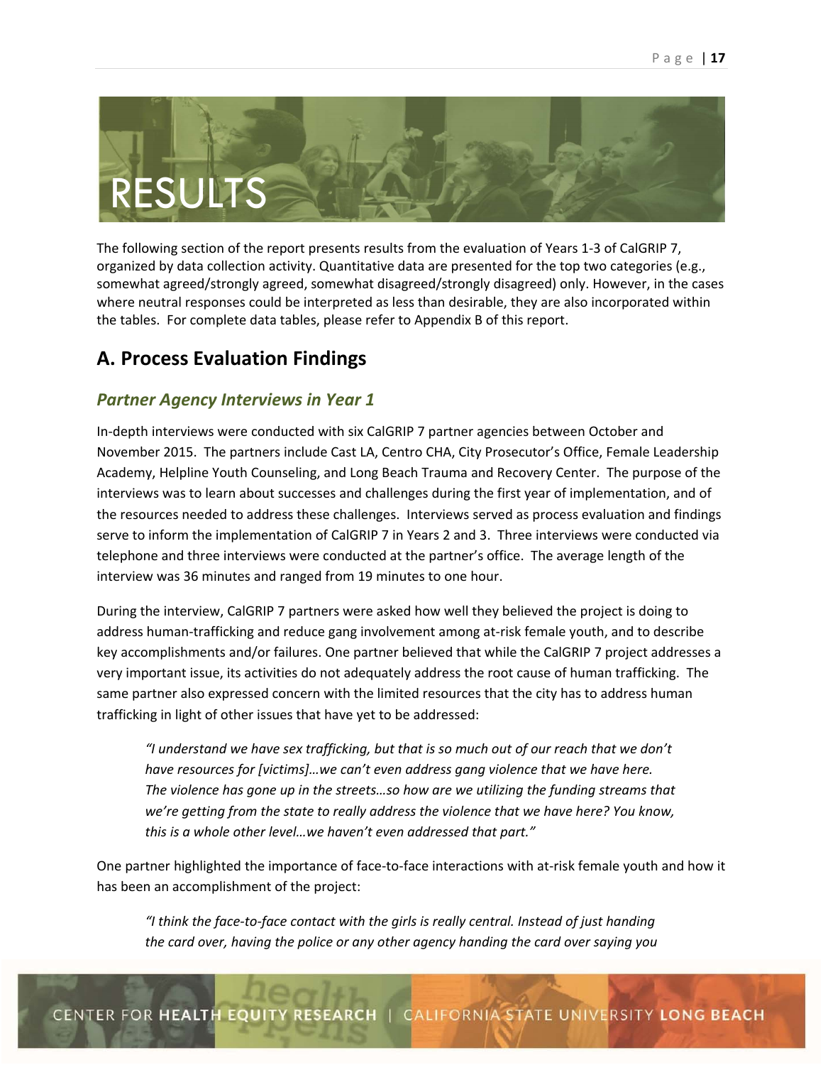# RESULTS

The following section of the report presents results from the evaluation of Years 1-3 of CalGRIP 7, organized by data collection activity. Quantitative data are presented for the top two categories (e.g., somewhat agreed/strongly agreed, somewhat disagreed/strongly disagreed) only. However, in the cases where neutral responses could be interpreted as less than desirable, they are also incorporated within the tables. For complete data tables, please refer to Appendix B of this report.

## A. Process Evaluation Findings

### *Partner Agency Interviews in Year 1*

In-depth interviews were conducted with six CalGRIP 7 partner agencies between October and November 2015. The partners include Cast LA, Centro CHA, City Prosecutor's Office, Female Leadership Academy, Helpline Youth Counseling, and Long Beach Trauma and Recovery Center. The purpose of the interviews was to learn about successes and challenges during the first year of implementation, and of the resources needed to address these challenges. Interviews served as process evaluation and findings serve to inform the implementation of CalGRIP 7 in Years 2 and 3. Three interviews were conducted via telephone and three interviews were conducted at the partner's office. The average length of the interview was 36 minutes and ranged from 19 minutes to one hour.

During the interview, CalGRIP 7 partners were asked how well they believed the project is doing to address human-trafficking and reduce gang involvement among at-risk female youth, and to describe key accomplishments and/or failures. One partner believed that while the CalGRIP 7 project addresses a very important issue, its activities do not adequately address the root cause of human trafficking. The same partner also expressed concern with the limited resources that the city has to address human trafficking in light of other issues that have yet to be addressed:

> *"I understand we have sex trafficking, but that is so much out of our reach that we don't have resources for [victims]…we can't even address gang violence that we have here. The violence has gone up in the streets…so how are we utilizing the funding streams that we're getting from the state to really address the violence that we have here? You know, this is a whole other level…we haven't even addressed that part."*

One partner highlighted the importance of face-to-face interactions with at-risk female youth and how it has been an accomplishment of the project:

> *"I think the face-to-face contact with the girls is really central. Instead of just handing the card over, having the police or any other agency handing the card over saying you*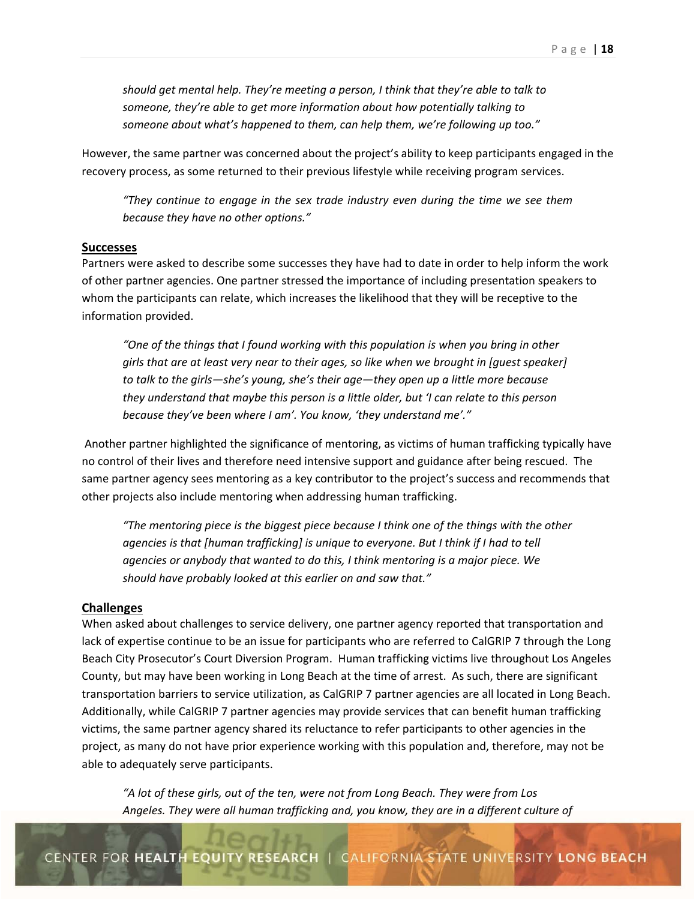*should get mental help. They're meeting a person, I think that they're able to talk to someone, they're able to get more information about how potentially talking to someone about what's happened to them, can help them, we're following up too."*

However, the same partner was concerned about the project's ability to keep participants engaged in the recovery process, as some returned to their previous lifestyle while receiving program services.

> *"They continue to engage in the sex trade industry even during the time we see them because they have no other options."*

## Successes

Partners were asked to describe some successes they have had to date in order to help inform the work of other partner agencies. One partner stressed the importance of including presentation speakers to whom the participants can relate, which increases the likelihood that they will be receptive to the information provided.

> *"One of the things that I found working with this population is when you bring in other girls that are at least very near to their ages, so like when we brought in [guest speaker] to talk to the girls—she's young, she's their age—they open up a little more because they understand that maybe this person is a little older, but 'I can relate to this person because they've been where I am'. You know, 'they understand me'."*

Another partner highlighted the significance of mentoring, as victims of human trafficking typically have no control of their lives and therefore need intensive support and guidance after being rescued. The same partner agency sees mentoring as a key contributor to the project's success and recommends that other projects also include mentoring when addressing human trafficking.

> *"The mentoring piece is the biggest piece because I think one of the things with the other agencies is that [human trafficking] is unique to everyone. But I think if I had to tell agencies or anybody that wanted to do this, I think mentoring is a major piece. We should have probably looked at this earlier on and saw that."*

## Challenges

When asked about challenges to service delivery, one partner agency reported that transportation and lack of expertise continue to be an issue for participants who are referred to CalGRIP 7 through the Long Beach City Prosecutor's Court Diversion Program. Human trafficking victims live throughout Los Angeles County, but may have been working in Long Beach at the time of arrest. As such, there are significant transportation barriers to service utilization, as CalGRIP 7 partner agencies are all located in Long Beach. Additionally, while CalGRIP 7 partner agencies may provide services that can benefit human trafficking victims, the same partner agency shared its reluctance to refer participants to other agencies in the project, as many do not have prior experience working with this population and, therefore, may not be able to adequately serve participants.

> *"A lot of these girls, out of the ten, were not from Long Beach. They were from Los Angeles. They were all human trafficking and, you know, they are in a different culture of*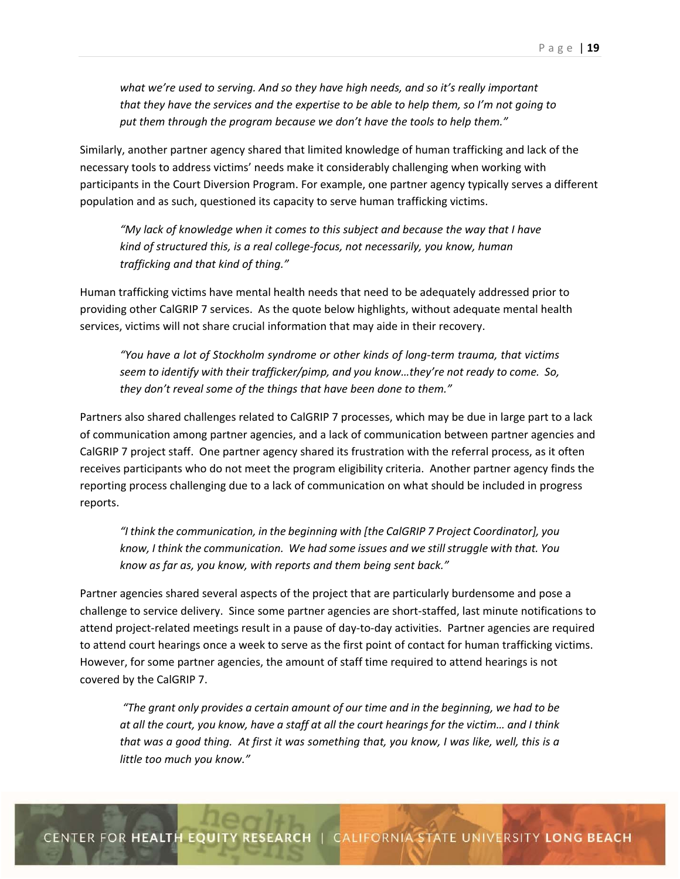*what we're used to serving. And so they have high needs, and so it's really important that they have the services and the expertise to be able to help them, so I'm not going to put them through the program because we don't have the tools to help them."*

Similarly, another partner agency shared that limited knowledge of human trafficking and lack of the necessary tools to address victims' needs make it considerably challenging when working with participants in the Court Diversion Program. For example, one partner agency typically serves a different population and as such, questioned its capacity to serve human trafficking victims.

> *"My lack of knowledge when it comes to this subject and because the way that I have kind of structured this, is a real college-focus, not necessarily, you know, human trafficking and that kind of thing."*

Human trafficking victims have mental health needs that need to be adequately addressed prior to providing other CalGRIP 7 services. As the quote below highlights, without adequate mental health services, victims will not share crucial information that may aide in their recovery.

> *"You have a lot of Stockholm syndrome or other kinds of long-term trauma, that victims seem to identify with their trafficker/pimp, and you know…they're not ready to come. So, they don't reveal some of the things that have been done to them."*

Partners also shared challenges related to CalGRIP 7 processes, which may be due in large part to a lack of communication among partner agencies, and a lack of communication between partner agencies and CalGRIP 7 project staff. One partner agency shared its frustration with the referral process, as it often receives participants who do not meet the program eligibility criteria. Another partner agency finds the reporting process challenging due to a lack of communication on what should be included in progress reports.

> *"I think the communication, in the beginning with [the CalGRIP 7 Project Coordinator], you know, I think the communication. We had some issues and we still struggle with that. You know as far as, you know, with reports and them being sent back."*

Partner agencies shared several aspects of the project that are particularly burdensome and pose a challenge to service delivery. Since some partner agencies are short-staffed, last minute notifications to attend project-related meetings result in a pause of day-to-day activities. Partner agencies are required to attend court hearings once a week to serve as the first point of contact for human trafficking victims. However, for some partner agencies, the amount of staff time required to attend hearings is not covered by the CalGRIP 7.

> *"The grant only provides a certain amount of our time and in the beginning, we had to be at all the court, you know, have a staff at all the court hearings for the victim… and I think that was a good thing. At first it was something that, you know, I was like, well, this is a little too much you know."*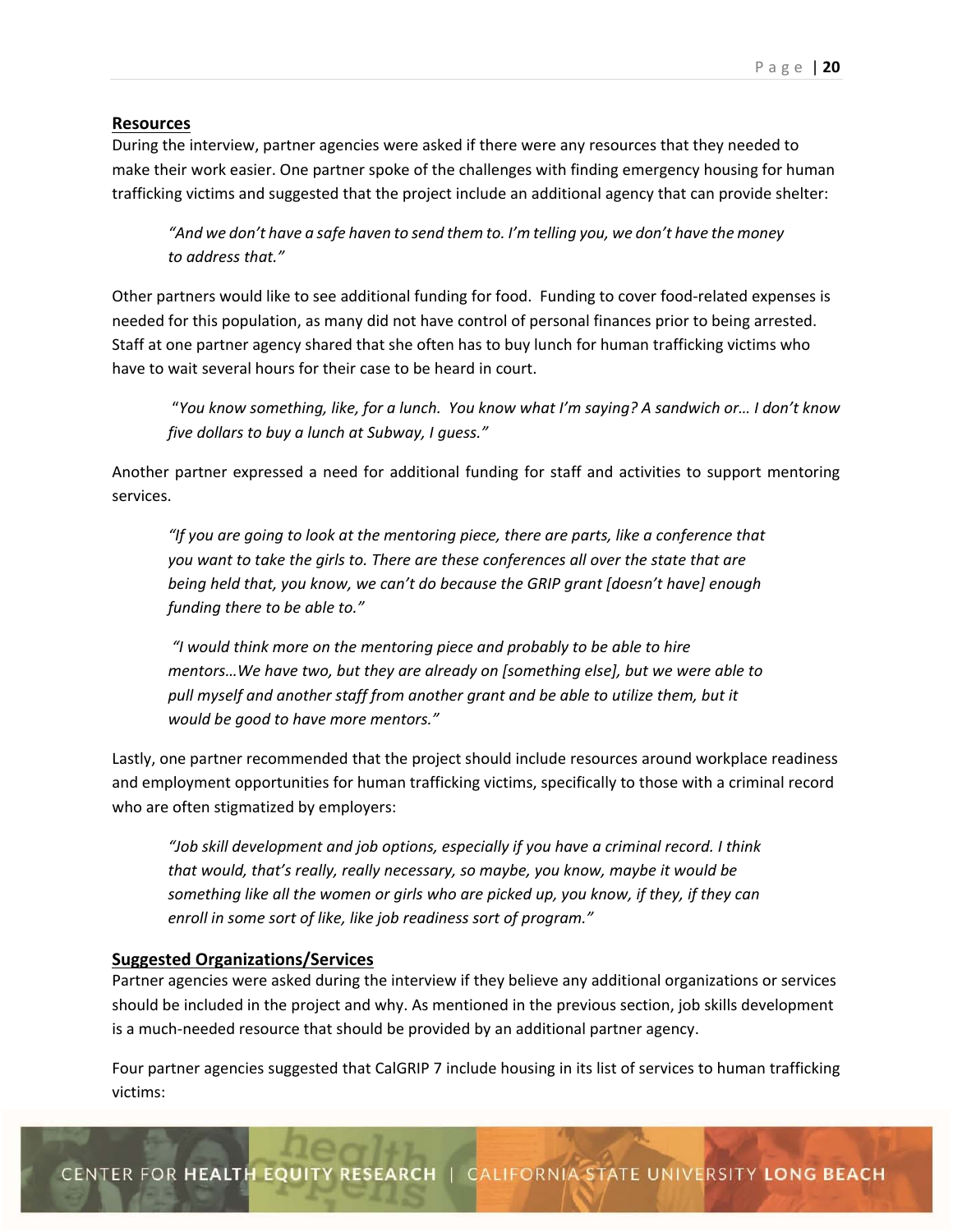## Resources

During the interview, partner agencies were asked if there were any resources that they needed to make their work easier. One partner spoke of the challenges with finding emergency housing for human trafficking victims and suggested that the project include an additional agency that can provide shelter:

> *"And we don't have a safe haven to send them to. I'm telling you, we don't have the money to address that."*

Other partners would like to see additional funding for food. Funding to cover food-related expenses is needed for this population, as many did not have control of personal finances prior to being arrested. Staff at one partner agency shared that she often has to buy lunch for human trafficking victims who have to wait several hours for their case to be heard in court.

> "*You know something, like, for a lunch. You know what I'm saying? A sandwich or… I don't know five dollars to buy a lunch at Subway, I guess."*

Another partner expressed a need for additional funding for staff and activities to support mentoring services.

> *"If you are going to look at the mentoring piece, there are parts, like a conference that you want to take the girls to. There are these conferences all over the state that are being held that, you know, we can't do because the GRIP grant [doesn't have] enough funding there to be able to."*

> *"I would think more on the mentoring piece and probably to be able to hire mentors…We have two, but they are already on [something else], but we were able to pull myself and another staff from another grant and be able to utilize them, but it would be good to have more mentors."*

Lastly, one partner recommended that the project should include resources around workplace readiness and employment opportunities for human trafficking victims, specifically to those with a criminal record who are often stigmatized by employers:

> *"Job skill development and job options, especially if you have a criminal record. I think that would, that's really, really necessary, so maybe, you know, maybe it would be something like all the women or girls who are picked up, you know, if they, if they can enroll in some sort of like, like job readiness sort of program."*

## Suggested Organizations/Services

Partner agencies were asked during the interview if they believe any additional organizations or services should be included in the project and why. As mentioned in the previous section, job skills development is a much-needed resource that should be provided by an additional partner agency.

Four partner agencies suggested that CalGRIP 7 include housing in its list of services to human trafficking victims: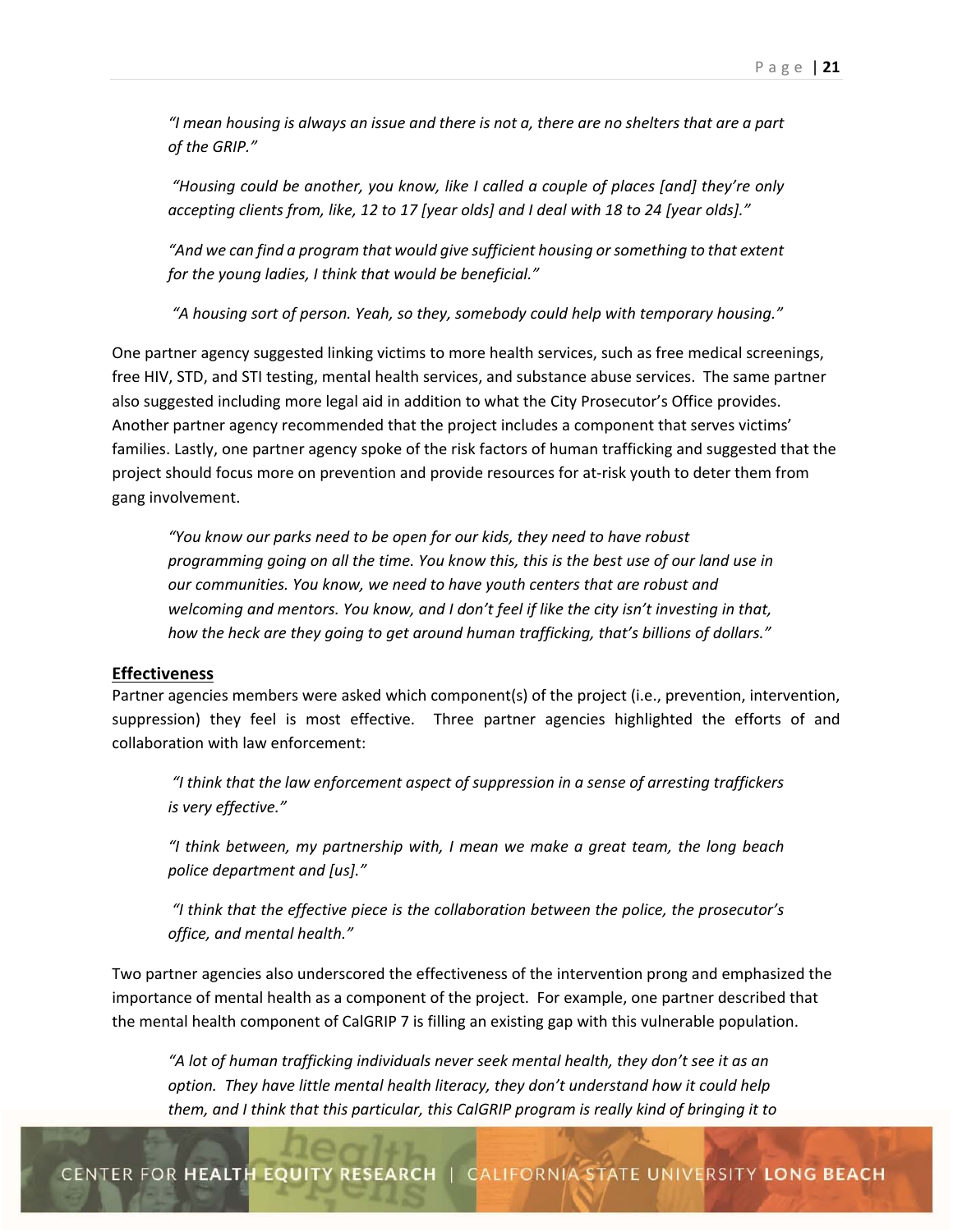*"I mean housing is always an issue and there is not a, there are no shelters that are a part of the GRIP."*

*"Housing could be another, you know, like I called a couple of places [and] they're only accepting clients from, like, 12 to 17 [year olds] and I deal with 18 to 24 [year olds]."*

*"And we can find a program that would give sufficient housing or something to that extent for the young ladies, I think that would be beneficial."*

*"A housing sort of person. Yeah, so they, somebody could help with temporary housing."*

One partner agency suggested linking victims to more health services, such as free medical screenings, free HIV, STD, and STI testing, mental health services, and substance abuse services. The same partner also suggested including more legal aid in addition to what the City Prosecutor's Office provides. Another partner agency recommended that the project includes a component that serves victims' families. Lastly, one partner agency spoke of the risk factors of human trafficking and suggested that the project should focus more on prevention and provide resources for at-risk youth to deter them from gang involvement.

*"You know our parks need to be open for our kids, they need to have robust programming going on all the time. You know this, this is the best use of our land use in our communities. You know, we need to have youth centers that are robust and welcoming and mentors. You know, and I don't feel if like the city isn't investing in that, how the heck are they going to get around human trafficking, that's billions of dollars."*

**Effectiveness**

Partner agencies members were asked which component(s) of the project (i.e., prevention, intervention, suppression) they feel is most effective. Three partner agencies highlighted the efforts of and collaboration with law enforcement:

*"I think that the law enforcement aspect of suppression in a sense of arresting traffickers is very effective."*

*"I think between, my partnership with, I mean we make a great team, the long beach police department and [us]."*

*"I think that the effective piece is the collaboration between the police, the prosecutor's office, and mental health."*

Two partner agencies also underscored the effectiveness of the intervention prong and emphasized the importance of mental health as a component of the project. For example, one partner described that the mental health component of CalGRIP 7 is filling an existing gap with this vulnerable population.

*"A lot of human trafficking individuals never seek mental health, they don't see it as an option. They have little mental health literacy, they don't understand how it could help them, and I think that this particular, this CalGRIP program is really kind of bringing it to*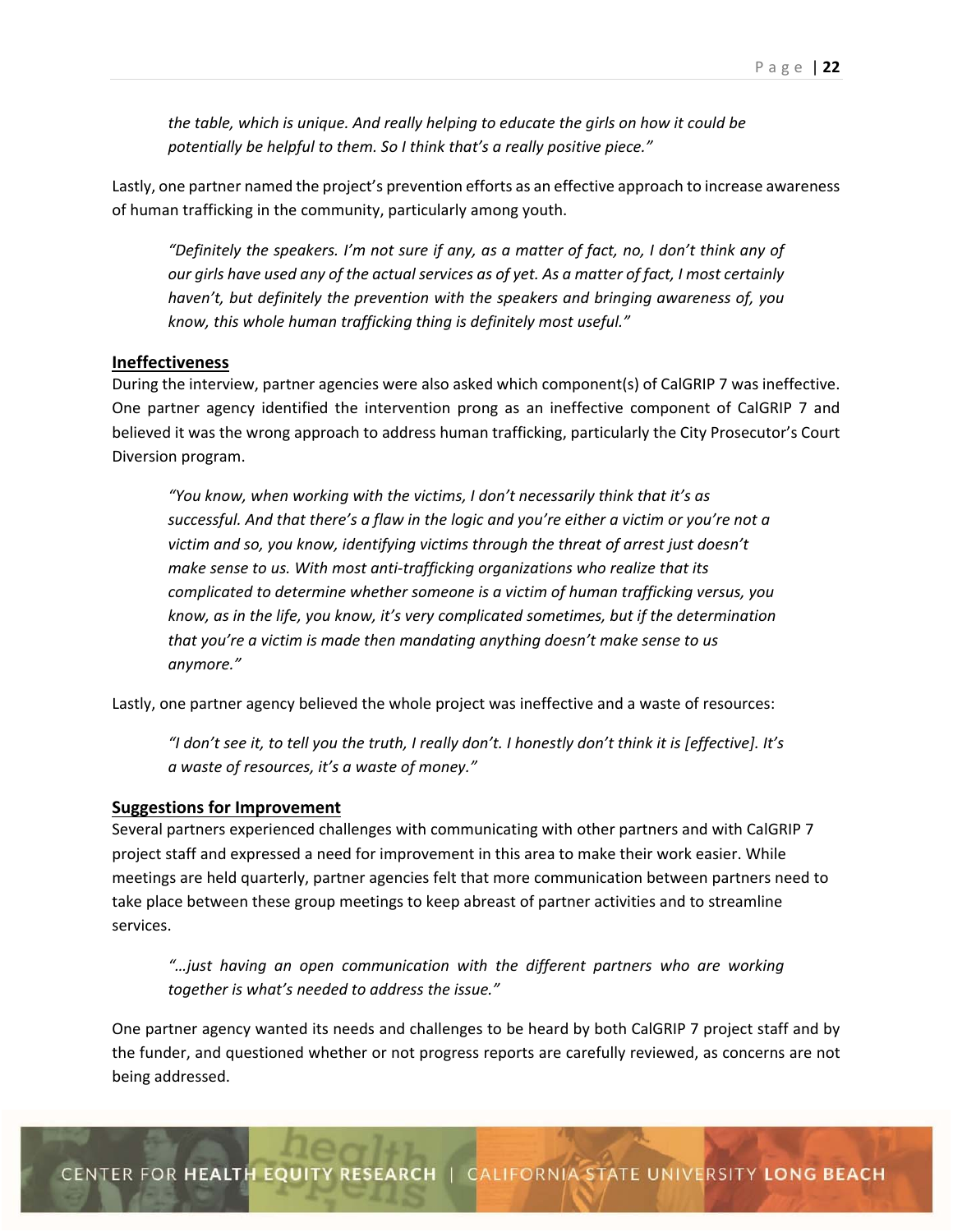*the table, which is unique. And really helping to educate the girls on how it could be potentially be helpful to them. So I think that's a really positive piece."*

Lastly, one partner named the project's prevention efforts as an effective approach to increase awareness of human trafficking in the community, particularly among youth.

> *"Definitely the speakers. I'm not sure if any, as a matter of fact, no, I don't think any of our girls have used any of the actual services as of yet. As a matter of fact, I most certainly haven't, but definitely the prevention with the speakers and bringing awareness of, you know, this whole human trafficking thing is definitely most useful."*

### Ineffectiveness

During the interview, partner agencies were also asked which component(s) of CalGRIP 7 was ineffective. One partner agency identified the intervention prong as an ineffective component of CalGRIP 7 and believed it was the wrong approach to address human trafficking, particularly the City Prosecutor's Court Diversion program.

> *"You know, when working with the victims, I don't necessarily think that it's as successful. And that there's a flaw in the logic and you're either a victim or you're not a victim and so, you know, identifying victims through the threat of arrest just doesn't make sense to us. With most anti-trafficking organizations who realize that its complicated to determine whether someone is a victim of human trafficking versus, you know, as in the life, you know, it's very complicated sometimes, but if the determination that you're a victim is made then mandating anything doesn't make sense to us anymore."*

Lastly, one partner agency believed the whole project was ineffective and a waste of resources:

> *"I don't see it, to tell you the truth, I really don't. I honestly don't think it is [effective]. It's a waste of resources, it's a waste of money."*

### Suggestions for Improvement

Several partners experienced challenges with communicating with other partners and with CalGRIP 7 project staff and expressed a need for improvement in this area to make their work easier. While meetings are held quarterly, partner agencies felt that more communication between partners need to take place between these group meetings to keep abreast of partner activities and to streamline services.

> *"…just having an open communication with the different partners who are working together is what's needed to address the issue."*

One partner agency wanted its needs and challenges to be heard by both CalGRIP 7 project staff and by the funder, and questioned whether or not progress reports are carefully reviewed, as concerns are not being addressed.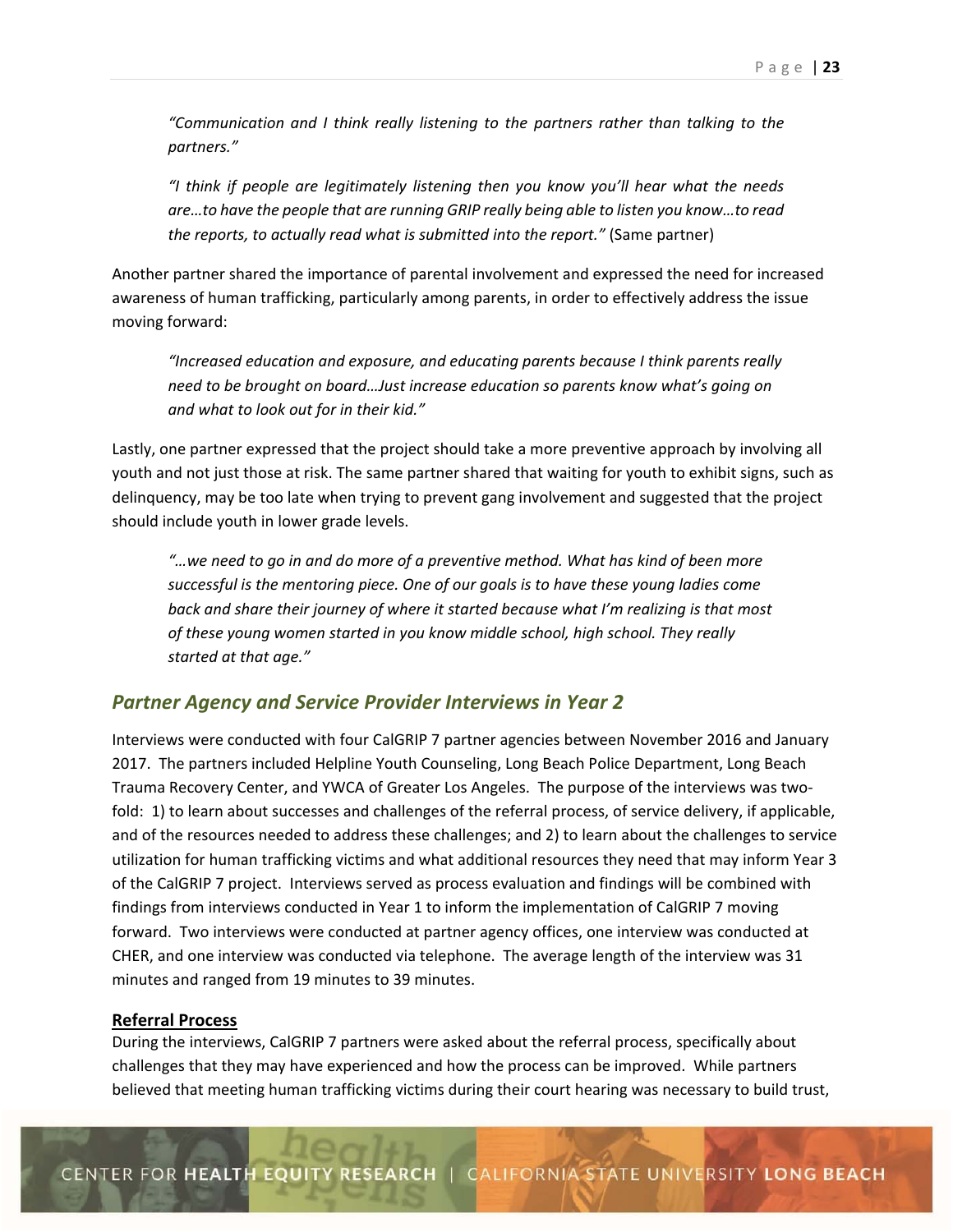*"Communication and I think really listening to the partners rather than talking to the partners."*

*"I think if people are legitimately listening then you know you'll hear what the needs are…to have the people that are running GRIP really being able to listen you know…to read the reports, to actually read what is submitted into the report."* (Same partner)

Another partner shared the importance of parental involvement and expressed the need for increased awareness of human trafficking, particularly among parents, in order to effectively address the issue moving forward:

*"Increased education and exposure, and educating parents because I think parents really need to be brought on board…Just increase education so parents know what's going on and what to look out for in their kid."*

Lastly, one partner expressed that the project should take a more preventive approach by involving all youth and not just those at risk. The same partner shared that waiting for youth to exhibit signs, such as delinquency, may be too late when trying to prevent gang involvement and suggested that the project should include youth in lower grade levels.

*"…we need to go in and do more of a preventive method. What has kind of been more successful is the mentoring piece. One of our goals is to have these young ladies come back and share their journey of where it started because what I'm realizing is that most of these young women started in you know middle school, high school. They really started at that age."*

## *Partner Agency and Service Provider Interviews in Year 2*

Interviews were conducted with four CalGRIP 7 partner agencies between November 2016 and January 2017. The partners included Helpline Youth Counseling, Long Beach Police Department, Long Beach Trauma Recovery Center, and YWCA of Greater Los Angeles. The purpose of the interviews was two-fold: 1) to learn about successes and challenges of the referral process, of service delivery, if applicable, and of the resources needed to address these challenges; and 2) to learn about the challenges to service utilization for human trafficking victims and what additional resources they need that may inform Year 3 of the CalGRIP 7 project. Interviews served as process evaluation and findings will be combined with findings from interviews conducted in Year 1 to inform the implementation of CalGRIP 7 moving forward. Two interviews were conducted at partner agency offices, one interview was conducted at CHER, and one interview was conducted via telephone. The average length of the interview was 31 minutes and ranged from 19 minutes to 39 minutes.

**Referral Process**

During the interviews, CalGRIP 7 partners were asked about the referral process, specifically about challenges that they may have experienced and how the process can be improved. While partners believed that meeting human trafficking victims during their court hearing was necessary to build trust,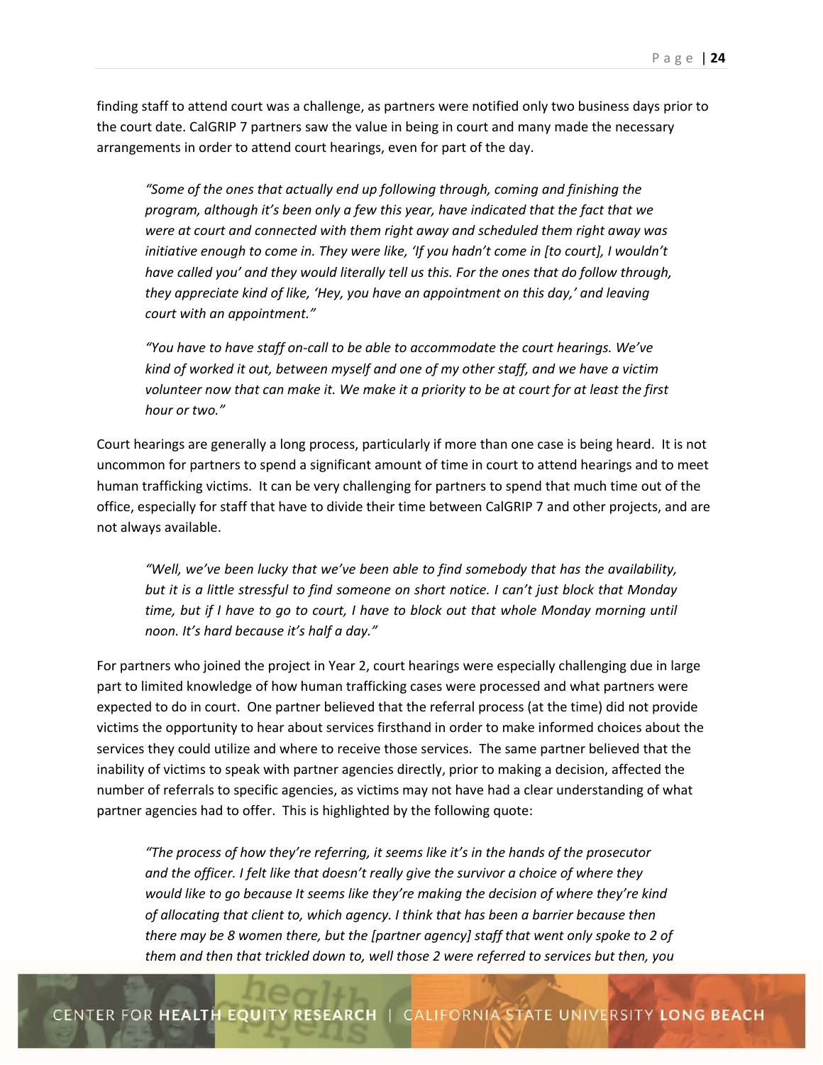finding staff to attend court was a challenge, as partners were notified only two business days prior to the court date. CalGRIP 7 partners saw the value in being in court and many made the necessary arrangements in order to attend court hearings, even for part of the day.

> *"Some of the ones that actually end up following through, coming and finishing the program, although it's been only a few this year, have indicated that the fact that we were at court and connected with them right away and scheduled them right away was initiative enough to come in. They were like, 'If you hadn't come in [to court], I wouldn't have called you' and they would literally tell us this. For the ones that do follow through, they appreciate kind of like, 'Hey, you have an appointment on this day,' and leaving court with an appointment."*

> *"You have to have staff on-call to be able to accommodate the court hearings. We've kind of worked it out, between myself and one of my other staff, and we have a victim volunteer now that can make it. We make it a priority to be at court for at least the first hour or two."*

Court hearings are generally a long process, particularly if more than one case is being heard. It is not uncommon for partners to spend a significant amount of time in court to attend hearings and to meet human trafficking victims. It can be very challenging for partners to spend that much time out of the office, especially for staff that have to divide their time between CalGRIP 7 and other projects, and are not always available.

> *"Well, we've been lucky that we've been able to find somebody that has the availability, but it is a little stressful to find someone on short notice. I can't just block that Monday time, but if I have to go to court, I have to block out that whole Monday morning until noon. It's hard because it's half a day."*

For partners who joined the project in Year 2, court hearings were especially challenging due in large part to limited knowledge of how human trafficking cases were processed and what partners were expected to do in court. One partner believed that the referral process (at the time) did not provide victims the opportunity to hear about services firsthand in order to make informed choices about the services they could utilize and where to receive those services. The same partner believed that the inability of victims to speak with partner agencies directly, prior to making a decision, affected the number of referrals to specific agencies, as victims may not have had a clear understanding of what partner agencies had to offer. This is highlighted by the following quote:

> *"The process of how they're referring, it seems like it's in the hands of the prosecutor and the officer. I felt like that doesn't really give the survivor a choice of where they would like to go because It seems like they're making the decision of where they're kind of allocating that client to, which agency. I think that has been a barrier because then there may be 8 women there, but the [partner agency] staff that went only spoke to 2 of them and then that trickled down to, well those 2 were referred to services but then, you*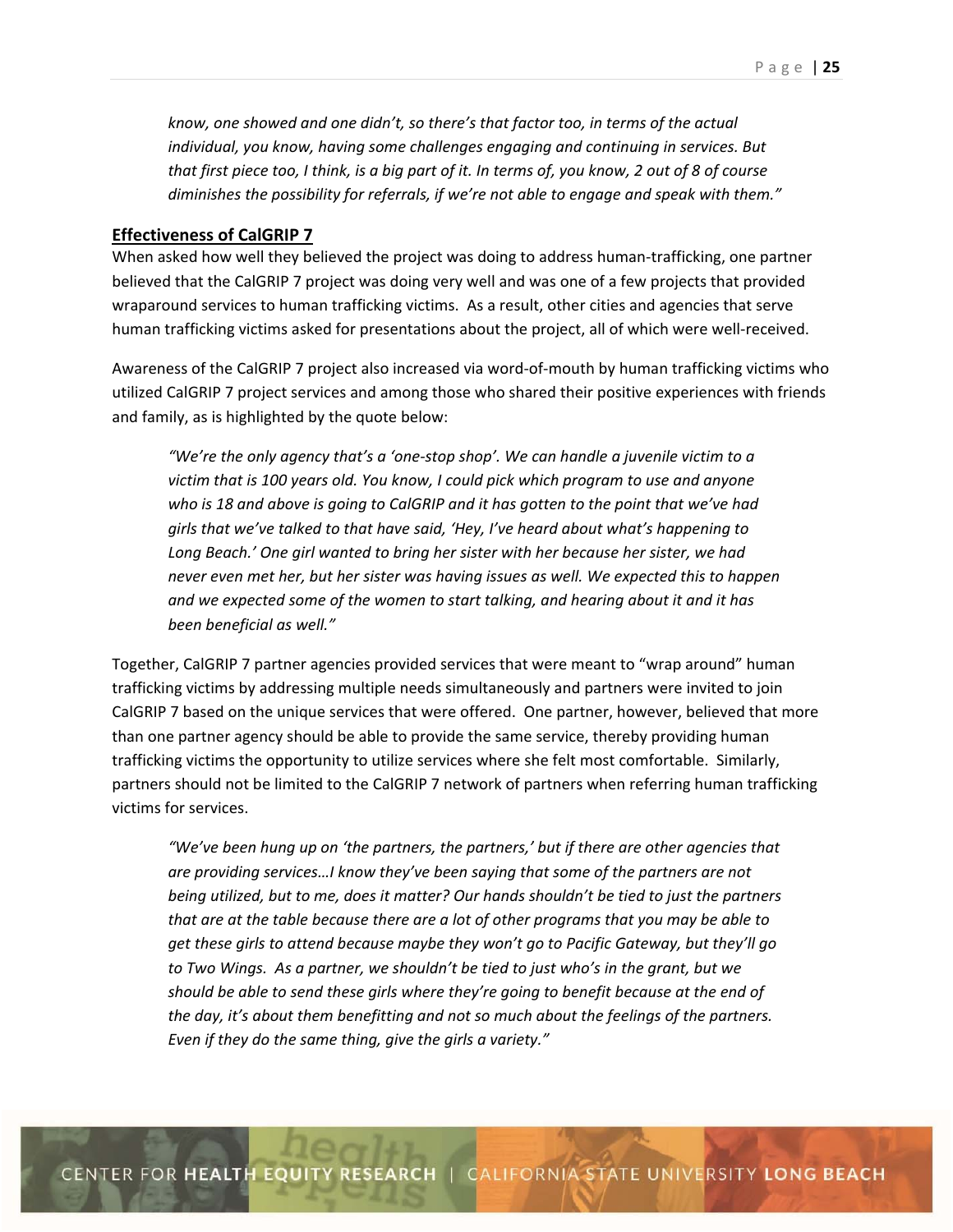*know, one showed and one didn't, so there's that factor too, in terms of the actual individual, you know, having some challenges engaging and continuing in services. But that first piece too, I think, is a big part of it. In terms of, you know, 2 out of 8 of course diminishes the possibility for referrals, if we're not able to engage and speak with them."*

## Effectiveness of CalGRIP 7

When asked how well they believed the project was doing to address human-trafficking, one partner believed that the CalGRIP 7 project was doing very well and was one of a few projects that provided wraparound services to human trafficking victims. As a result, other cities and agencies that serve human trafficking victims asked for presentations about the project, all of which were well-received.

Awareness of the CalGRIP 7 project also increased via word-of-mouth by human trafficking victims who utilized CalGRIP 7 project services and among those who shared their positive experiences with friends and family, as is highlighted by the quote below:

> *"We're the only agency that's a 'one-stop shop'. We can handle a juvenile victim to a victim that is 100 years old. You know, I could pick which program to use and anyone who is 18 and above is going to CalGRIP and it has gotten to the point that we've had girls that we've talked to that have said, 'Hey, I've heard about what's happening to Long Beach.' One girl wanted to bring her sister with her because her sister, we had never even met her, but her sister was having issues as well. We expected this to happen and we expected some of the women to start talking, and hearing about it and it has been beneficial as well."*

Together, CalGRIP 7 partner agencies provided services that were meant to "wrap around" human trafficking victims by addressing multiple needs simultaneously and partners were invited to join CalGRIP 7 based on the unique services that were offered. One partner, however, believed that more than one partner agency should be able to provide the same service, thereby providing human trafficking victims the opportunity to utilize services where she felt most comfortable. Similarly, partners should not be limited to the CalGRIP 7 network of partners when referring human trafficking victims for services.

> *"We've been hung up on 'the partners, the partners,' but if there are other agencies that are providing services…I know they've been saying that some of the partners are not being utilized, but to me, does it matter? Our hands shouldn't be tied to just the partners that are at the table because there are a lot of other programs that you may be able to get these girls to attend because maybe they won't go to Pacific Gateway, but they'll go to Two Wings. As a partner, we shouldn't be tied to just who's in the grant, but we should be able to send these girls where they're going to benefit because at the end of the day, it's about them benefitting and not so much about the feelings of the partners. Even if they do the same thing, give the girls a variety."*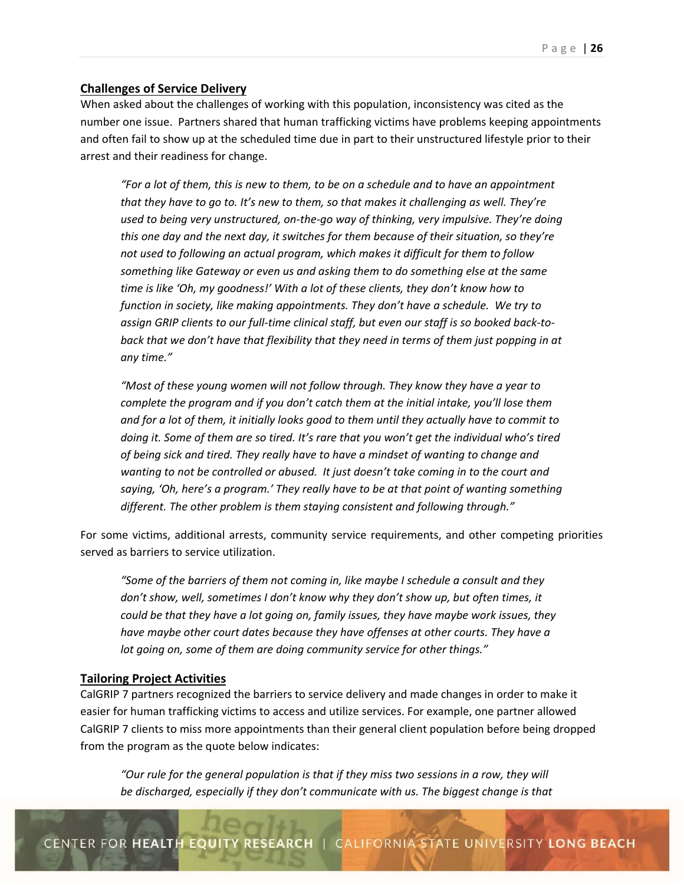**Challenges of Service Delivery**

When asked about the challenges of working with this population, inconsistency was cited as the number one issue. Partners shared that human trafficking victims have problems keeping appointments and often fail to show up at the scheduled time due in part to their unstructured lifestyle prior to their arrest and their readiness for change.

> *"For a lot of them, this is new to them, to be on a schedule and to have an appointment that they have to go to. It's new to them, so that makes it challenging as well. They're used to being very unstructured, on-the-go way of thinking, very impulsive. They're doing this one day and the next day, it switches for them because of their situation, so they're not used to following an actual program, which makes it difficult for them to follow something like Gateway or even us and asking them to do something else at the same time is like 'Oh, my goodness!' With a lot of these clients, they don't know how to function in society, like making appointments. They don't have a schedule. We try to assign GRIP clients to our full-time clinical staff, but even our staff is so booked back-to-back that we don't have that flexibility that they need in terms of them just popping in at any time."*

> *"Most of these young women will not follow through. They know they have a year to complete the program and if you don't catch them at the initial intake, you'll lose them and for a lot of them, it initially looks good to them until they actually have to commit to doing it. Some of them are so tired. It's rare that you won't get the individual who's tired of being sick and tired. They really have to have a mindset of wanting to change and wanting to not be controlled or abused. It just doesn't take coming in to the court and saying, 'Oh, here's a program.' They really have to be at that point of wanting something different. The other problem is them staying consistent and following through."*

For some victims, additional arrests, community service requirements, and other competing priorities served as barriers to service utilization.

> *"Some of the barriers of them not coming in, like maybe I schedule a consult and they don't show, well, sometimes I don't know why they don't show up, but often times, it could be that they have a lot going on, family issues, they have maybe work issues, they have maybe other court dates because they have offenses at other courts. They have a lot going on, some of them are doing community service for other things."*

**Tailoring Project Activities**

CalGRIP 7 partners recognized the barriers to service delivery and made changes in order to make it easier for human trafficking victims to access and utilize services. For example, one partner allowed CalGRIP 7 clients to miss more appointments than their general client population before being dropped from the program as the quote below indicates:

> *"Our rule for the general population is that if they miss two sessions in a row, they will be discharged, especially if they don't communicate with us. The biggest change is that*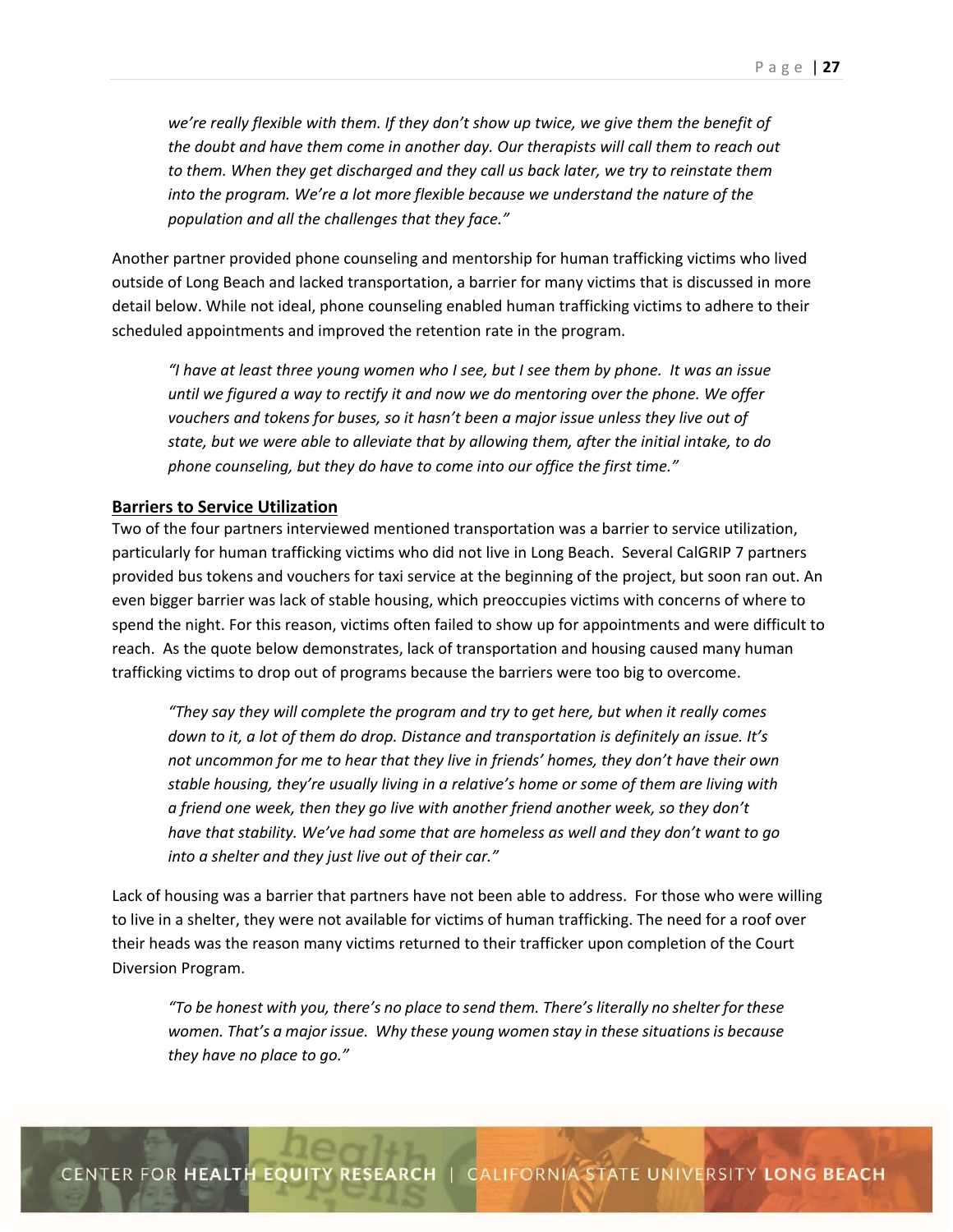*we're really flexible with them. If they don't show up twice, we give them the benefit of the doubt and have them come in another day. Our therapists will call them to reach out to them. When they get discharged and they call us back later, we try to reinstate them into the program. We're a lot more flexible because we understand the nature of the population and all the challenges that they face."*

Another partner provided phone counseling and mentorship for human trafficking victims who lived outside of Long Beach and lacked transportation, a barrier for many victims that is discussed in more detail below. While not ideal, phone counseling enabled human trafficking victims to adhere to their scheduled appointments and improved the retention rate in the program.

> *"I have at least three young women who I see, but I see them by phone. It was an issue until we figured a way to rectify it and now we do mentoring over the phone. We offer vouchers and tokens for buses, so it hasn't been a major issue unless they live out of state, but we were able to alleviate that by allowing them, after the initial intake, to do phone counseling, but they do have to come into our office the first time."*

## Barriers to Service Utilization

Two of the four partners interviewed mentioned transportation was a barrier to service utilization, particularly for human trafficking victims who did not live in Long Beach. Several CalGRIP 7 partners provided bus tokens and vouchers for taxi service at the beginning of the project, but soon ran out. An even bigger barrier was lack of stable housing, which preoccupies victims with concerns of where to spend the night. For this reason, victims often failed to show up for appointments and were difficult to reach. As the quote below demonstrates, lack of transportation and housing caused many human trafficking victims to drop out of programs because the barriers were too big to overcome.

> *"They say they will complete the program and try to get here, but when it really comes down to it, a lot of them do drop. Distance and transportation is definitely an issue. It's not uncommon for me to hear that they live in friends' homes, they don't have their own stable housing, they're usually living in a relative's home or some of them are living with a friend one week, then they go live with another friend another week, so they don't have that stability. We've had some that are homeless as well and they don't want to go into a shelter and they just live out of their car."*

Lack of housing was a barrier that partners have not been able to address. For those who were willing to live in a shelter, they were not available for victims of human trafficking. The need for a roof over their heads was the reason many victims returned to their trafficker upon completion of the Court Diversion Program.

> *"To be honest with you, there's no place to send them. There's literally no shelter for these women. That's a major issue. Why these young women stay in these situations is because they have no place to go."*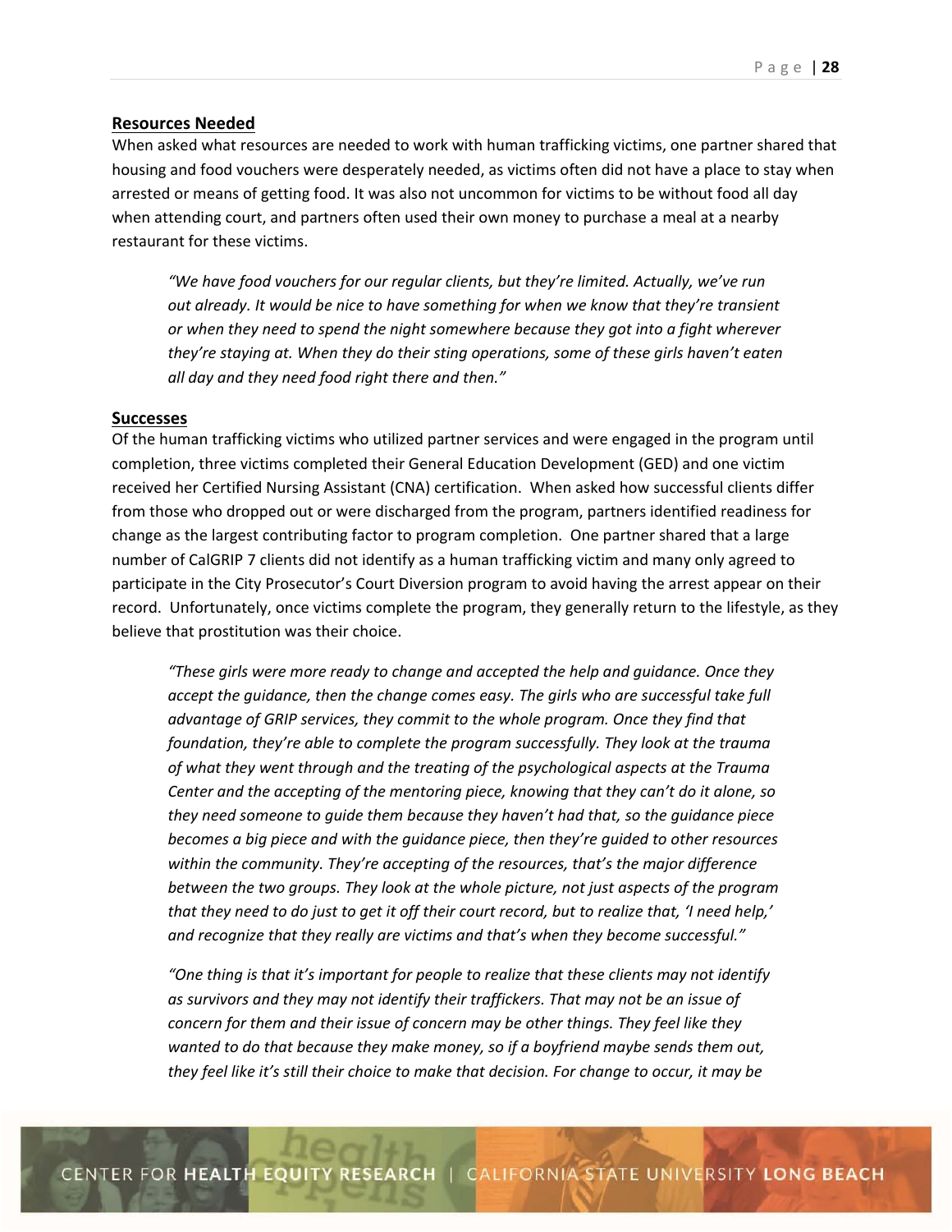### Resources Needed

When asked what resources are needed to work with human trafficking victims, one partner shared that housing and food vouchers were desperately needed, as victims often did not have a place to stay when arrested or means of getting food. It was also not uncommon for victims to be without food all day when attending court, and partners often used their own money to purchase a meal at a nearby restaurant for these victims.

> *"We have food vouchers for our regular clients, but they're limited. Actually, we've run out already. It would be nice to have something for when we know that they're transient or when they need to spend the night somewhere because they got into a fight wherever they're staying at. When they do their sting operations, some of these girls haven't eaten all day and they need food right there and then."*

### Successes

Of the human trafficking victims who utilized partner services and were engaged in the program until completion, three victims completed their General Education Development (GED) and one victim received her Certified Nursing Assistant (CNA) certification. When asked how successful clients differ from those who dropped out or were discharged from the program, partners identified readiness for change as the largest contributing factor to program completion. One partner shared that a large number of CalGRIP 7 clients did not identify as a human trafficking victim and many only agreed to participate in the City Prosecutor's Court Diversion program to avoid having the arrest appear on their record. Unfortunately, once victims complete the program, they generally return to the lifestyle, as they believe that prostitution was their choice.

> *"These girls were more ready to change and accepted the help and guidance. Once they accept the guidance, then the change comes easy. The girls who are successful take full advantage of GRIP services, they commit to the whole program. Once they find that foundation, they're able to complete the program successfully. They look at the trauma of what they went through and the treating of the psychological aspects at the Trauma Center and the accepting of the mentoring piece, knowing that they can't do it alone, so they need someone to guide them because they haven't had that, so the guidance piece becomes a big piece and with the guidance piece, then they're guided to other resources within the community. They're accepting of the resources, that's the major difference between the two groups. They look at the whole picture, not just aspects of the program that they need to do just to get it off their court record, but to realize that, 'I need help,' and recognize that they really are victims and that's when they become successful."*

> *"One thing is that it's important for people to realize that these clients may not identify as survivors and they may not identify their traffickers. That may not be an issue of concern for them and their issue of concern may be other things. They feel like they wanted to do that because they make money, so if a boyfriend maybe sends them out, they feel like it's still their choice to make that decision. For change to occur, it may be*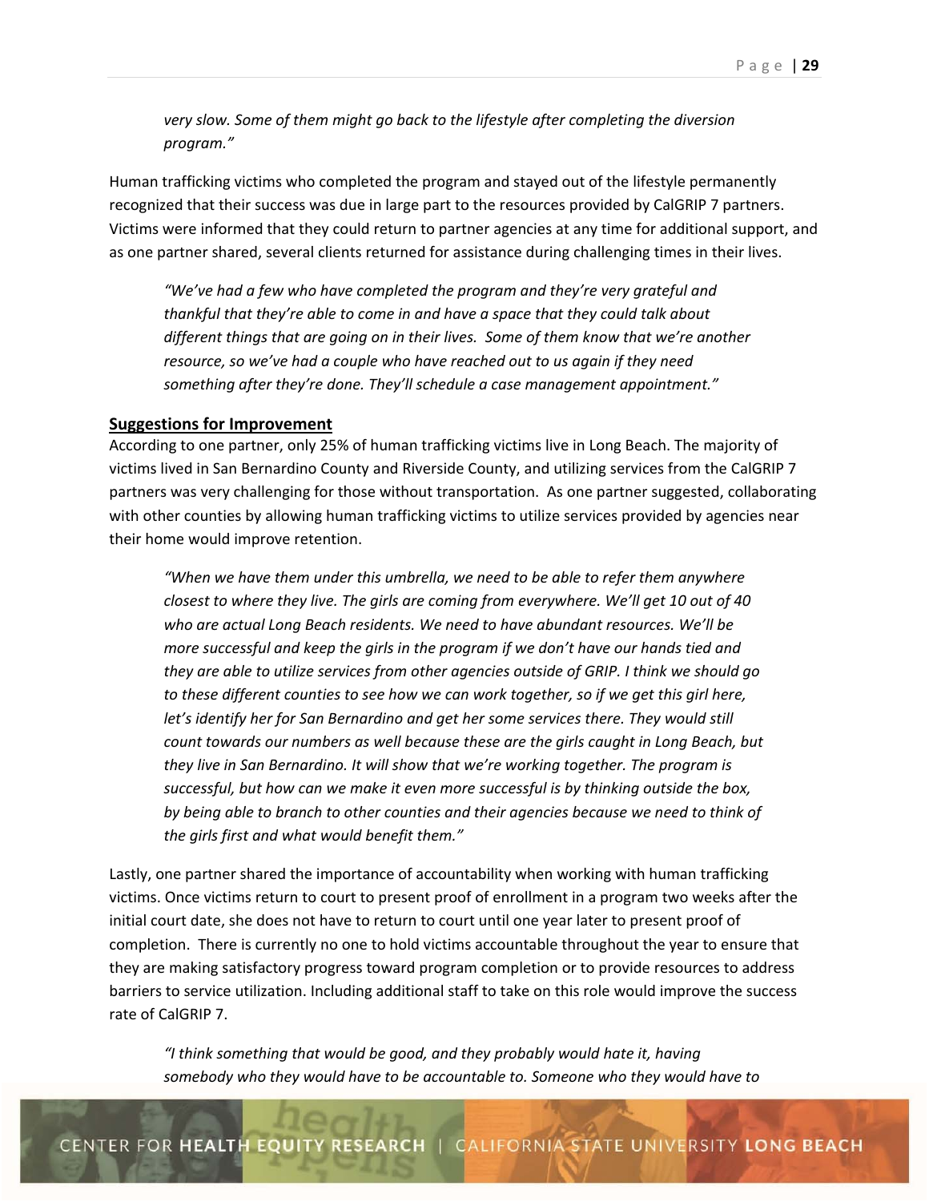*very slow. Some of them might go back to the lifestyle after completing the diversion program."*

Human trafficking victims who completed the program and stayed out of the lifestyle permanently recognized that their success was due in large part to the resources provided by CalGRIP 7 partners. Victims were informed that they could return to partner agencies at any time for additional support, and as one partner shared, several clients returned for assistance during challenging times in their lives.

> *"We've had a few who have completed the program and they're very grateful and thankful that they're able to come in and have a space that they could talk about different things that are going on in their lives. Some of them know that we're another resource, so we've had a couple who have reached out to us again if they need something after they're done. They'll schedule a case management appointment."*

## Suggestions for Improvement

According to one partner, only 25% of human trafficking victims live in Long Beach. The majority of victims lived in San Bernardino County and Riverside County, and utilizing services from the CalGRIP 7 partners was very challenging for those without transportation. As one partner suggested, collaborating with other counties by allowing human trafficking victims to utilize services provided by agencies near their home would improve retention.

> *"When we have them under this umbrella, we need to be able to refer them anywhere closest to where they live. The girls are coming from everywhere. We'll get 10 out of 40 who are actual Long Beach residents. We need to have abundant resources. We'll be more successful and keep the girls in the program if we don't have our hands tied and they are able to utilize services from other agencies outside of GRIP. I think we should go to these different counties to see how we can work together, so if we get this girl here, let's identify her for San Bernardino and get her some services there. They would still count towards our numbers as well because these are the girls caught in Long Beach, but they live in San Bernardino. It will show that we're working together. The program is successful, but how can we make it even more successful is by thinking outside the box, by being able to branch to other counties and their agencies because we need to think of the girls first and what would benefit them."*

Lastly, one partner shared the importance of accountability when working with human trafficking victims. Once victims return to court to present proof of enrollment in a program two weeks after the initial court date, she does not have to return to court until one year later to present proof of completion. There is currently no one to hold victims accountable throughout the year to ensure that they are making satisfactory progress toward program completion or to provide resources to address barriers to service utilization. Including additional staff to take on this role would improve the success rate of CalGRIP 7.

> *"I think something that would be good, and they probably would hate it, having somebody who they would have to be accountable to. Someone who they would have to*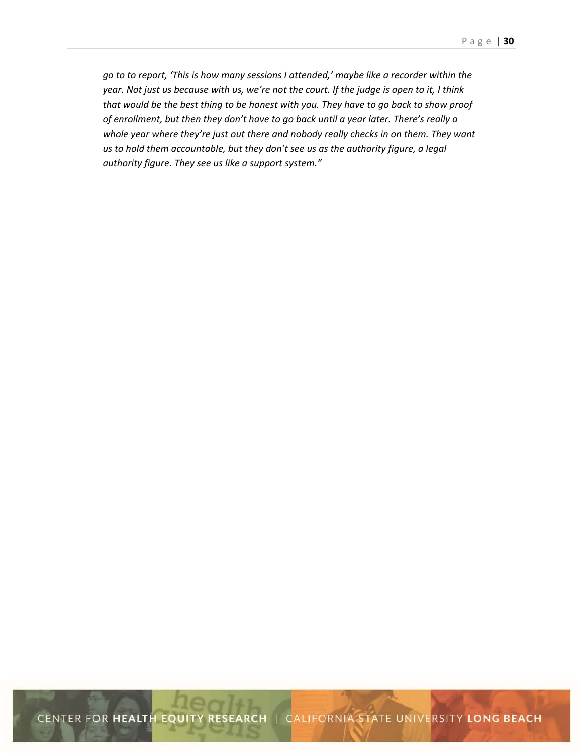*go to to report, 'This is how many sessions I attended,' maybe like a recorder within the year. Not just us because with us, we're not the court. If the judge is open to it, I think that would be the best thing to be honest with you. They have to go back to show proof of enrollment, but then they don't have to go back until a year later. There's really a whole year where they're just out there and nobody really checks in on them. They want us to hold them accountable, but they don't see us as the authority figure, a legal authority figure. They see us like a support system."*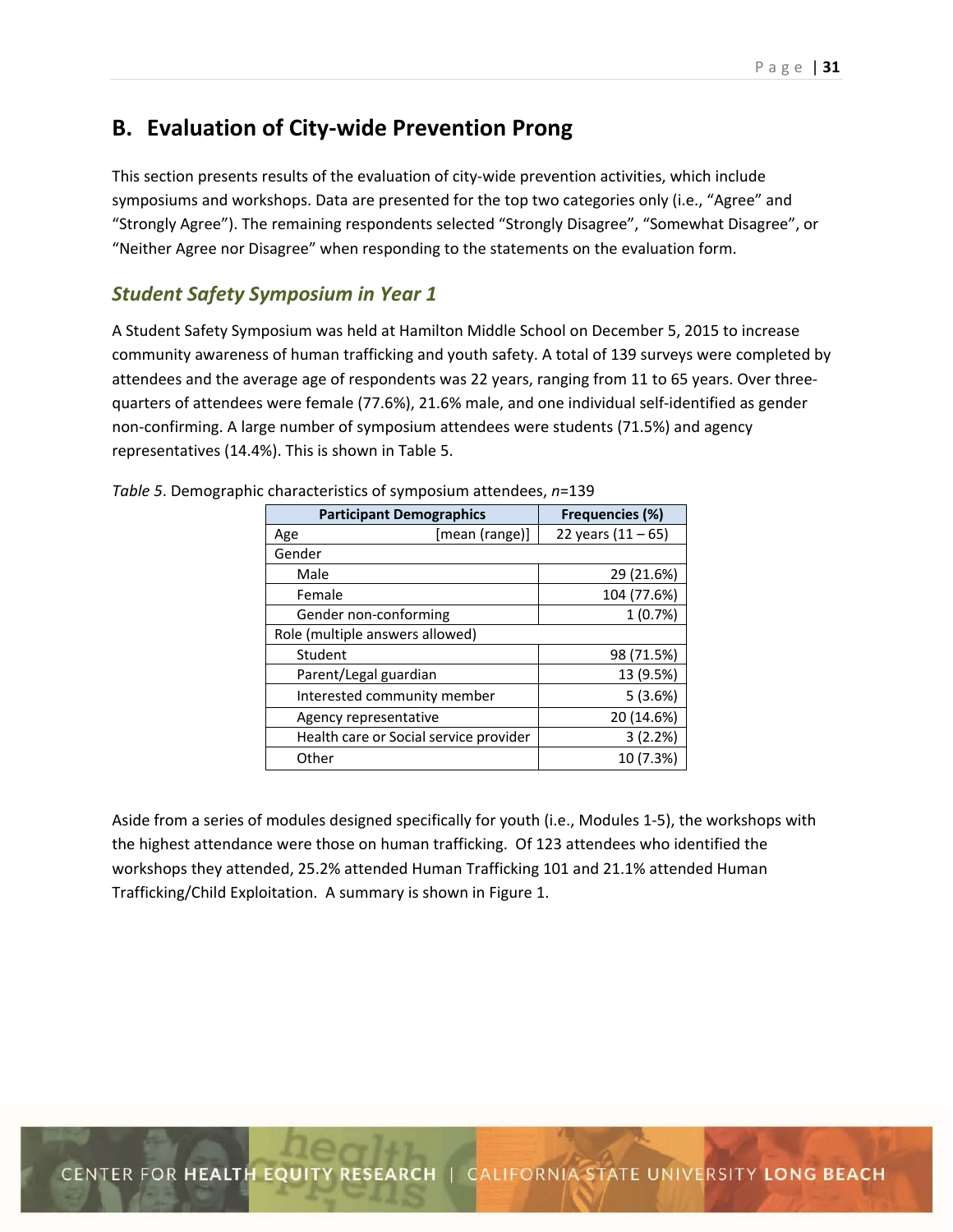## B. Evaluation of City-wide Prevention Prong

This section presents results of the evaluation of city-wide prevention activities, which include symposiums and workshops. Data are presented for the top two categories only (i.e., "Agree" and "Strongly Agree"). The remaining respondents selected "Strongly Disagree", "Somewhat Disagree", or "Neither Agree nor Disagree" when responding to the statements on the evaluation form.

### *Student Safety Symposium in Year 1*

A Student Safety Symposium was held at Hamilton Middle School on December 5, 2015 to increase community awareness of human trafficking and youth safety. A total of 139 surveys were completed by attendees and the average age of respondents was 22 years, ranging from 11 to 65 years. Over three-quarters of attendees were female (77.6%), 21.6% male, and one individual self-identified as gender non-confirming. A large number of symposium attendees were students (71.5%) and agency representatives (14.4%). This is shown in Table 5.

*Table 5*. Demographic characteristics of symposium attendees, *n*=139

| Participant Demographics | Frequencies (%) |
|---|---|
| Age [mean (range)] | 22 years (11 – 65) |
| Gender | |
| Male | 29 (21.6%) |
| Female | 104 (77.6%) |
| Gender non-conforming | 1 (0.7%) |
| Role (multiple answers allowed) | |
| Student | 98 (71.5%) |
| Parent/Legal guardian | 13 (9.5%) |
| Interested community member | 5 (3.6%) |
| Agency representative | 20 (14.6%) |
| Health care or Social service provider | 3 (2.2%) |
| Other | 10 (7.3%) |

Aside from a series of modules designed specifically for youth (i.e., Modules 1-5), the workshops with the highest attendance were those on human trafficking. Of 123 attendees who identified the workshops they attended, 25.2% attended Human Trafficking 101 and 21.1% attended Human Trafficking/Child Exploitation. A summary is shown in Figure 1.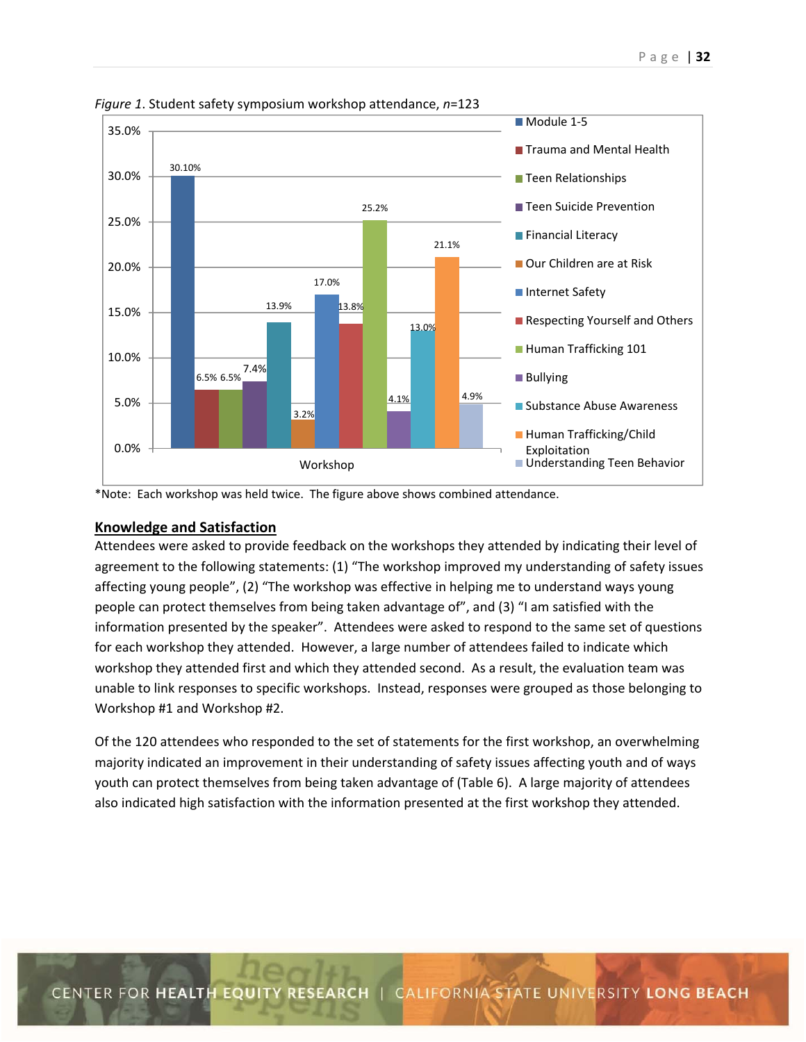*Figure 1*. Student safety symposium workshop attendance, *n*=123

| Workshop | Attendance |
|---|---|
| Module 1-5 | 30.10% |
| Trauma and Mental Health | 6.5% |
| Teen Relationships | 6.5% |
| Teen Suicide Prevention | 7.4% |
| Financial Literacy | 13.9% |
| Our Children are at Risk | 3.2% |
| Internet Safety | 17.0% |
| Respecting Yourself and Others | 13.8% |
| Human Trafficking 101 | 25.2% |
| Bullying | 4.1% |
| Substance Abuse Awareness | 13.0% |
| Human Trafficking/Child Exploitation | 21.1% |
| Understanding Teen Behavior | 4.9% |

*Note: Each workshop was held twice. The figure above shows combined attendance.

## Knowledge and Satisfaction

Attendees were asked to provide feedback on the workshops they attended by indicating their level of agreement to the following statements: (1) "The workshop improved my understanding of safety issues affecting young people", (2) "The workshop was effective in helping me to understand ways young people can protect themselves from being taken advantage of", and (3) "I am satisfied with the information presented by the speaker". Attendees were asked to respond to the same set of questions for each workshop they attended. However, a large number of attendees failed to indicate which workshop they attended first and which they attended second. As a result, the evaluation team was unable to link responses to specific workshops. Instead, responses were grouped as those belonging to Workshop #1 and Workshop #2.

Of the 120 attendees who responded to the set of statements for the first workshop, an overwhelming majority indicated an improvement in their understanding of safety issues affecting youth and of ways youth can protect themselves from being taken advantage of (Table 6). A large majority of attendees also indicated high satisfaction with the information presented at the first workshop they attended.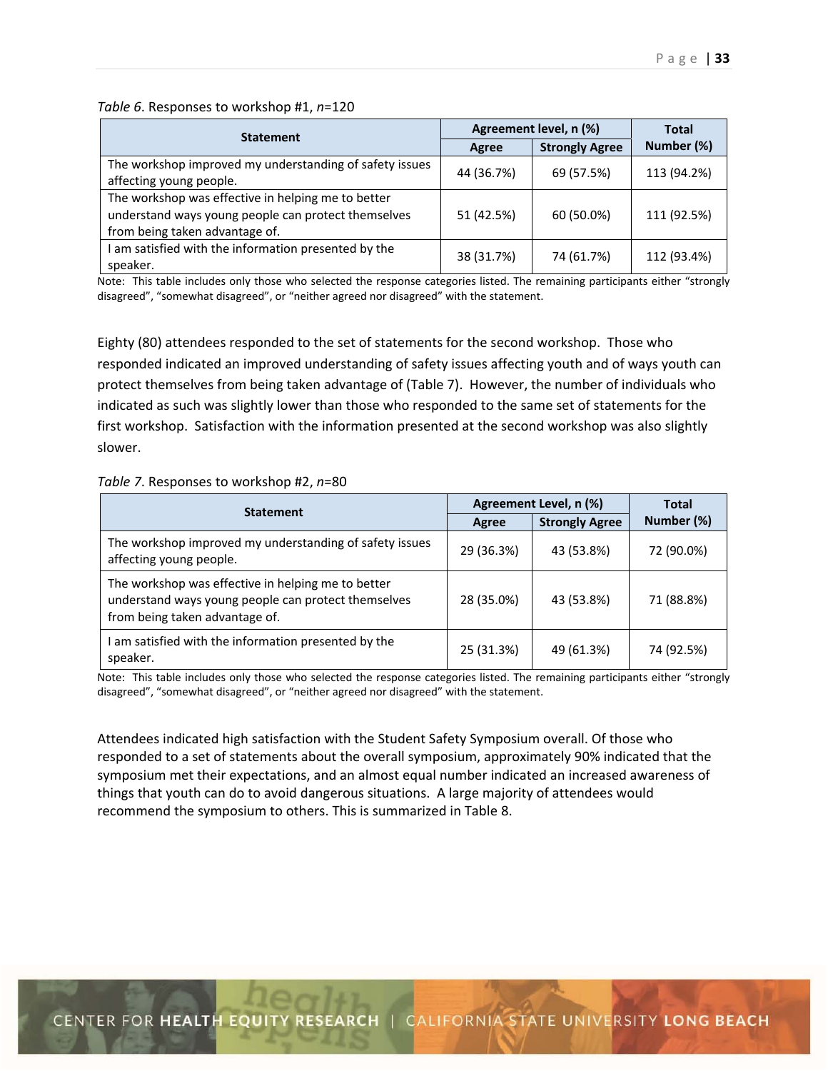*Table 6*. Responses to workshop #1, *n*=120

| Statement | Agreement level, n (%) | | Total Number (%) |
|---|---|---|---|
| | Agree | Strongly Agree | |
| The workshop improved my understanding of safety issues affecting young people. | 44 (36.7%) | 69 (57.5%) | 113 (94.2%) |
| The workshop was effective in helping me to better understand ways young people can protect themselves from being taken advantage of. | 51 (42.5%) | 60 (50.0%) | 111 (92.5%) |
| I am satisfied with the information presented by the speaker. | 38 (31.7%) | 74 (61.7%) | 112 (93.4%) |

Note: This table includes only those who selected the response categories listed. The remaining participants either "strongly disagreed", "somewhat disagreed", or "neither agreed nor disagreed" with the statement.

Eighty (80) attendees responded to the set of statements for the second workshop. Those who responded indicated an improved understanding of safety issues affecting youth and of ways youth can protect themselves from being taken advantage of (Table 7). However, the number of individuals who indicated as such was slightly lower than those who responded to the same set of statements for the first workshop. Satisfaction with the information presented at the second workshop was also slightly slower.

*Table 7*. Responses to workshop #2, *n*=80

| Statement | Agreement Level, n (%) | | Total Number (%) |
|---|---|---|---|
| | Agree | Strongly Agree | |
| The workshop improved my understanding of safety issues affecting young people. | 29 (36.3%) | 43 (53.8%) | 72 (90.0%) |
| The workshop was effective in helping me to better understand ways young people can protect themselves from being taken advantage of. | 28 (35.0%) | 43 (53.8%) | 71 (88.8%) |
| I am satisfied with the information presented by the speaker. | 25 (31.3%) | 49 (61.3%) | 74 (92.5%) |

Note: This table includes only those who selected the response categories listed. The remaining participants either "strongly disagreed", "somewhat disagreed", or "neither agreed nor disagreed" with the statement.

Attendees indicated high satisfaction with the Student Safety Symposium overall. Of those who responded to a set of statements about the overall symposium, approximately 90% indicated that the symposium met their expectations, and an almost equal number indicated an increased awareness of things that youth can do to avoid dangerous situations. A large majority of attendees would recommend the symposium to others. This is summarized in Table 8.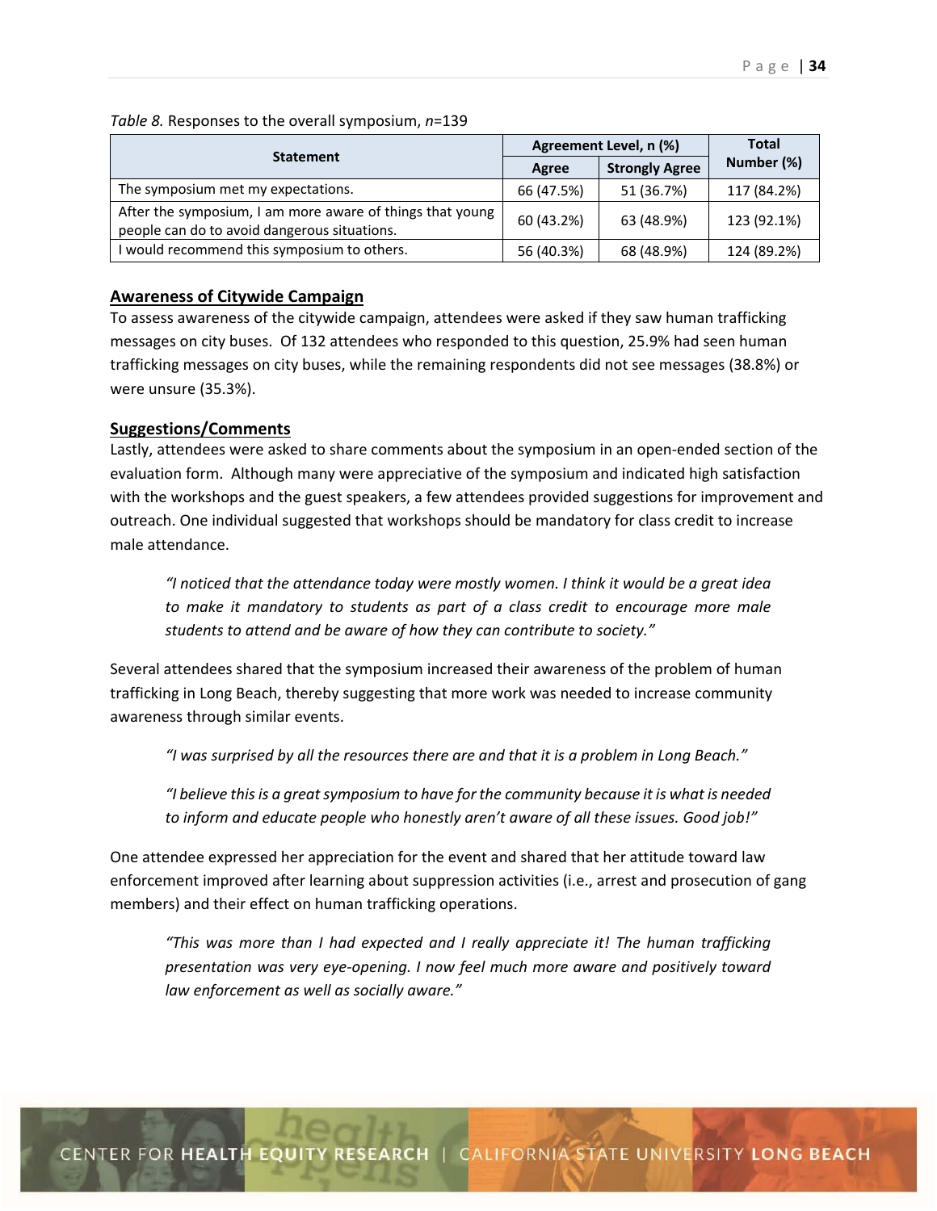*Table 8.* Responses to the overall symposium, *n*=139

| Statement | Agreement Level, n (%) | | Total Number (%) |
|---|---|---|---|
| | Agree | Strongly Agree | |
| The symposium met my expectations. | 66 (47.5%) | 51 (36.7%) | 117 (84.2%) |
| After the symposium, I am more aware of things that young people can do to avoid dangerous situations. | 60 (43.2%) | 63 (48.9%) | 123 (92.1%) |
| I would recommend this symposium to others. | 56 (40.3%) | 68 (48.9%) | 124 (89.2%) |

## Awareness of Citywide Campaign

To assess awareness of the citywide campaign, attendees were asked if they saw human trafficking messages on city buses. Of 132 attendees who responded to this question, 25.9% had seen human trafficking messages on city buses, while the remaining respondents did not see messages (38.8%) or were unsure (35.3%).

## Suggestions/Comments

Lastly, attendees were asked to share comments about the symposium in an open-ended section of the evaluation form. Although many were appreciative of the symposium and indicated high satisfaction with the workshops and the guest speakers, a few attendees provided suggestions for improvement and outreach. One individual suggested that workshops should be mandatory for class credit to increase male attendance.

> *"I noticed that the attendance today were mostly women. I think it would be a great idea to make it mandatory to students as part of a class credit to encourage more male students to attend and be aware of how they can contribute to society."*

Several attendees shared that the symposium increased their awareness of the problem of human trafficking in Long Beach, thereby suggesting that more work was needed to increase community awareness through similar events.

> *"I was surprised by all the resources there are and that it is a problem in Long Beach."*

> *"I believe this is a great symposium to have for the community because it is what is needed to inform and educate people who honestly aren't aware of all these issues. Good job!"*

One attendee expressed her appreciation for the event and shared that her attitude toward law enforcement improved after learning about suppression activities (i.e., arrest and prosecution of gang members) and their effect on human trafficking operations.

> *"This was more than I had expected and I really appreciate it! The human trafficking presentation was very eye-opening. I now feel much more aware and positively toward law enforcement as well as socially aware."*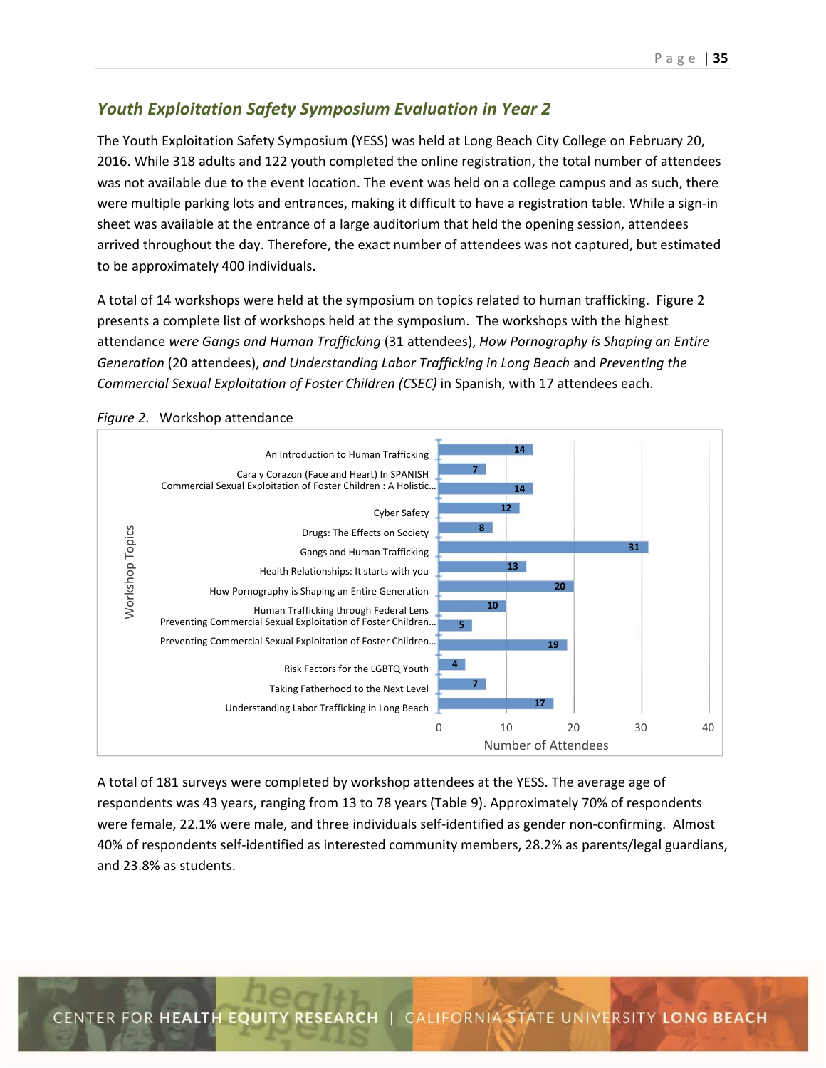## *Youth Exploitation Safety Symposium Evaluation in Year 2*

The Youth Exploitation Safety Symposium (YESS) was held at Long Beach City College on February 20, 2016. While 318 adults and 122 youth completed the online registration, the total number of attendees was not available due to the event location. The event was held on a college campus and as such, there were multiple parking lots and entrances, making it difficult to have a registration table. While a sign-in sheet was available at the entrance of a large auditorium that held the opening session, attendees arrived throughout the day. Therefore, the exact number of attendees was not captured, but estimated to be approximately 400 individuals.

A total of 14 workshops were held at the symposium on topics related to human trafficking. Figure 2 presents a complete list of workshops held at the symposium. The workshops with the highest attendance *were Gangs and Human Trafficking* (31 attendees), *How Pornography is Shaping an Entire Generation* (20 attendees), *and Understanding Labor Trafficking in Long Beach* and *Preventing the Commercial Sexual Exploitation of Foster Children (CSEC)* in Spanish, with 17 attendees each.

*Figure 2*. Workshop attendance

| Workshop Topics | Number of Attendees |
|---|---|
| An Introduction to Human Trafficking | 14 |
| Cara y Corazon (Face and Heart) In SPANISH | 7 |
| Commercial Sexual Exploitation of Foster Children : A Holistic... | 14 |
| Cyber Safety | 12 |
| Drugs: The Effects on Society | 8 |
| Gangs and Human Trafficking | 31 |
| Health Relationships: It starts with you | 13 |
| How Pornography is Shaping an Entire Generation | 20 |
| Human Trafficking through Federal Lens | 10 |
| Preventing Commercial Sexual Exploitation of Foster Children... | 5 |
| Preventing Commercial Sexual Exploitation of Foster Children... | 19 |
| Risk Factors for the LGBTQ Youth | 4 |
| Taking Fatherhood to the Next Level | 7 |
| Understanding Labor Trafficking in Long Beach | 17 |

A total of 181 surveys were completed by workshop attendees at the YESS. The average age of respondents was 43 years, ranging from 13 to 78 years (Table 9). Approximately 70% of respondents were female, 22.1% were male, and three individuals self-identified as gender non-confirming. Almost 40% of respondents self-identified as interested community members, 28.2% as parents/legal guardians, and 23.8% as students.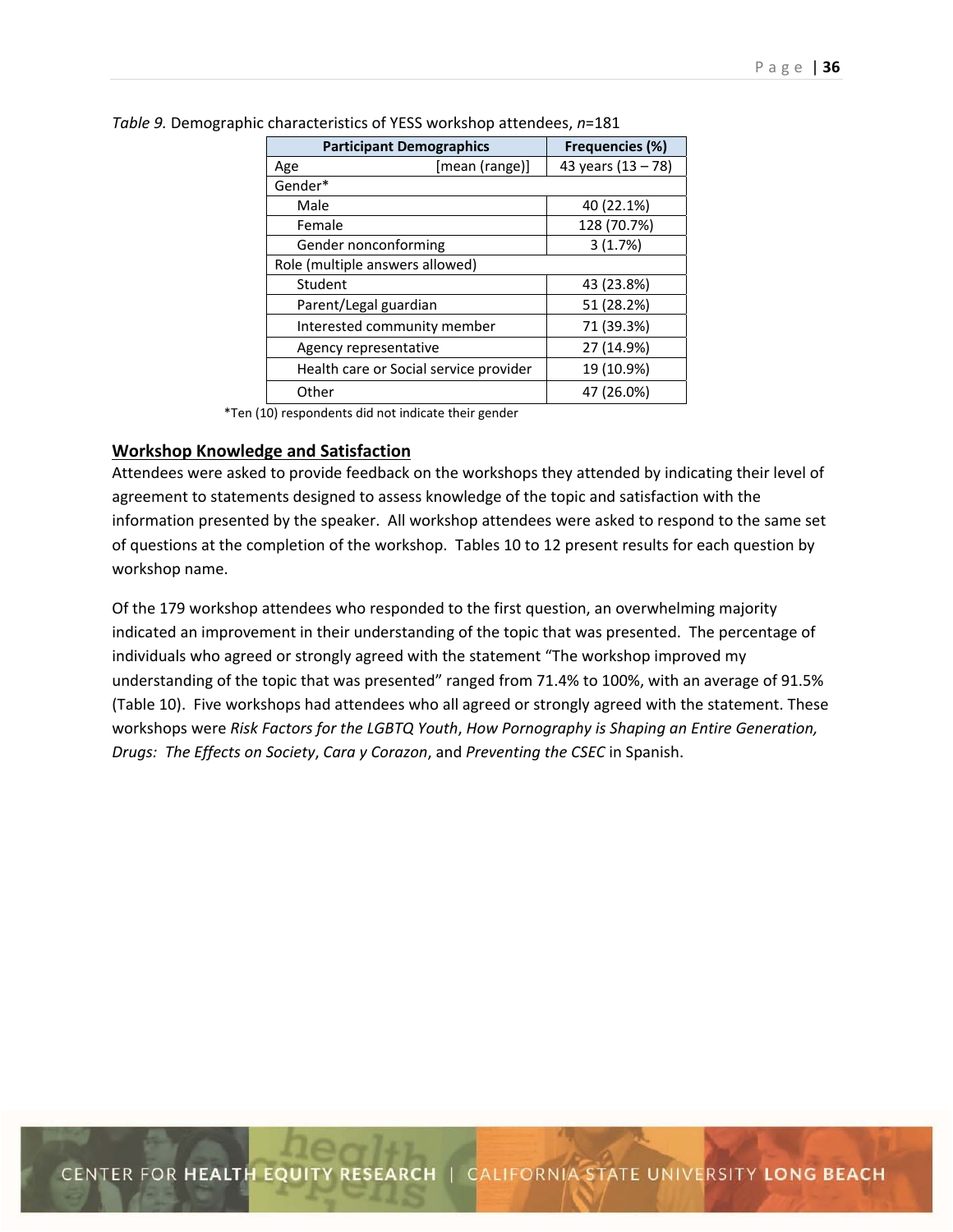*Table 9.* Demographic characteristics of YESS workshop attendees, *n*=181

| Participant Demographics | Frequencies (%) |
|---|---|
| Age [mean (range)] | 43 years (13 – 78) |
| Gender* | |
| Male | 40 (22.1%) |
| Female | 128 (70.7%) |
| Gender nonconforming | 3 (1.7%) |
| Role (multiple answers allowed) | |
| Student | 43 (23.8%) |
| Parent/Legal guardian | 51 (28.2%) |
| Interested community member | 71 (39.3%) |
| Agency representative | 27 (14.9%) |
| Health care or Social service provider | 19 (10.9%) |
| Other | 47 (26.0%) |

*Ten (10) respondents did not indicate their gender

## Workshop Knowledge and Satisfaction

Attendees were asked to provide feedback on the workshops they attended by indicating their level of agreement to statements designed to assess knowledge of the topic and satisfaction with the information presented by the speaker. All workshop attendees were asked to respond to the same set of questions at the completion of the workshop. Tables 10 to 12 present results for each question by workshop name.

Of the 179 workshop attendees who responded to the first question, an overwhelming majority indicated an improvement in their understanding of the topic that was presented. The percentage of individuals who agreed or strongly agreed with the statement "The workshop improved my understanding of the topic that was presented" ranged from 71.4% to 100%, with an average of 91.5% (Table 10). Five workshops had attendees who all agreed or strongly agreed with the statement. These workshops were *Risk Factors for the LGBTQ Youth*, *How Pornography is Shaping an Entire Generation, Drugs: The Effects on Society*, *Cara y Corazon*, and *Preventing the CSEC* in Spanish.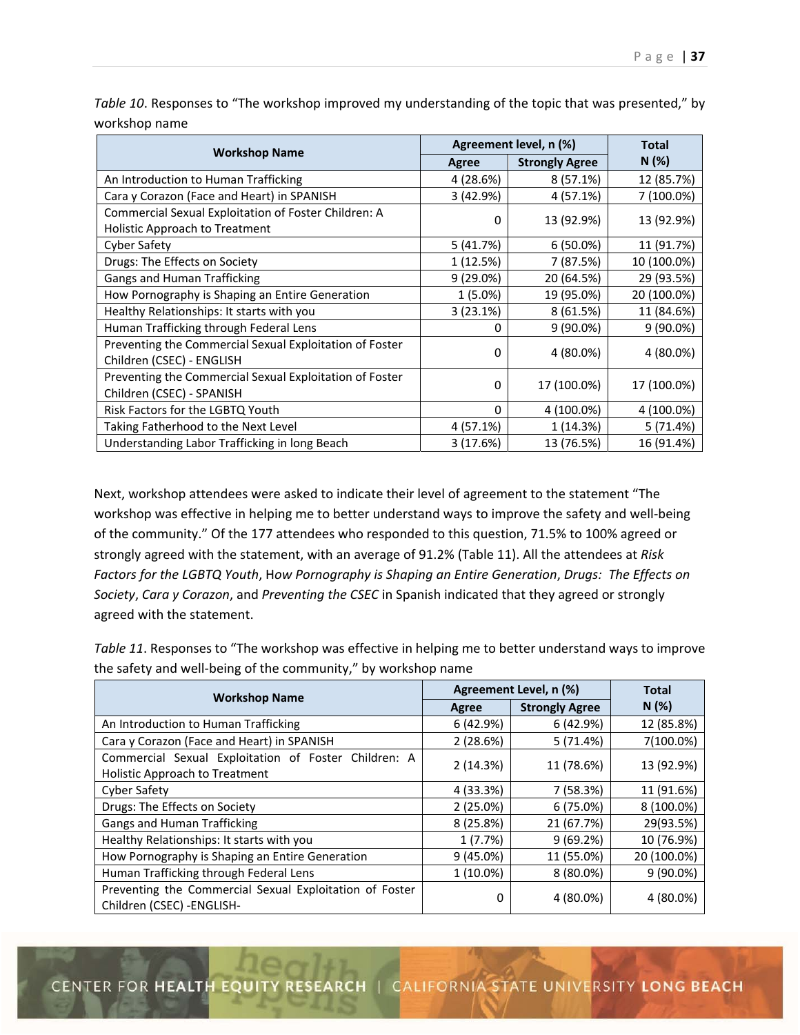*Table 10*. Responses to "The workshop improved my understanding of the topic that was presented," by workshop name

| Workshop Name | Agreement level, n (%) | | Total N (%) |
|---|---|---|---|
| | Agree | Strongly Agree | |
| An Introduction to Human Trafficking | 4 (28.6%) | 8 (57.1%) | 12 (85.7%) |
| Cara y Corazon (Face and Heart) in SPANISH | 3 (42.9%) | 4 (57.1%) | 7 (100.0%) |
| Commercial Sexual Exploitation of Foster Children: A Holistic Approach to Treatment | 0 | 13 (92.9%) | 13 (92.9%) |
| Cyber Safety | 5 (41.7%) | 6 (50.0%) | 11 (91.7%) |
| Drugs: The Effects on Society | 1 (12.5%) | 7 (87.5%) | 10 (100.0%) |
| Gangs and Human Trafficking | 9 (29.0%) | 20 (64.5%) | 29 (93.5%) |
| How Pornography is Shaping an Entire Generation | 1 (5.0%) | 19 (95.0%) | 20 (100.0%) |
| Healthy Relationships: It starts with you | 3 (23.1%) | 8 (61.5%) | 11 (84.6%) |
| Human Trafficking through Federal Lens | 0 | 9 (90.0%) | 9 (90.0%) |
| Preventing the Commercial Sexual Exploitation of Foster Children (CSEC) - ENGLISH | 0 | 4 (80.0%) | 4 (80.0%) |
| Preventing the Commercial Sexual Exploitation of Foster Children (CSEC) - SPANISH | 0 | 17 (100.0%) | 17 (100.0%) |
| Risk Factors for the LGBTQ Youth | 0 | 4 (100.0%) | 4 (100.0%) |
| Taking Fatherhood to the Next Level | 4 (57.1%) | 1 (14.3%) | 5 (71.4%) |
| Understanding Labor Trafficking in long Beach | 3 (17.6%) | 13 (76.5%) | 16 (91.4%) |

Next, workshop attendees were asked to indicate their level of agreement to the statement "The workshop was effective in helping me to better understand ways to improve the safety and well-being of the community." Of the 177 attendees who responded to this question, 71.5% to 100% agreed or strongly agreed with the statement, with an average of 91.2% (Table 11). All the attendees at *Risk Factors for the LGBTQ Youth*, H*ow Pornography is Shaping an Entire Generation*, *Drugs: The Effects on Society*, *Cara y Corazon*, and *Preventing the CSEC* in Spanish indicated that they agreed or strongly agreed with the statement.

*Table 11*. Responses to "The workshop was effective in helping me to better understand ways to improve the safety and well-being of the community," by workshop name

| Workshop Name | Agreement Level, n (%) | | Total N (%) |
|---|---|---|---|
| | Agree | Strongly Agree | |
| An Introduction to Human Trafficking | 6 (42.9%) | 6 (42.9%) | 12 (85.8%) |
| Cara y Corazon (Face and Heart) in SPANISH | 2 (28.6%) | 5 (71.4%) | 7(100.0%) |
| Commercial Sexual Exploitation of Foster Children: A Holistic Approach to Treatment | 2 (14.3%) | 11 (78.6%) | 13 (92.9%) |
| Cyber Safety | 4 (33.3%) | 7 (58.3%) | 11 (91.6%) |
| Drugs: The Effects on Society | 2 (25.0%) | 6 (75.0%) | 8 (100.0%) |
| Gangs and Human Trafficking | 8 (25.8%) | 21 (67.7%) | 29(93.5%) |
| Healthy Relationships: It starts with you | 1 (7.7%) | 9 (69.2%) | 10 (76.9%) |
| How Pornography is Shaping an Entire Generation | 9 (45.0%) | 11 (55.0%) | 20 (100.0%) |
| Human Trafficking through Federal Lens | 1 (10.0%) | 8 (80.0%) | 9 (90.0%) |
| Preventing the Commercial Sexual Exploitation of Foster Children (CSEC) -ENGLISH- | 0 | 4 (80.0%) | 4 (80.0%) |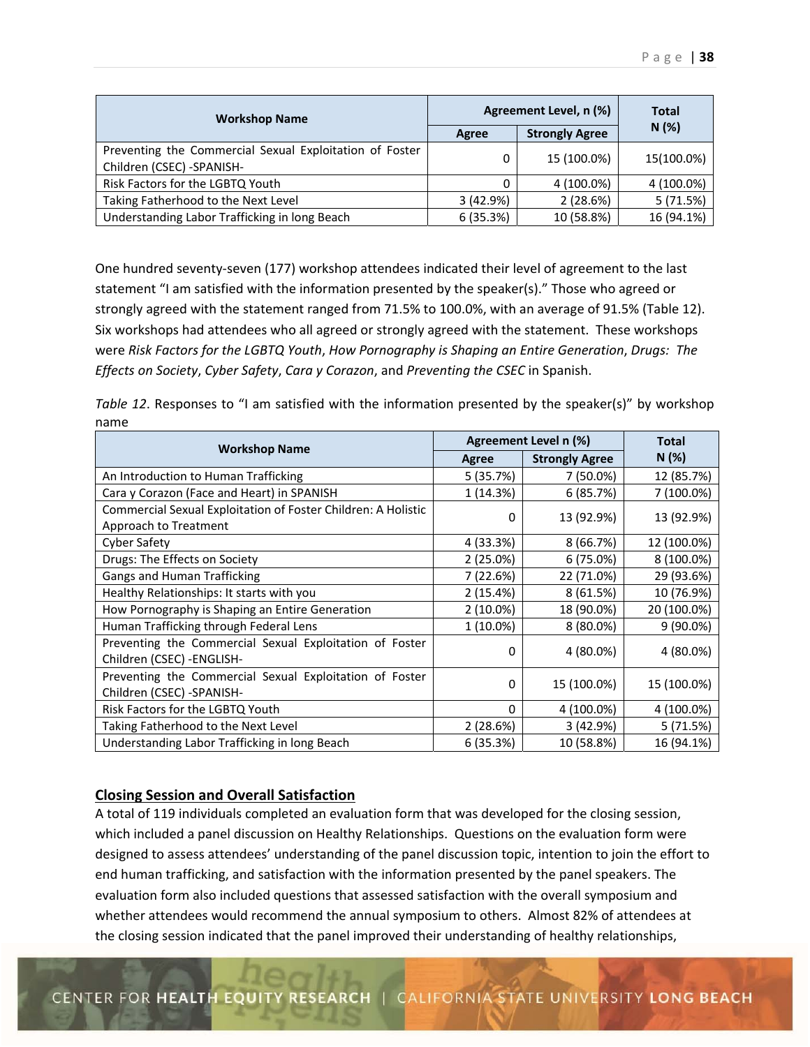| Workshop Name | Agreement Level, n (%) | | Total N (%) |
|---|---|---|---|
| | Agree | Strongly Agree | |
| Preventing the Commercial Sexual Exploitation of Foster Children (CSEC) -SPANISH- | 0 | 15 (100.0%) | 15(100.0%) |
| Risk Factors for the LGBTQ Youth | 0 | 4 (100.0%) | 4 (100.0%) |
| Taking Fatherhood to the Next Level | 3 (42.9%) | 2 (28.6%) | 5 (71.5%) |
| Understanding Labor Trafficking in long Beach | 6 (35.3%) | 10 (58.8%) | 16 (94.1%) |

One hundred seventy-seven (177) workshop attendees indicated their level of agreement to the last statement "I am satisfied with the information presented by the speaker(s)." Those who agreed or strongly agreed with the statement ranged from 71.5% to 100.0%, with an average of 91.5% (Table 12). Six workshops had attendees who all agreed or strongly agreed with the statement. These workshops were *Risk Factors for the LGBTQ Youth*, *How Pornography is Shaping an Entire Generation*, *Drugs: The Effects on Society*, *Cyber Safety*, *Cara y Corazon*, and *Preventing the CSEC* in Spanish.

*Table 12*. Responses to "I am satisfied with the information presented by the speaker(s)" by workshop name

| Workshop Name | Agreement Level n (%) | | Total N (%) |
|---|---|---|---|
| | Agree | Strongly Agree | |
| An Introduction to Human Trafficking | 5 (35.7%) | 7 (50.0%) | 12 (85.7%) |
| Cara y Corazon (Face and Heart) in SPANISH | 1 (14.3%) | 6 (85.7%) | 7 (100.0%) |
| Commercial Sexual Exploitation of Foster Children: A Holistic Approach to Treatment | 0 | 13 (92.9%) | 13 (92.9%) |
| Cyber Safety | 4 (33.3%) | 8 (66.7%) | 12 (100.0%) |
| Drugs: The Effects on Society | 2 (25.0%) | 6 (75.0%) | 8 (100.0%) |
| Gangs and Human Trafficking | 7 (22.6%) | 22 (71.0%) | 29 (93.6%) |
| Healthy Relationships: It starts with you | 2 (15.4%) | 8 (61.5%) | 10 (76.9%) |
| How Pornography is Shaping an Entire Generation | 2 (10.0%) | 18 (90.0%) | 20 (100.0%) |
| Human Trafficking through Federal Lens | 1 (10.0%) | 8 (80.0%) | 9 (90.0%) |
| Preventing the Commercial Sexual Exploitation of Foster Children (CSEC) -ENGLISH- | 0 | 4 (80.0%) | 4 (80.0%) |
| Preventing the Commercial Sexual Exploitation of Foster Children (CSEC) -SPANISH- | 0 | 15 (100.0%) | 15 (100.0%) |
| Risk Factors for the LGBTQ Youth | 0 | 4 (100.0%) | 4 (100.0%) |
| Taking Fatherhood to the Next Level | 2 (28.6%) | 3 (42.9%) | 5 (71.5%) |
| Understanding Labor Trafficking in long Beach | 6 (35.3%) | 10 (58.8%) | 16 (94.1%) |

## Closing Session and Overall Satisfaction

A total of 119 individuals completed an evaluation form that was developed for the closing session, which included a panel discussion on Healthy Relationships. Questions on the evaluation form were designed to assess attendees' understanding of the panel discussion topic, intention to join the effort to end human trafficking, and satisfaction with the information presented by the panel speakers. The evaluation form also included questions that assessed satisfaction with the overall symposium and whether attendees would recommend the annual symposium to others. Almost 82% of attendees at the closing session indicated that the panel improved their understanding of healthy relationships,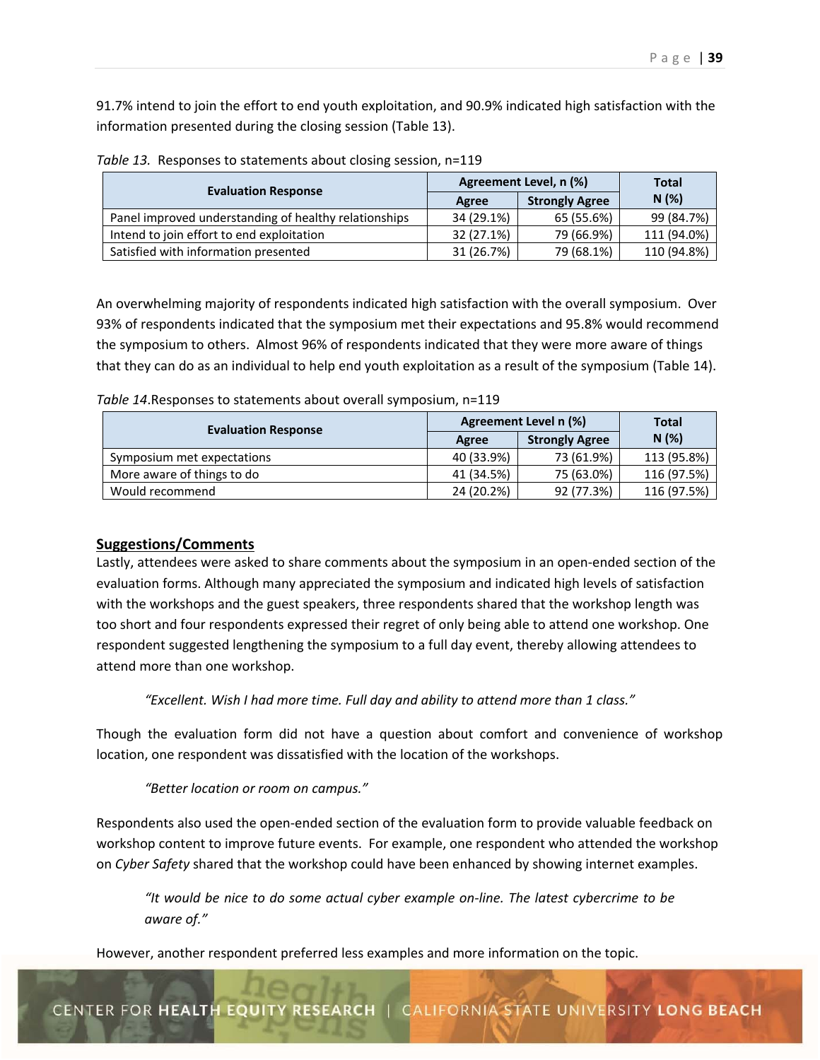91.7% intend to join the effort to end youth exploitation, and 90.9% indicated high satisfaction with the information presented during the closing session (Table 13).

*Table 13.* Responses to statements about closing session, n=119

| Evaluation Response | Agreement Level, n (%) | | Total N (%) |
|---|---|---|---|
| | Agree | Strongly Agree | |
| Panel improved understanding of healthy relationships | 34 (29.1%) | 65 (55.6%) | 99 (84.7%) |
| Intend to join effort to end exploitation | 32 (27.1%) | 79 (66.9%) | 111 (94.0%) |
| Satisfied with information presented | 31 (26.7%) | 79 (68.1%) | 110 (94.8%) |

An overwhelming majority of respondents indicated high satisfaction with the overall symposium. Over 93% of respondents indicated that the symposium met their expectations and 95.8% would recommend the symposium to others. Almost 96% of respondents indicated that they were more aware of things that they can do as an individual to help end youth exploitation as a result of the symposium (Table 14).

*Table 14.*Responses to statements about overall symposium, n=119

| Evaluation Response | Agreement Level n (%) | | Total N (%) |
|---|---|---|---|
| | Agree | Strongly Agree | |
| Symposium met expectations | 40 (33.9%) | 73 (61.9%) | 113 (95.8%) |
| More aware of things to do | 41 (34.5%) | 75 (63.0%) | 116 (97.5%) |
| Would recommend | 24 (20.2%) | 92 (77.3%) | 116 (97.5%) |

**Suggestions/Comments**

Lastly, attendees were asked to share comments about the symposium in an open-ended section of the evaluation forms. Although many appreciated the symposium and indicated high levels of satisfaction with the workshops and the guest speakers, three respondents shared that the workshop length was too short and four respondents expressed their regret of only being able to attend one workshop. One respondent suggested lengthening the symposium to a full day event, thereby allowing attendees to attend more than one workshop.

> *"Excellent. Wish I had more time. Full day and ability to attend more than 1 class."*

Though the evaluation form did not have a question about comfort and convenience of workshop location, one respondent was dissatisfied with the location of the workshops.

> *"Better location or room on campus."*

Respondents also used the open-ended section of the evaluation form to provide valuable feedback on workshop content to improve future events. For example, one respondent who attended the workshop on *Cyber Safety* shared that the workshop could have been enhanced by showing internet examples.

> *"It would be nice to do some actual cyber example on-line. The latest cybercrime to be aware of."*

However, another respondent preferred less examples and more information on the topic.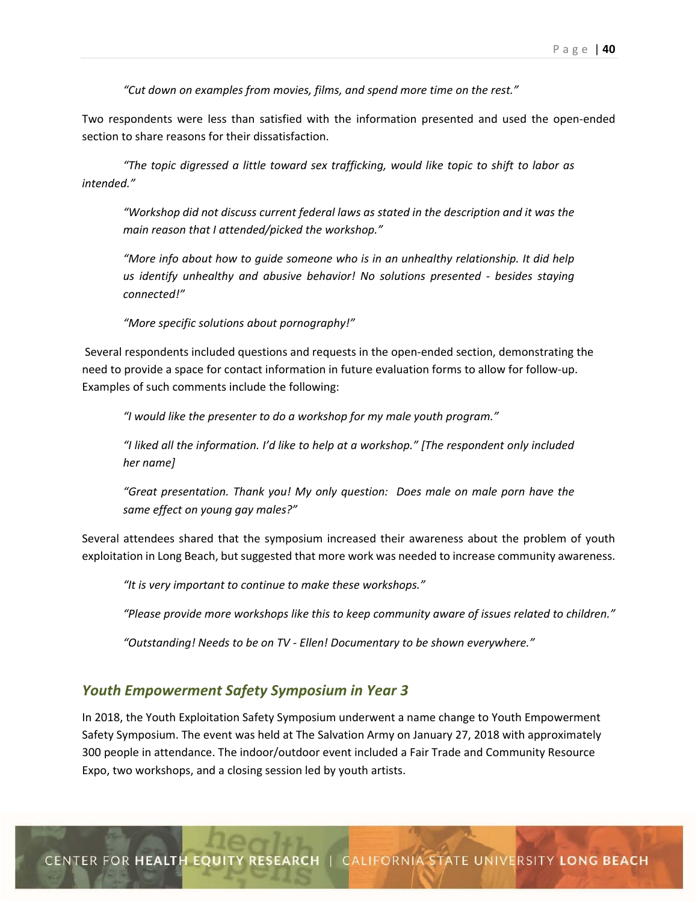*"Cut down on examples from movies, films, and spend more time on the rest."*

Two respondents were less than satisfied with the information presented and used the open-ended section to share reasons for their dissatisfaction.

*"The topic digressed a little toward sex trafficking, would like topic to shift to labor as intended."*

*"Workshop did not discuss current federal laws as stated in the description and it was the main reason that I attended/picked the workshop."*

*"More info about how to guide someone who is in an unhealthy relationship. It did help us identify unhealthy and abusive behavior! No solutions presented - besides staying connected!"*

*"More specific solutions about pornography!"*

Several respondents included questions and requests in the open-ended section, demonstrating the need to provide a space for contact information in future evaluation forms to allow for follow-up. Examples of such comments include the following:

*"I would like the presenter to do a workshop for my male youth program."*

*"I liked all the information. I'd like to help at a workshop." [The respondent only included her name]*

*"Great presentation. Thank you! My only question: Does male on male porn have the same effect on young gay males?"*

Several attendees shared that the symposium increased their awareness about the problem of youth exploitation in Long Beach, but suggested that more work was needed to increase community awareness.

*"It is very important to continue to make these workshops."*

*"Please provide more workshops like this to keep community aware of issues related to children."*

*"Outstanding! Needs to be on TV - Ellen! Documentary to be shown everywhere."*

## *Youth Empowerment Safety Symposium in Year 3*

In 2018, the Youth Exploitation Safety Symposium underwent a name change to Youth Empowerment Safety Symposium. The event was held at The Salvation Army on January 27, 2018 with approximately 300 people in attendance. The indoor/outdoor event included a Fair Trade and Community Resource Expo, two workshops, and a closing session led by youth artists.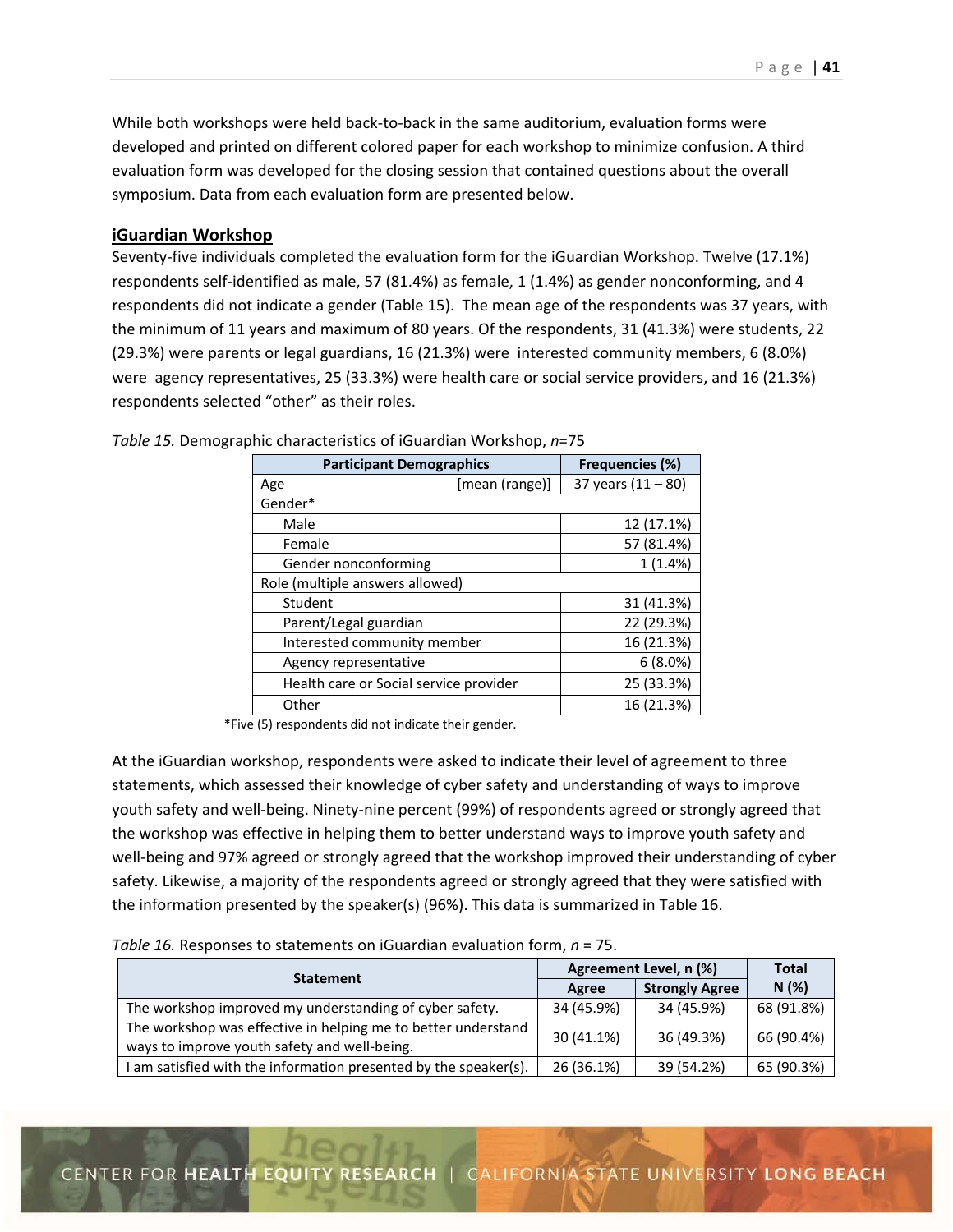While both workshops were held back-to-back in the same auditorium, evaluation forms were developed and printed on different colored paper for each workshop to minimize confusion. A third evaluation form was developed for the closing session that contained questions about the overall symposium. Data from each evaluation form are presented below.

### iGuardian Workshop

Seventy-five individuals completed the evaluation form for the iGuardian Workshop. Twelve (17.1%) respondents self-identified as male, 57 (81.4%) as female, 1 (1.4%) as gender nonconforming, and 4 respondents did not indicate a gender (Table 15). The mean age of the respondents was 37 years, with the minimum of 11 years and maximum of 80 years. Of the respondents, 31 (41.3%) were students, 22 (29.3%) were parents or legal guardians, 16 (21.3%) were interested community members, 6 (8.0%) were agency representatives, 25 (33.3%) were health care or social service providers, and 16 (21.3%) respondents selected "other" as their roles.

*Table 15.* Demographic characteristics of iGuardian Workshop, *n*=75

| Participant Demographics | Frequencies (%) |
|---|---|
| Age [mean (range)] | 37 years (11 – 80) |
| Gender* | |
| Male | 12 (17.1%) |
| Female | 57 (81.4%) |
| Gender nonconforming | 1 (1.4%) |
| Role (multiple answers allowed) | |
| Student | 31 (41.3%) |
| Parent/Legal guardian | 22 (29.3%) |
| Interested community member | 16 (21.3%) |
| Agency representative | 6 (8.0%) |
| Health care or Social service provider | 25 (33.3%) |
| Other | 16 (21.3%) |

*Five (5) respondents did not indicate their gender.

At the iGuardian workshop, respondents were asked to indicate their level of agreement to three statements, which assessed their knowledge of cyber safety and understanding of ways to improve youth safety and well-being. Ninety-nine percent (99%) of respondents agreed or strongly agreed that the workshop was effective in helping them to better understand ways to improve youth safety and well-being and 97% agreed or strongly agreed that the workshop improved their understanding of cyber safety. Likewise, a majority of the respondents agreed or strongly agreed that they were satisfied with the information presented by the speaker(s) (96%). This data is summarized in Table 16.

*Table 16.* Responses to statements on iGuardian evaluation form, *n* = 75.

| Statement | Agreement Level, n (%) | | Total |
|---|---|---|---|
| | Agree | Strongly Agree | N (%) |
| The workshop improved my understanding of cyber safety. | 34 (45.9%) | 34 (45.9%) | 68 (91.8%) |
| The workshop was effective in helping me to better understand ways to improve youth safety and well-being. | 30 (41.1%) | 36 (49.3%) | 66 (90.4%) |
| I am satisfied with the information presented by the speaker(s). | 26 (36.1%) | 39 (54.2%) | 65 (90.3%) |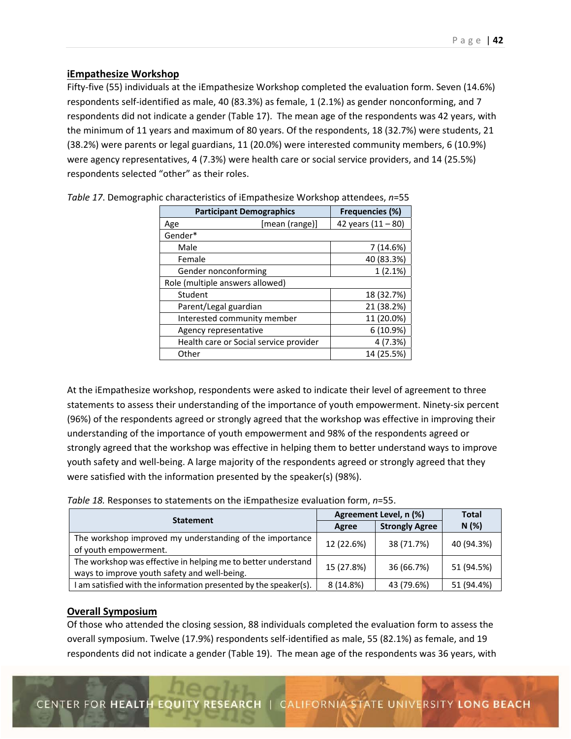## iEmpathesize Workshop

Fifty-five (55) individuals at the iEmpathesize Workshop completed the evaluation form. Seven (14.6%) respondents self-identified as male, 40 (83.3%) as female, 1 (2.1%) as gender nonconforming, and 7 respondents did not indicate a gender (Table 17). The mean age of the respondents was 42 years, with the minimum of 11 years and maximum of 80 years. Of the respondents, 18 (32.7%) were students, 21 (38.2%) were parents or legal guardians, 11 (20.0%) were interested community members, 6 (10.9%) were agency representatives, 4 (7.3%) were health care or social service providers, and 14 (25.5%) respondents selected "other" as their roles.

*Table 17*. Demographic characteristics of iEmpathesize Workshop attendees, *n*=55

| Participant Demographics | Frequencies (%) |
|---|---|
| Age [mean (range)] | 42 years (11 – 80) |
| Gender* | |
| Male | 7 (14.6%) |
| Female | 40 (83.3%) |
| Gender nonconforming | 1 (2.1%) |
| Role (multiple answers allowed) | |
| Student | 18 (32.7%) |
| Parent/Legal guardian | 21 (38.2%) |
| Interested community member | 11 (20.0%) |
| Agency representative | 6 (10.9%) |
| Health care or Social service provider | 4 (7.3%) |
| Other | 14 (25.5%) |

At the iEmpathesize workshop, respondents were asked to indicate their level of agreement to three statements to assess their understanding of the importance of youth empowerment. Ninety-six percent (96%) of the respondents agreed or strongly agreed that the workshop was effective in improving their understanding of the importance of youth empowerment and 98% of the respondents agreed or strongly agreed that the workshop was effective in helping them to better understand ways to improve youth safety and well-being. A large majority of the respondents agreed or strongly agreed that they were satisfied with the information presented by the speaker(s) (98%).

*Table 18.* Responses to statements on the iEmpathesize evaluation form, *n*=55.

| Statement | Agreement Level, n (%) | | Total N (%) |
|---|---|---|---|
| | Agree | Strongly Agree | |
| The workshop improved my understanding of the importance of youth empowerment. | 12 (22.6%) | 38 (71.7%) | 40 (94.3%) |
| The workshop was effective in helping me to better understand ways to improve youth safety and well-being. | 15 (27.8%) | 36 (66.7%) | 51 (94.5%) |
| I am satisfied with the information presented by the speaker(s). | 8 (14.8%) | 43 (79.6%) | 51 (94.4%) |

## Overall Symposium

Of those who attended the closing session, 88 individuals completed the evaluation form to assess the overall symposium. Twelve (17.9%) respondents self-identified as male, 55 (82.1%) as female, and 19 respondents did not indicate a gender (Table 19). The mean age of the respondents was 36 years, with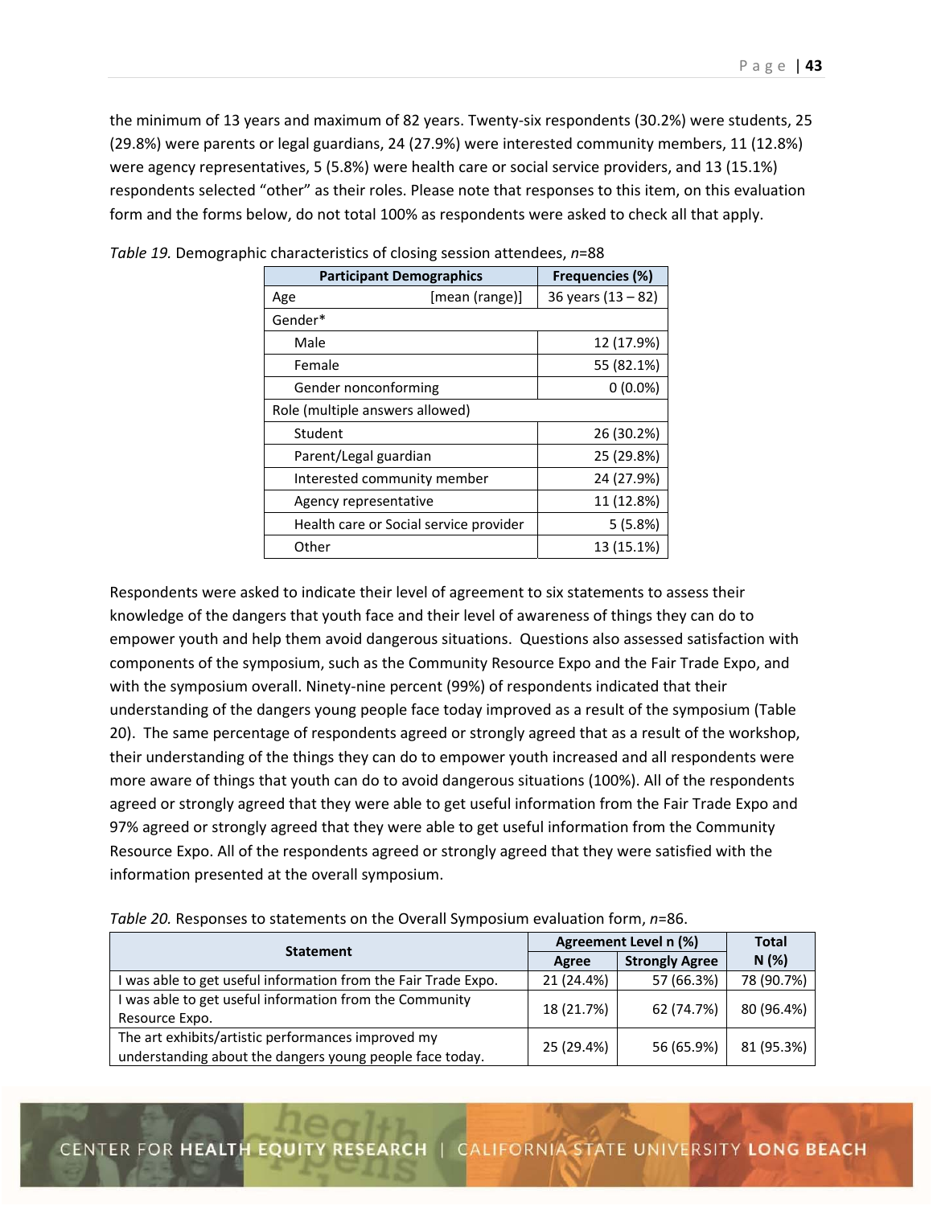the minimum of 13 years and maximum of 82 years. Twenty-six respondents (30.2%) were students, 25 (29.8%) were parents or legal guardians, 24 (27.9%) were interested community members, 11 (12.8%) were agency representatives, 5 (5.8%) were health care or social service providers, and 13 (15.1%) respondents selected “other” as their roles. Please note that responses to this item, on this evaluation form and the forms below, do not total 100% as respondents were asked to check all that apply.

*Table 19.* Demographic characteristics of closing session attendees, *n*=88

| Participant Demographics | | Frequencies (%) |
|---|---|---|
| Age | [mean (range)] | 36 years (13 – 82) |
| Gender* | | |
| Male | | 12 (17.9%) |
| Female | | 55 (82.1%) |
| Gender nonconforming | | 0 (0.0%) |
| Role (multiple answers allowed) | | |
| Student | | 26 (30.2%) |
| Parent/Legal guardian | | 25 (29.8%) |
| Interested community member | | 24 (27.9%) |
| Agency representative | | 11 (12.8%) |
| Health care or Social service provider | | 5 (5.8%) |
| Other | | 13 (15.1%) |

Respondents were asked to indicate their level of agreement to six statements to assess their knowledge of the dangers that youth face and their level of awareness of things they can do to empower youth and help them avoid dangerous situations. Questions also assessed satisfaction with components of the symposium, such as the Community Resource Expo and the Fair Trade Expo, and with the symposium overall. Ninety-nine percent (99%) of respondents indicated that their understanding of the dangers young people face today improved as a result of the symposium (Table 20). The same percentage of respondents agreed or strongly agreed that as a result of the workshop, their understanding of the things they can do to empower youth increased and all respondents were more aware of things that youth can do to avoid dangerous situations (100%). All of the respondents agreed or strongly agreed that they were able to get useful information from the Fair Trade Expo and 97% agreed or strongly agreed that they were able to get useful information from the Community Resource Expo. All of the respondents agreed or strongly agreed that they were satisfied with the information presented at the overall symposium.

*Table 20.* Responses to statements on the Overall Symposium evaluation form, *n*=86.

| Statement | Agreement Level n (%) | | Total N (%) |
|---|---|---|---|
| | Agree | Strongly Agree | |
| I was able to get useful information from the Fair Trade Expo. | 21 (24.4%) | 57 (66.3%) | 78 (90.7%) |
| I was able to get useful information from the Community Resource Expo. | 18 (21.7%) | 62 (74.7%) | 80 (96.4%) |
| The art exhibits/artistic performances improved my understanding about the dangers young people face today. | 25 (29.4%) | 56 (65.9%) | 81 (95.3%) |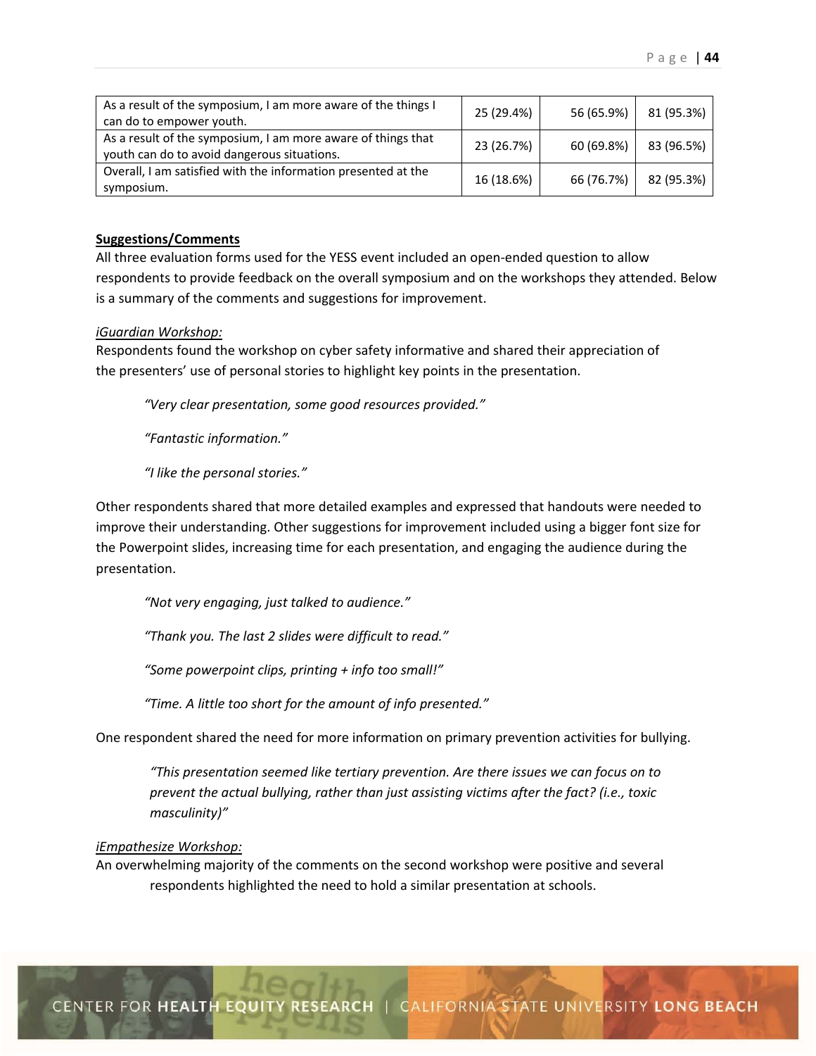| | | | |
|---|---|---|---|
| As a result of the symposium, I am more aware of the things I can do to empower youth. | 25 (29.4%) | 56 (65.9%) | 81 (95.3%) |
| As a result of the symposium, I am more aware of things that youth can do to avoid dangerous situations. | 23 (26.7%) | 60 (69.8%) | 83 (96.5%) |
| Overall, I am satisfied with the information presented at the symposium. | 16 (18.6%) | 66 (76.7%) | 82 (95.3%) |

**Suggestions/Comments**

All three evaluation forms used for the YESS event included an open-ended question to allow respondents to provide feedback on the overall symposium and on the workshops they attended. Below is a summary of the comments and suggestions for improvement.

*iGuardian Workshop:*

Respondents found the workshop on cyber safety informative and shared their appreciation of the presenters' use of personal stories to highlight key points in the presentation.

> *"Very clear presentation, some good resources provided."*
>
> *"Fantastic information."*
>
> *"I like the personal stories."*

Other respondents shared that more detailed examples and expressed that handouts were needed to improve their understanding. Other suggestions for improvement included using a bigger font size for the Powerpoint slides, increasing time for each presentation, and engaging the audience during the presentation.

> *"Not very engaging, just talked to audience."*
>
> *"Thank you. The last 2 slides were difficult to read."*
>
> *"Some powerpoint clips, printing + info too small!"*
>
> *"Time. A little too short for the amount of info presented."*

One respondent shared the need for more information on primary prevention activities for bullying.

> *"This presentation seemed like tertiary prevention. Are there issues we can focus on to prevent the actual bullying, rather than just assisting victims after the fact? (i.e., toxic masculinity)"*

*iEmpathesize Workshop:*

An overwhelming majority of the comments on the second workshop were positive and several respondents highlighted the need to hold a similar presentation at schools.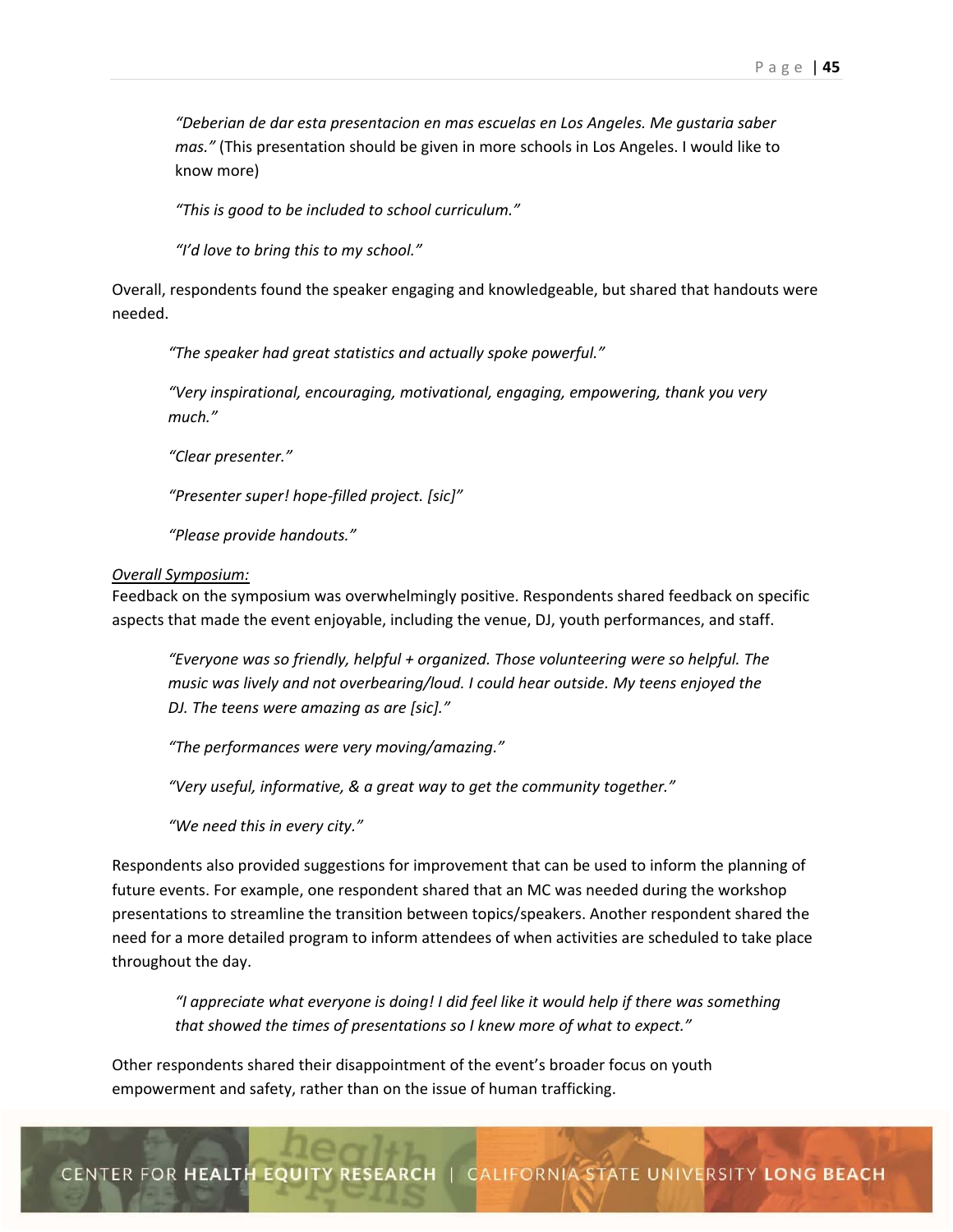> *"Deberian de dar esta presentacion en mas escuelas en Los Angeles. Me gustaria saber mas."* (This presentation should be given in more schools in Los Angeles. I would like to know more)
>
> *"This is good to be included to school curriculum."*
>
> *"I'd love to bring this to my school."*

Overall, respondents found the speaker engaging and knowledgeable, but shared that handouts were needed.

> *"The speaker had great statistics and actually spoke powerful."*
>
> *"Very inspirational, encouraging, motivational, engaging, empowering, thank you very much."*
>
> *"Clear presenter."*
>
> *"Presenter super! hope-filled project. [sic]"*
>
> *"Please provide handouts."*

*Overall Symposium:*

Feedback on the symposium was overwhelmingly positive. Respondents shared feedback on specific aspects that made the event enjoyable, including the venue, DJ, youth performances, and staff.

> *"Everyone was so friendly, helpful + organized. Those volunteering were so helpful. The music was lively and not overbearing/loud. I could hear outside. My teens enjoyed the DJ. The teens were amazing as are [sic]."*
>
> *"The performances were very moving/amazing."*
>
> *"Very useful, informative, & a great way to get the community together."*
>
> *"We need this in every city."*

Respondents also provided suggestions for improvement that can be used to inform the planning of future events. For example, one respondent shared that an MC was needed during the workshop presentations to streamline the transition between topics/speakers. Another respondent shared the need for a more detailed program to inform attendees of when activities are scheduled to take place throughout the day.

> *"I appreciate what everyone is doing! I did feel like it would help if there was something that showed the times of presentations so I knew more of what to expect."*

Other respondents shared their disappointment of the event's broader focus on youth empowerment and safety, rather than on the issue of human trafficking.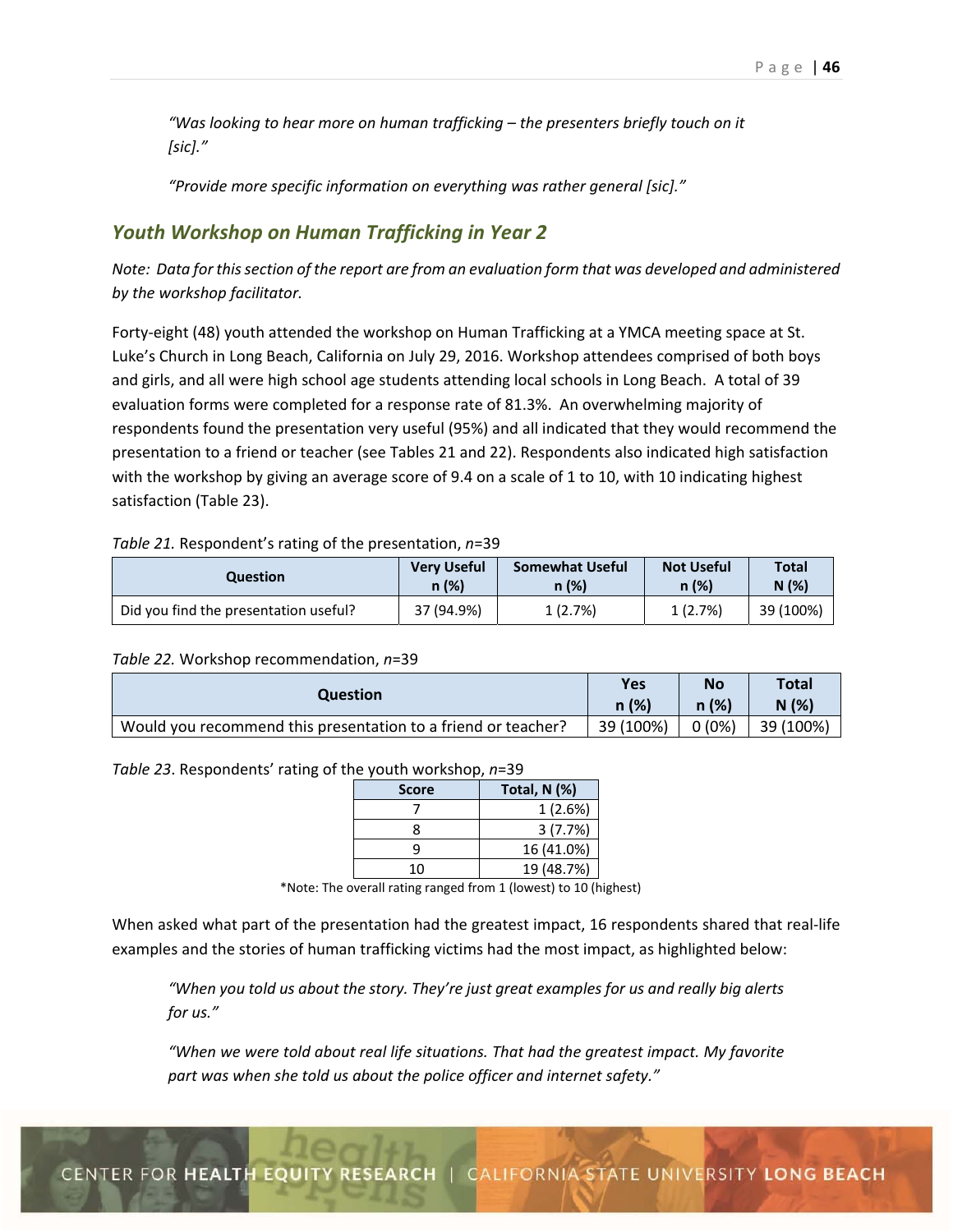*“Was looking to hear more on human trafficking – the presenters briefly touch on it [sic].”*

*“Provide more specific information on everything was rather general [sic].”*

## Youth Workshop on Human Trafficking in Year 2

*Note: Data for this section of the report are from an evaluation form that was developed and administered by the workshop facilitator.*

Forty-eight (48) youth attended the workshop on Human Trafficking at a YMCA meeting space at St. Luke’s Church in Long Beach, California on July 29, 2016. Workshop attendees comprised of both boys and girls, and all were high school age students attending local schools in Long Beach. A total of 39 evaluation forms were completed for a response rate of 81.3%. An overwhelming majority of respondents found the presentation very useful (95%) and all indicated that they would recommend the presentation to a friend or teacher (see Tables 21 and 22). Respondents also indicated high satisfaction with the workshop by giving an average score of 9.4 on a scale of 1 to 10, with 10 indicating highest satisfaction (Table 23).

*Table 21.* Respondent’s rating of the presentation, *n*=39

| Question | Very Useful n (%) | Somewhat Useful n (%) | Not Useful n (%) | Total N (%) |
|---|---|---|---|---|
| Did you find the presentation useful? | 37 (94.9%) | 1 (2.7%) | 1 (2.7%) | 39 (100%) |

*Table 22.* Workshop recommendation, *n*=39

| Question | Yes n (%) | No n (%) | Total N (%) |
|---|---|---|---|
| Would you recommend this presentation to a friend or teacher? | 39 (100%) | 0 (0%) | 39 (100%) |

*Table 23*. Respondents’ rating of the youth workshop, *n*=39

| Score | Total, N (%) |
|---|---|
| 7 | 1 (2.6%) |
| 8 | 3 (7.7%) |
| 9 | 16 (41.0%) |
| 10 | 19 (48.7%) |

*Note: The overall rating ranged from 1 (lowest) to 10 (highest)

When asked what part of the presentation had the greatest impact, 16 respondents shared that real-life examples and the stories of human trafficking victims had the most impact, as highlighted below:

*“When you told us about the story. They’re just great examples for us and really big alerts for us.”*

*“When we were told about real life situations. That had the greatest impact. My favorite part was when she told us about the police officer and internet safety.”*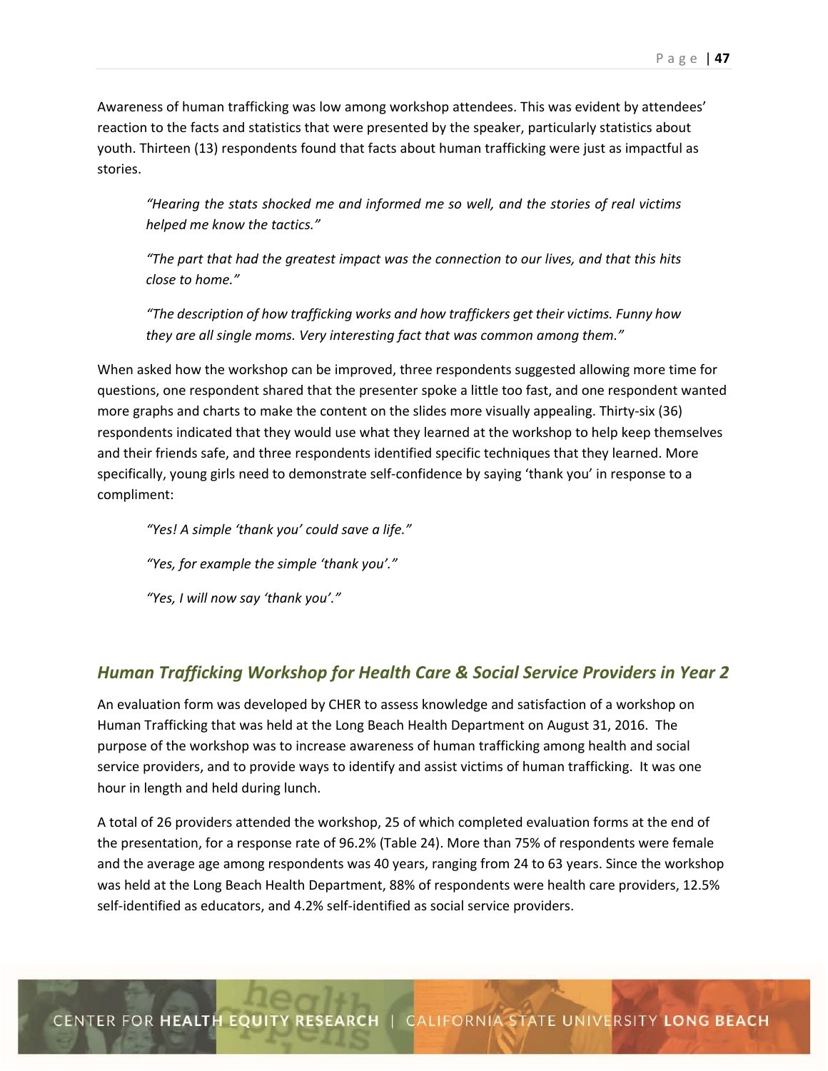Awareness of human trafficking was low among workshop attendees. This was evident by attendees' reaction to the facts and statistics that were presented by the speaker, particularly statistics about youth. Thirteen (13) respondents found that facts about human trafficking were just as impactful as stories.

> *"Hearing the stats shocked me and informed me so well, and the stories of real victims helped me know the tactics."*
>
> *"The part that had the greatest impact was the connection to our lives, and that this hits close to home."*
>
> *"The description of how trafficking works and how traffickers get their victims. Funny how they are all single moms. Very interesting fact that was common among them."*

When asked how the workshop can be improved, three respondents suggested allowing more time for questions, one respondent shared that the presenter spoke a little too fast, and one respondent wanted more graphs and charts to make the content on the slides more visually appealing. Thirty-six (36) respondents indicated that they would use what they learned at the workshop to help keep themselves and their friends safe, and three respondents identified specific techniques that they learned. More specifically, young girls need to demonstrate self-confidence by saying 'thank you' in response to a compliment:

> *"Yes! A simple 'thank you' could save a life."*
>
> *"Yes, for example the simple 'thank you'."*
>
> *"Yes, I will now say 'thank you'."*

## *Human Trafficking Workshop for Health Care & Social Service Providers in Year 2*

An evaluation form was developed by CHER to assess knowledge and satisfaction of a workshop on Human Trafficking that was held at the Long Beach Health Department on August 31, 2016. The purpose of the workshop was to increase awareness of human trafficking among health and social service providers, and to provide ways to identify and assist victims of human trafficking. It was one hour in length and held during lunch.

A total of 26 providers attended the workshop, 25 of which completed evaluation forms at the end of the presentation, for a response rate of 96.2% (Table 24). More than 75% of respondents were female and the average age among respondents was 40 years, ranging from 24 to 63 years. Since the workshop was held at the Long Beach Health Department, 88% of respondents were health care providers, 12.5% self-identified as educators, and 4.2% self-identified as social service providers.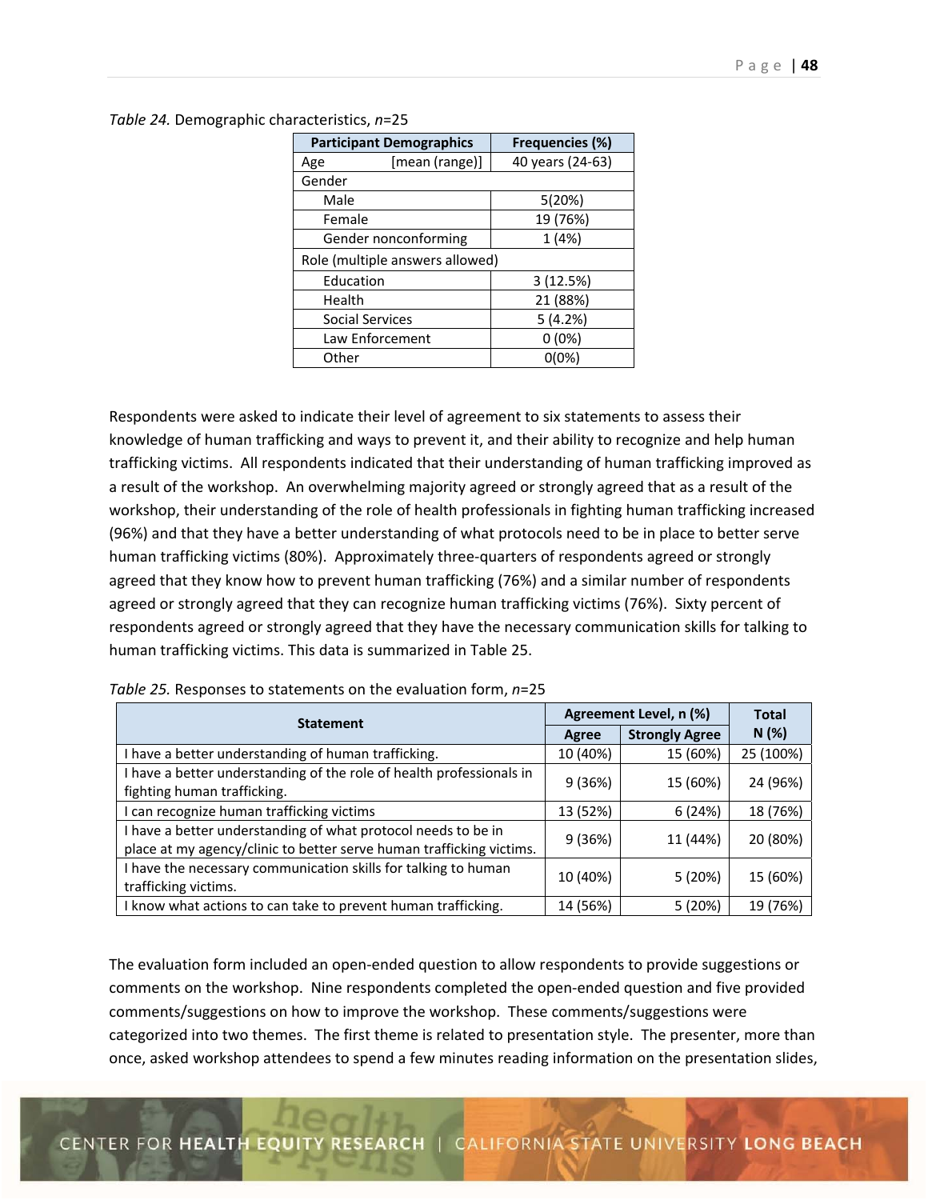*Table 24.* Demographic characteristics, *n*=25

| Participant Demographics | | Frequencies (%) |
|---|---|---|
| Age | [mean (range)] | 40 years (24-63) |
| Gender | | |
| Male | | 5(20%) |
| Female | | 19 (76%) |
| Gender nonconforming | | 1 (4%) |
| Role (multiple answers allowed) | | |
| Education | | 3 (12.5%) |
| Health | | 21 (88%) |
| Social Services | | 5 (4.2%) |
| Law Enforcement | | 0 (0%) |
| Other | | 0(0%) |

Respondents were asked to indicate their level of agreement to six statements to assess their knowledge of human trafficking and ways to prevent it, and their ability to recognize and help human trafficking victims. All respondents indicated that their understanding of human trafficking improved as a result of the workshop. An overwhelming majority agreed or strongly agreed that as a result of the workshop, their understanding of the role of health professionals in fighting human trafficking increased (96%) and that they have a better understanding of what protocols need to be in place to better serve human trafficking victims (80%). Approximately three-quarters of respondents agreed or strongly agreed that they know how to prevent human trafficking (76%) and a similar number of respondents agreed or strongly agreed that they can recognize human trafficking victims (76%). Sixty percent of respondents agreed or strongly agreed that they have the necessary communication skills for talking to human trafficking victims. This data is summarized in Table 25.

*Table 25.* Responses to statements on the evaluation form, *n*=25

| Statement | Agreement Level, n (%) | | Total N (%) |
|---|---|---|---|
| | Agree | Strongly Agree | |
| I have a better understanding of human trafficking. | 10 (40%) | 15 (60%) | 25 (100%) |
| I have a better understanding of the role of health professionals in fighting human trafficking. | 9 (36%) | 15 (60%) | 24 (96%) |
| I can recognize human trafficking victims | 13 (52%) | 6 (24%) | 18 (76%) |
| I have a better understanding of what protocol needs to be in place at my agency/clinic to better serve human trafficking victims. | 9 (36%) | 11 (44%) | 20 (80%) |
| I have the necessary communication skills for talking to human trafficking victims. | 10 (40%) | 5 (20%) | 15 (60%) |
| I know what actions to can take to prevent human trafficking. | 14 (56%) | 5 (20%) | 19 (76%) |

The evaluation form included an open-ended question to allow respondents to provide suggestions or comments on the workshop. Nine respondents completed the open-ended question and five provided comments/suggestions on how to improve the workshop. These comments/suggestions were categorized into two themes. The first theme is related to presentation style. The presenter, more than once, asked workshop attendees to spend a few minutes reading information on the presentation slides,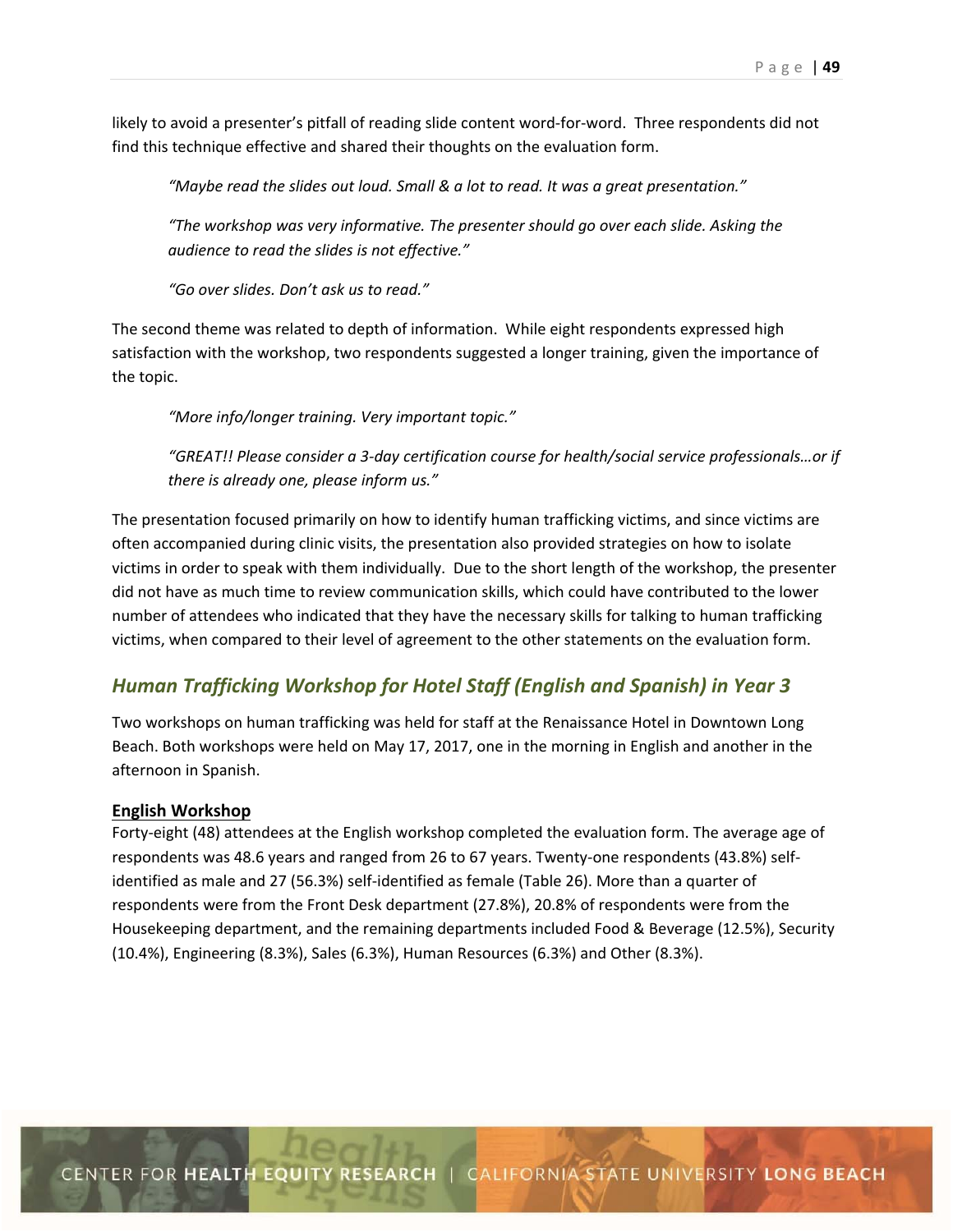likely to avoid a presenter's pitfall of reading slide content word-for-word. Three respondents did not find this technique effective and shared their thoughts on the evaluation form.

> *"Maybe read the slides out loud. Small & a lot to read. It was a great presentation."*
>
> *"The workshop was very informative. The presenter should go over each slide. Asking the audience to read the slides is not effective."*
>
> *"Go over slides. Don't ask us to read."*

The second theme was related to depth of information. While eight respondents expressed high satisfaction with the workshop, two respondents suggested a longer training, given the importance of the topic.

> *"More info/longer training. Very important topic."*
>
> *"GREAT!! Please consider a 3-day certification course for health/social service professionals…or if there is already one, please inform us."*

The presentation focused primarily on how to identify human trafficking victims, and since victims are often accompanied during clinic visits, the presentation also provided strategies on how to isolate victims in order to speak with them individually. Due to the short length of the workshop, the presenter did not have as much time to review communication skills, which could have contributed to the lower number of attendees who indicated that they have the necessary skills for talking to human trafficking victims, when compared to their level of agreement to the other statements on the evaluation form.

## *Human Trafficking Workshop for Hotel Staff (English and Spanish) in Year 3*

Two workshops on human trafficking was held for staff at the Renaissance Hotel in Downtown Long Beach. Both workshops were held on May 17, 2017, one in the morning in English and another in the afternoon in Spanish.

### English Workshop

Forty-eight (48) attendees at the English workshop completed the evaluation form. The average age of respondents was 48.6 years and ranged from 26 to 67 years. Twenty-one respondents (43.8%) self-identified as male and 27 (56.3%) self-identified as female (Table 26). More than a quarter of respondents were from the Front Desk department (27.8%), 20.8% of respondents were from the Housekeeping department, and the remaining departments included Food & Beverage (12.5%), Security (10.4%), Engineering (8.3%), Sales (6.3%), Human Resources (6.3%) and Other (8.3%).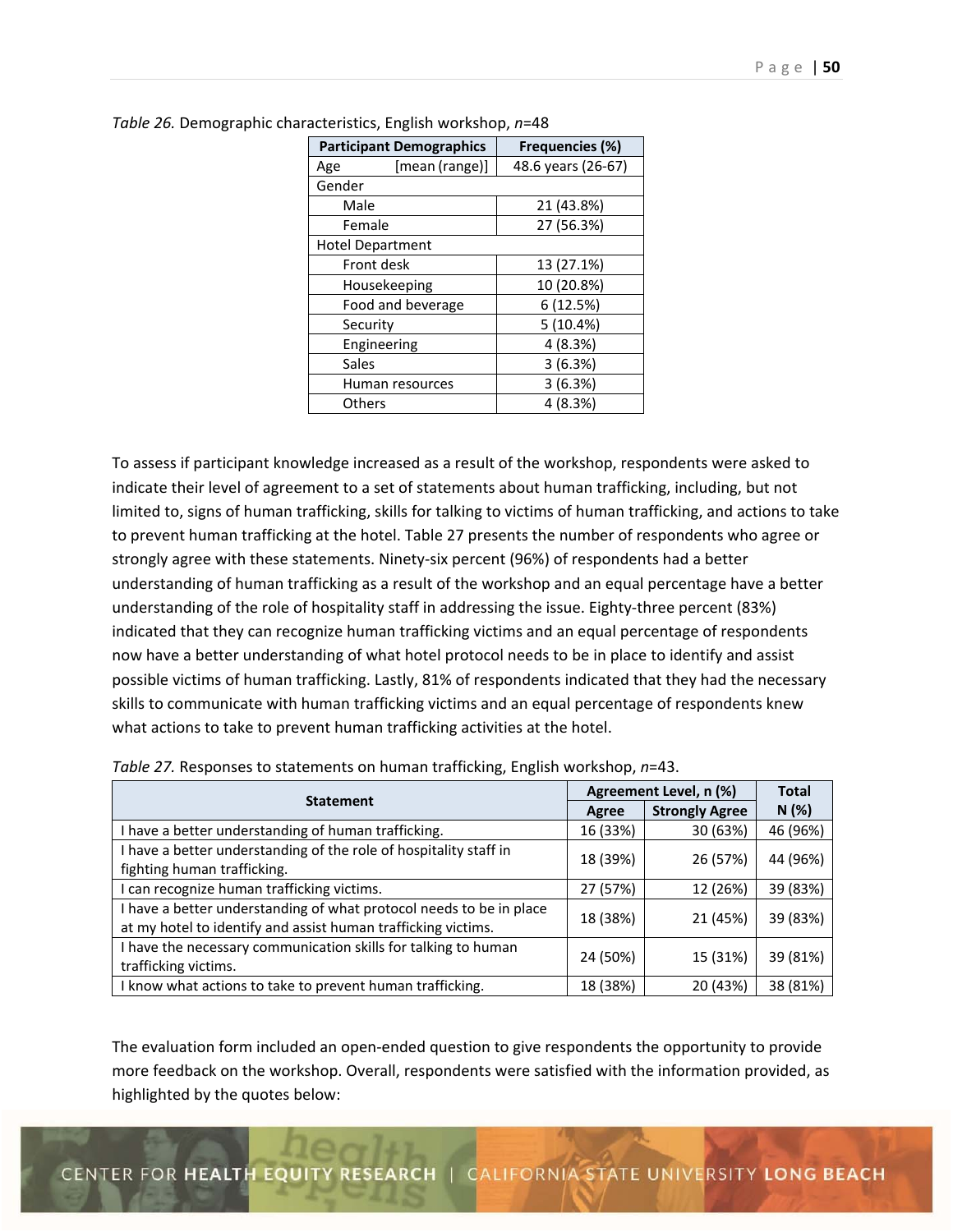*Table 26.* Demographic characteristics, English workshop, *n*=48

| Participant Demographics | Frequencies (%) |
|---|---|
| Age [mean (range)] | 48.6 years (26-67) |
| Gender | |
| Male | 21 (43.8%) |
| Female | 27 (56.3%) |
| Hotel Department | |
| Front desk | 13 (27.1%) |
| Housekeeping | 10 (20.8%) |
| Food and beverage | 6 (12.5%) |
| Security | 5 (10.4%) |
| Engineering | 4 (8.3%) |
| Sales | 3 (6.3%) |
| Human resources | 3 (6.3%) |
| Others | 4 (8.3%) |

To assess if participant knowledge increased as a result of the workshop, respondents were asked to indicate their level of agreement to a set of statements about human trafficking, including, but not limited to, signs of human trafficking, skills for talking to victims of human trafficking, and actions to take to prevent human trafficking at the hotel. Table 27 presents the number of respondents who agree or strongly agree with these statements. Ninety-six percent (96%) of respondents had a better understanding of human trafficking as a result of the workshop and an equal percentage have a better understanding of the role of hospitality staff in addressing the issue. Eighty-three percent (83%) indicated that they can recognize human trafficking victims and an equal percentage of respondents now have a better understanding of what hotel protocol needs to be in place to identify and assist possible victims of human trafficking. Lastly, 81% of respondents indicated that they had the necessary skills to communicate with human trafficking victims and an equal percentage of respondents knew what actions to take to prevent human trafficking activities at the hotel.

*Table 27.* Responses to statements on human trafficking, English workshop, *n*=43.

| Statement | Agreement Level, n (%) | | Total |
|---|---|---|---|
| | Agree | Strongly Agree | N (%) |
| I have a better understanding of human trafficking. | 16 (33%) | 30 (63%) | 46 (96%) |
| I have a better understanding of the role of hospitality staff in fighting human trafficking. | 18 (39%) | 26 (57%) | 44 (96%) |
| I can recognize human trafficking victims. | 27 (57%) | 12 (26%) | 39 (83%) |
| I have a better understanding of what protocol needs to be in place at my hotel to identify and assist human trafficking victims. | 18 (38%) | 21 (45%) | 39 (83%) |
| I have the necessary communication skills for talking to human trafficking victims. | 24 (50%) | 15 (31%) | 39 (81%) |
| I know what actions to take to prevent human trafficking. | 18 (38%) | 20 (43%) | 38 (81%) |

The evaluation form included an open-ended question to give respondents the opportunity to provide more feedback on the workshop. Overall, respondents were satisfied with the information provided, as highlighted by the quotes below: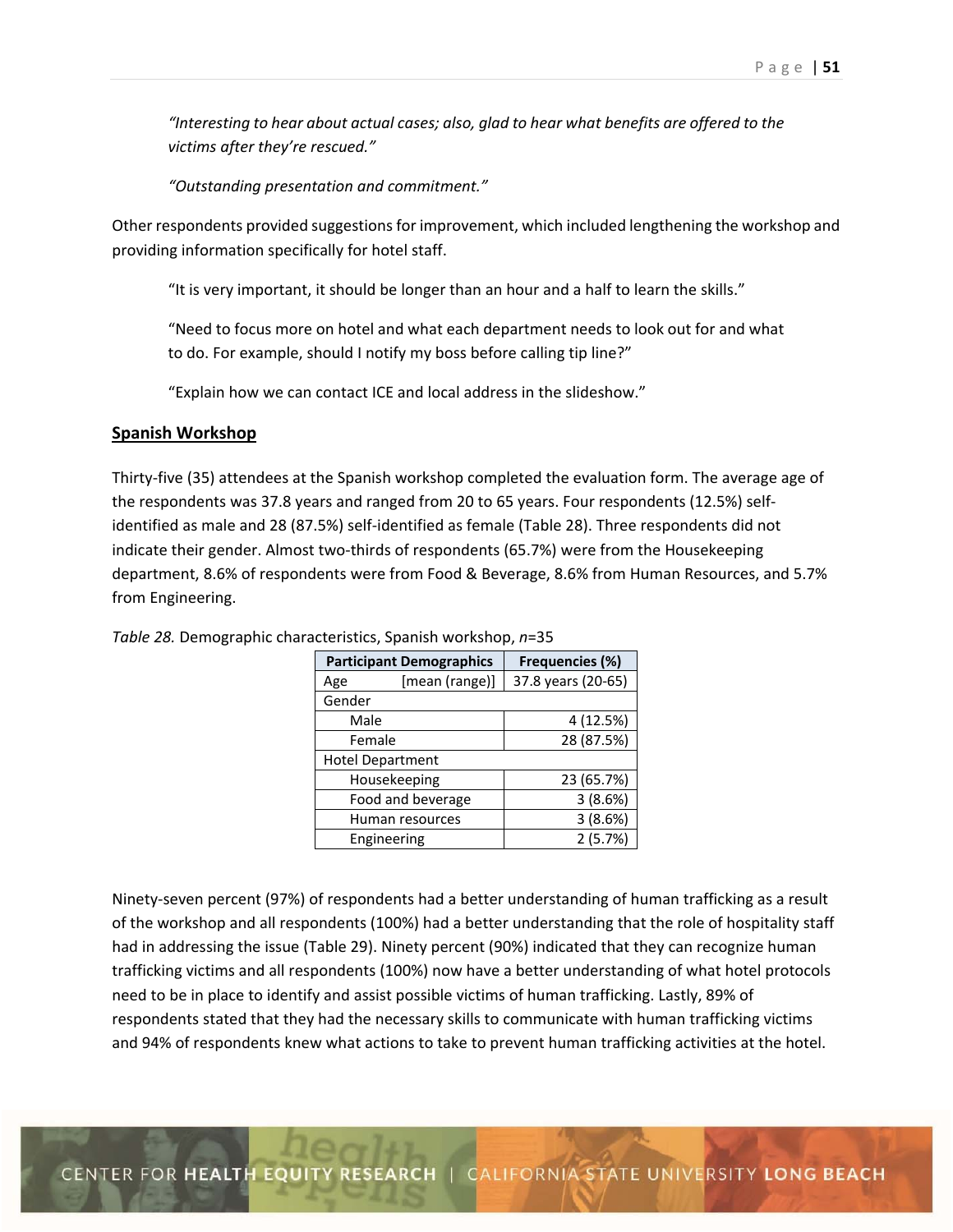*"Interesting to hear about actual cases; also, glad to hear what benefits are offered to the victims after they're rescued."*

*"Outstanding presentation and commitment."*

Other respondents provided suggestions for improvement, which included lengthening the workshop and providing information specifically for hotel staff.

"It is very important, it should be longer than an hour and a half to learn the skills."

"Need to focus more on hotel and what each department needs to look out for and what to do. For example, should I notify my boss before calling tip line?"

"Explain how we can contact ICE and local address in the slideshow."

**Spanish Workshop**

Thirty-five (35) attendees at the Spanish workshop completed the evaluation form. The average age of the respondents was 37.8 years and ranged from 20 to 65 years. Four respondents (12.5%) self-identified as male and 28 (87.5%) self-identified as female (Table 28). Three respondents did not indicate their gender. Almost two-thirds of respondents (65.7%) were from the Housekeeping department, 8.6% of respondents were from Food & Beverage, 8.6% from Human Resources, and 5.7% from Engineering.

*Table 28.* Demographic characteristics, Spanish workshop, *n*=35

| Participant Demographics | Frequencies (%) |
|---|---|
| Age [mean (range)] | 37.8 years (20-65) |
| Gender | |
| Male | 4 (12.5%) |
| Female | 28 (87.5%) |
| Hotel Department | |
| Housekeeping | 23 (65.7%) |
| Food and beverage | 3 (8.6%) |
| Human resources | 3 (8.6%) |
| Engineering | 2 (5.7%) |

Ninety-seven percent (97%) of respondents had a better understanding of human trafficking as a result of the workshop and all respondents (100%) had a better understanding that the role of hospitality staff had in addressing the issue (Table 29). Ninety percent (90%) indicated that they can recognize human trafficking victims and all respondents (100%) now have a better understanding of what hotel protocols need to be in place to identify and assist possible victims of human trafficking. Lastly, 89% of respondents stated that they had the necessary skills to communicate with human trafficking victims and 94% of respondents knew what actions to take to prevent human trafficking activities at the hotel.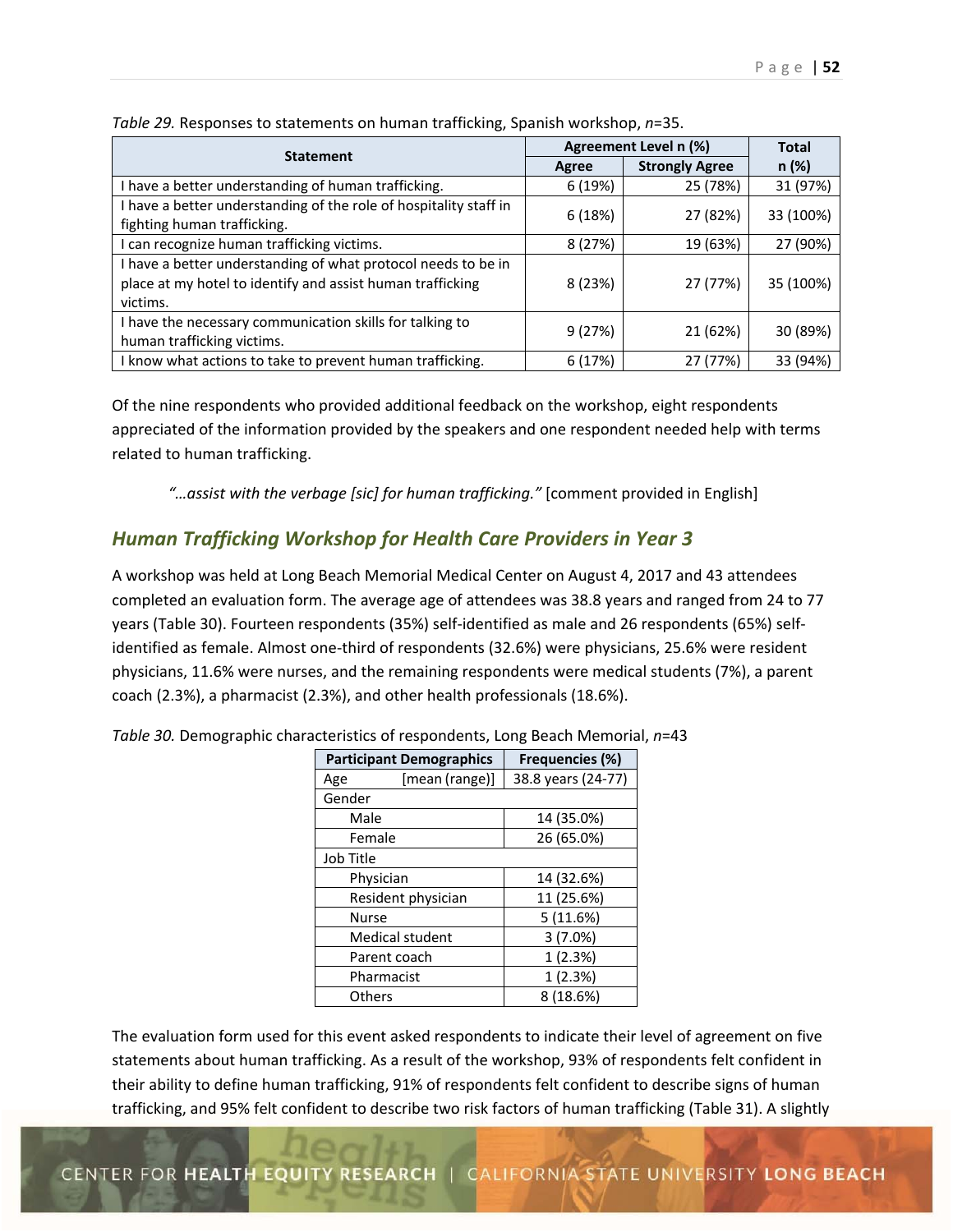*Table 29.* Responses to statements on human trafficking, Spanish workshop, *n*=35.

| Statement | Agreement Level n (%) | | Total |
|---|---|---|---|
| | Agree | Strongly Agree | n (%) |
| I have a better understanding of human trafficking. | 6 (19%) | 25 (78%) | 31 (97%) |
| I have a better understanding of the role of hospitality staff in fighting human trafficking. | 6 (18%) | 27 (82%) | 33 (100%) |
| I can recognize human trafficking victims. | 8 (27%) | 19 (63%) | 27 (90%) |
| I have a better understanding of what protocol needs to be in place at my hotel to identify and assist human trafficking victims. | 8 (23%) | 27 (77%) | 35 (100%) |
| I have the necessary communication skills for talking to human trafficking victims. | 9 (27%) | 21 (62%) | 30 (89%) |
| I know what actions to take to prevent human trafficking. | 6 (17%) | 27 (77%) | 33 (94%) |

Of the nine respondents who provided additional feedback on the workshop, eight respondents appreciated of the information provided by the speakers and one respondent needed help with terms related to human trafficking.

> *"…assist with the verbage [sic] for human trafficking."* [comment provided in English]

## *Human Trafficking Workshop for Health Care Providers in Year 3*

A workshop was held at Long Beach Memorial Medical Center on August 4, 2017 and 43 attendees completed an evaluation form. The average age of attendees was 38.8 years and ranged from 24 to 77 years (Table 30). Fourteen respondents (35%) self-identified as male and 26 respondents (65%) self-identified as female. Almost one-third of respondents (32.6%) were physicians, 25.6% were resident physicians, 11.6% were nurses, and the remaining respondents were medical students (7%), a parent coach (2.3%), a pharmacist (2.3%), and other health professionals (18.6%).

*Table 30.* Demographic characteristics of respondents, Long Beach Memorial, *n*=43

| Participant Demographics | Frequencies (%) |
|---|---|
| Age [mean (range)] | 38.8 years (24-77) |
| Gender | |
| Male | 14 (35.0%) |
| Female | 26 (65.0%) |
| Job Title | |
| Physician | 14 (32.6%) |
| Resident physician | 11 (25.6%) |
| Nurse | 5 (11.6%) |
| Medical student | 3 (7.0%) |
| Parent coach | 1 (2.3%) |
| Pharmacist | 1 (2.3%) |
| Others | 8 (18.6%) |

The evaluation form used for this event asked respondents to indicate their level of agreement on five statements about human trafficking. As a result of the workshop, 93% of respondents felt confident in their ability to define human trafficking, 91% of respondents felt confident to describe signs of human trafficking, and 95% felt confident to describe two risk factors of human trafficking (Table 31). A slightly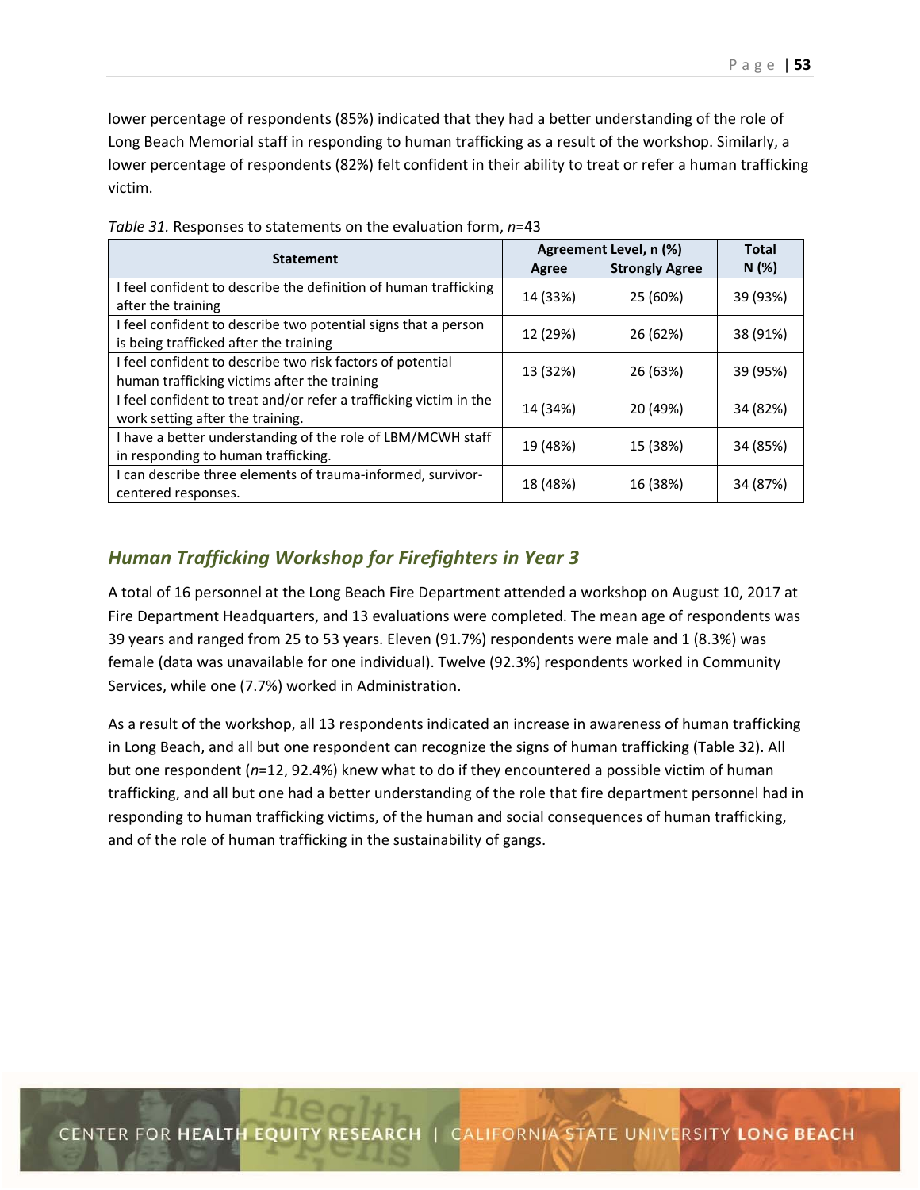lower percentage of respondents (85%) indicated that they had a better understanding of the role of Long Beach Memorial staff in responding to human trafficking as a result of the workshop. Similarly, a lower percentage of respondents (82%) felt confident in their ability to treat or refer a human trafficking victim.

*Table 31.* Responses to statements on the evaluation form, *n*=43

| Statement | Agreement Level, n (%) | | Total N (%) |
|---|---|---|---|
| | Agree | Strongly Agree | |
| I feel confident to describe the definition of human trafficking after the training | 14 (33%) | 25 (60%) | 39 (93%) |
| I feel confident to describe two potential signs that a person is being trafficked after the training | 12 (29%) | 26 (62%) | 38 (91%) |
| I feel confident to describe two risk factors of potential human trafficking victims after the training | 13 (32%) | 26 (63%) | 39 (95%) |
| I feel confident to treat and/or refer a trafficking victim in the work setting after the training. | 14 (34%) | 20 (49%) | 34 (82%) |
| I have a better understanding of the role of LBM/MCWH staff in responding to human trafficking. | 19 (48%) | 15 (38%) | 34 (85%) |
| I can describe three elements of trauma-informed, survivor-centered responses. | 18 (48%) | 16 (38%) | 34 (87%) |

## *Human Trafficking Workshop for Firefighters in Year 3*

A total of 16 personnel at the Long Beach Fire Department attended a workshop on August 10, 2017 at Fire Department Headquarters, and 13 evaluations were completed. The mean age of respondents was 39 years and ranged from 25 to 53 years. Eleven (91.7%) respondents were male and 1 (8.3%) was female (data was unavailable for one individual). Twelve (92.3%) respondents worked in Community Services, while one (7.7%) worked in Administration.

As a result of the workshop, all 13 respondents indicated an increase in awareness of human trafficking in Long Beach, and all but one respondent can recognize the signs of human trafficking (Table 32). All but one respondent (*n*=12, 92.4%) knew what to do if they encountered a possible victim of human trafficking, and all but one had a better understanding of the role that fire department personnel had in responding to human trafficking victims, of the human and social consequences of human trafficking, and of the role of human trafficking in the sustainability of gangs.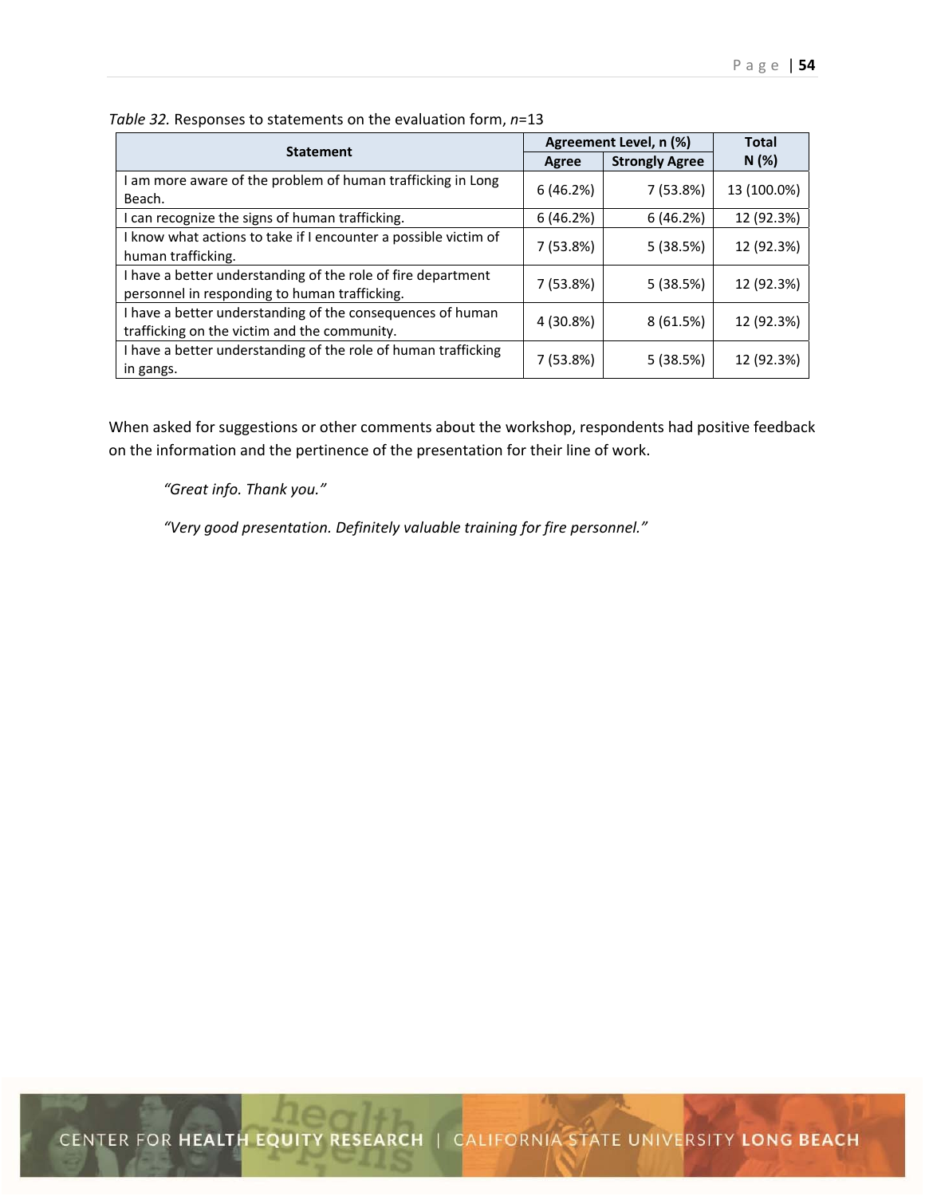*Table 32.* Responses to statements on the evaluation form, *n*=13

| Statement | Agreement Level, n (%) | | Total |
|---|---|---|---|
| | Agree | Strongly Agree | N (%) |
| I am more aware of the problem of human trafficking in Long Beach. | 6 (46.2%) | 7 (53.8%) | 13 (100.0%) |
| I can recognize the signs of human trafficking. | 6 (46.2%) | 6 (46.2%) | 12 (92.3%) |
| I know what actions to take if I encounter a possible victim of human trafficking. | 7 (53.8%) | 5 (38.5%) | 12 (92.3%) |
| I have a better understanding of the role of fire department personnel in responding to human trafficking. | 7 (53.8%) | 5 (38.5%) | 12 (92.3%) |
| I have a better understanding of the consequences of human trafficking on the victim and the community. | 4 (30.8%) | 8 (61.5%) | 12 (92.3%) |
| I have a better understanding of the role of human trafficking in gangs. | 7 (53.8%) | 5 (38.5%) | 12 (92.3%) |

When asked for suggestions or other comments about the workshop, respondents had positive feedback on the information and the pertinence of the presentation for their line of work.

> *"Great info. Thank you."*
>
> *"Very good presentation. Definitely valuable training for fire personnel."*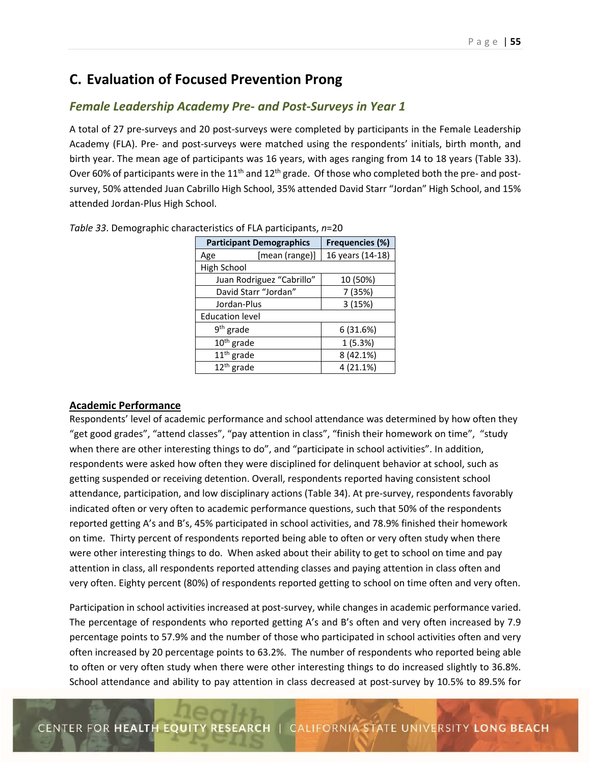## C. Evaluation of Focused Prevention Prong

### *Female Leadership Academy Pre- and Post-Surveys in Year 1*

A total of 27 pre-surveys and 20 post-surveys were completed by participants in the Female Leadership Academy (FLA). Pre- and post-surveys were matched using the respondents' initials, birth month, and birth year. The mean age of participants was 16 years, with ages ranging from 14 to 18 years (Table 33). Over 60% of participants were in the 11th and 12th grade. Of those who completed both the pre- and post-survey, 50% attended Juan Cabrillo High School, 35% attended David Starr "Jordan" High School, and 15% attended Jordan-Plus High School.

*Table 33*. Demographic characteristics of FLA participants, *n*=20

| Participant Demographics | Frequencies (%) |
|---|---|
| Age [mean (range)] | 16 years (14-18) |
| High School | |
| Juan Rodriguez "Cabrillo" | 10 (50%) |
| David Starr "Jordan" | 7 (35%) |
| Jordan-Plus | 3 (15%) |
| Education level | |
| 9th grade | 6 (31.6%) |
| 10th grade | 1 (5.3%) |
| 11th grade | 8 (42.1%) |
| 12th grade | 4 (21.1%) |

**Academic Performance**

Respondents' level of academic performance and school attendance was determined by how often they "get good grades", "attend classes", "pay attention in class", "finish their homework on time", "study when there are other interesting things to do", and "participate in school activities". In addition, respondents were asked how often they were disciplined for delinquent behavior at school, such as getting suspended or receiving detention. Overall, respondents reported having consistent school attendance, participation, and low disciplinary actions (Table 34). At pre-survey, respondents favorably indicated often or very often to academic performance questions, such that 50% of the respondents reported getting A's and B's, 45% participated in school activities, and 78.9% finished their homework on time. Thirty percent of respondents reported being able to often or very often study when there were other interesting things to do. When asked about their ability to get to school on time and pay attention in class, all respondents reported attending classes and paying attention in class often and very often. Eighty percent (80%) of respondents reported getting to school on time often and very often.

Participation in school activities increased at post-survey, while changes in academic performance varied. The percentage of respondents who reported getting A's and B's often and very often increased by 7.9 percentage points to 57.9% and the number of those who participated in school activities often and very often increased by 20 percentage points to 63.2%. The number of respondents who reported being able to often or very often study when there were other interesting things to do increased slightly to 36.8%. School attendance and ability to pay attention in class decreased at post-survey by 10.5% to 89.5% for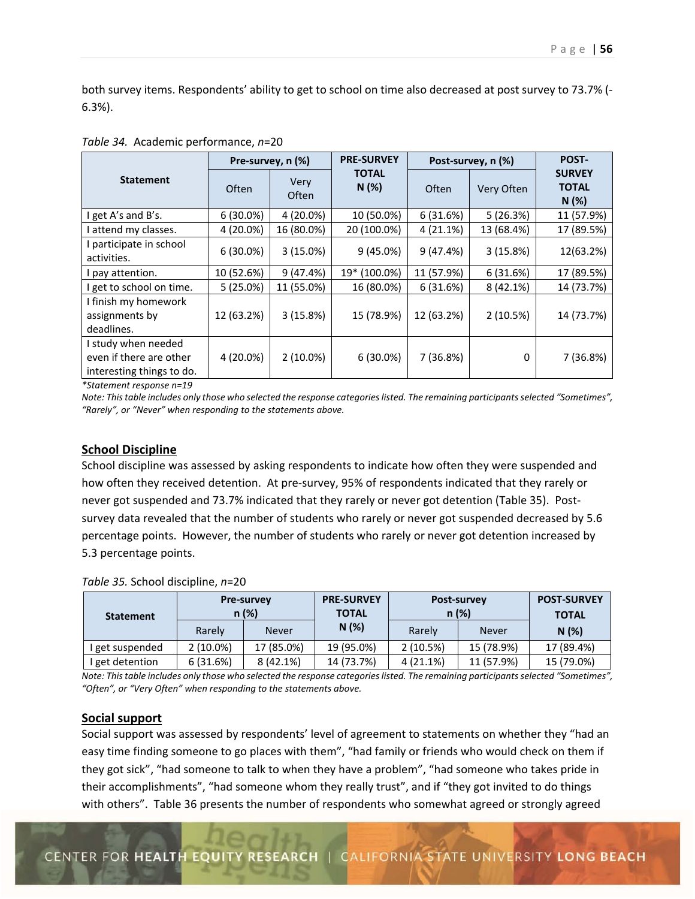both survey items. Respondents' ability to get to school on time also decreased at post survey to 73.7% (-6.3%).

*Table 34.* Academic performance, *n*=20

| Statement | Pre-survey, n (%) | | PRE-SURVEY TOTAL N (%) | Post-survey, n (%) | | POST-SURVEY TOTAL N (%) |
|---|---|---|---|---|---|---|
| | Often | Very Often | | Often | Very Often | |
| I get A's and B's. | 6 (30.0%) | 4 (20.0%) | 10 (50.0%) | 6 (31.6%) | 5 (26.3%) | 11 (57.9%) |
| I attend my classes. | 4 (20.0%) | 16 (80.0%) | 20 (100.0%) | 4 (21.1%) | 13 (68.4%) | 17 (89.5%) |
| I participate in school activities. | 6 (30.0%) | 3 (15.0%) | 9 (45.0%) | 9 (47.4%) | 3 (15.8%) | 12(63.2%) |
| I pay attention. | 10 (52.6%) | 9 (47.4%) | 19* (100.0%) | 11 (57.9%) | 6 (31.6%) | 17 (89.5%) |
| I get to school on time. | 5 (25.0%) | 11 (55.0%) | 16 (80.0%) | 6 (31.6%) | 8 (42.1%) | 14 (73.7%) |
| I finish my homework assignments by deadlines. | 12 (63.2%) | 3 (15.8%) | 15 (78.9%) | 12 (63.2%) | 2 (10.5%) | 14 (73.7%) |
| I study when needed even if there are other interesting things to do. | 4 (20.0%) | 2 (10.0%) | 6 (30.0%) | 7 (36.8%) | 0 | 7 (36.8%) |

*\*Statement response n=19*

*Note: This table includes only those who selected the response categories listed. The remaining participants selected "Sometimes", "Rarely", or "Never" when responding to the statements above.*

## School Discipline

School discipline was assessed by asking respondents to indicate how often they were suspended and how often they received detention. At pre-survey, 95% of respondents indicated that they rarely or never got suspended and 73.7% indicated that they rarely or never got detention (Table 35). Post-survey data revealed that the number of students who rarely or never got suspended decreased by 5.6 percentage points. However, the number of students who rarely or never got detention increased by 5.3 percentage points.

*Table 35.* School discipline, *n*=20

| Statement | Pre-survey n (%) | | PRE-SURVEY TOTAL N (%) | Post-survey n (%) | | POST-SURVEY TOTAL N (%) |
|---|---|---|---|---|---|---|
| | Rarely | Never | | Rarely | Never | |
| I get suspended | 2 (10.0%) | 17 (85.0%) | 19 (95.0%) | 2 (10.5%) | 15 (78.9%) | 17 (89.4%) |
| I get detention | 6 (31.6%) | 8 (42.1%) | 14 (73.7%) | 4 (21.1%) | 11 (57.9%) | 15 (79.0%) |

*Note: This table includes only those who selected the response categories listed. The remaining participants selected "Sometimes", "Often", or "Very Often" when responding to the statements above.*

## Social support

Social support was assessed by respondents' level of agreement to statements on whether they "had an easy time finding someone to go places with them", "had family or friends who would check on them if they got sick", "had someone to talk to when they have a problem", "had someone who takes pride in their accomplishments", "had someone whom they really trust", and if "they got invited to do things with others". Table 36 presents the number of respondents who somewhat agreed or strongly agreed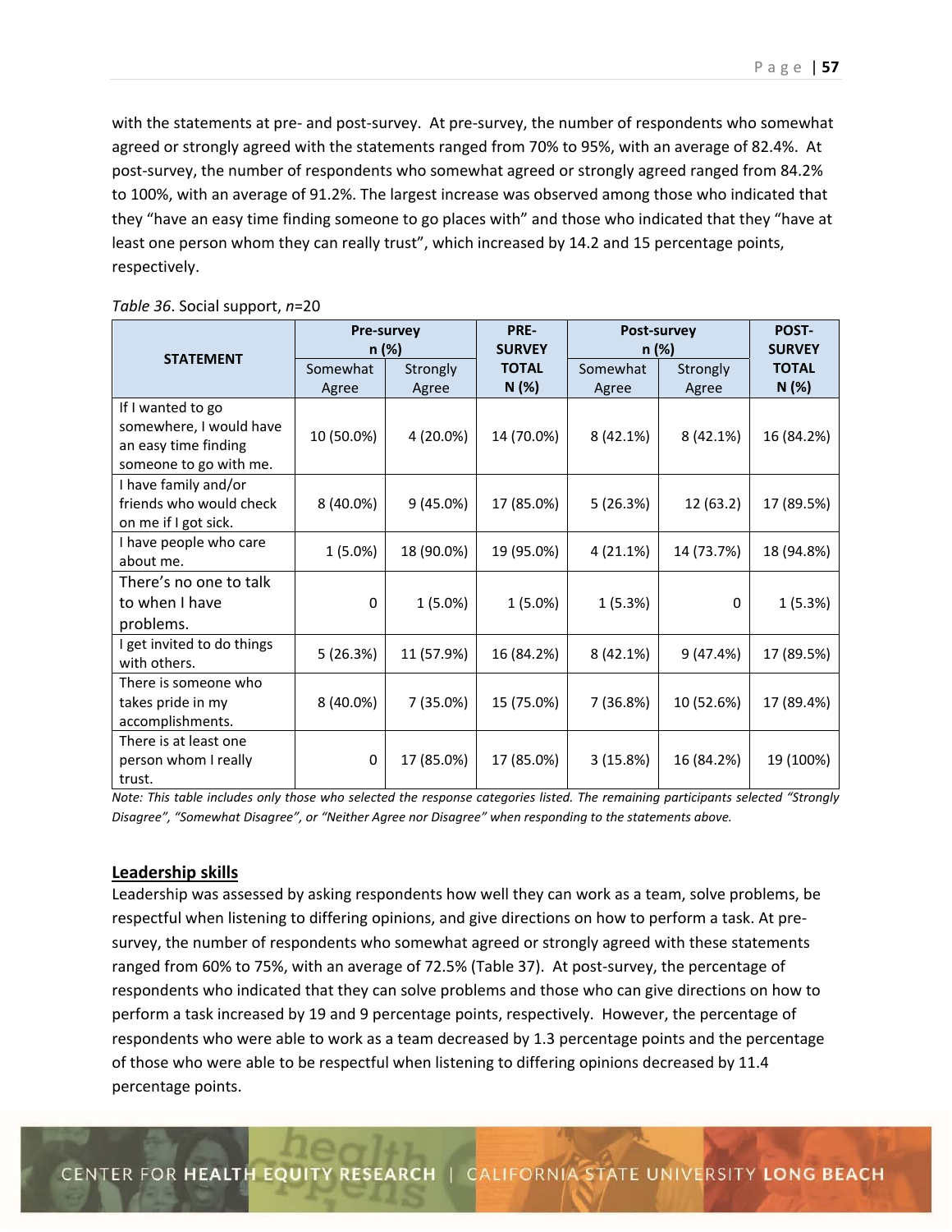with the statements at pre- and post-survey. At pre-survey, the number of respondents who somewhat agreed or strongly agreed with the statements ranged from 70% to 95%, with an average of 82.4%. At post-survey, the number of respondents who somewhat agreed or strongly agreed ranged from 84.2% to 100%, with an average of 91.2%. The largest increase was observed among those who indicated that they "have an easy time finding someone to go places with" and those who indicated that they "have at least one person whom they can really trust", which increased by 14.2 and 15 percentage points, respectively.

*Table 36*. Social support, *n*=20

| STATEMENT | Pre-survey n (%) | | PRE-SURVEY TOTAL N (%) | Post-survey n (%) | | POST-SURVEY TOTAL N (%) |
|---|---|---|---|---|---|---|
| | Somewhat Agree | Strongly Agree | | Somewhat Agree | Strongly Agree | |
| If I wanted to go somewhere, I would have an easy time finding someone to go with me. | 10 (50.0%) | 4 (20.0%) | 14 (70.0%) | 8 (42.1%) | 8 (42.1%) | 16 (84.2%) |
| I have family and/or friends who would check on me if I got sick. | 8 (40.0%) | 9 (45.0%) | 17 (85.0%) | 5 (26.3%) | 12 (63.2) | 17 (89.5%) |
| I have people who care about me. | 1 (5.0%) | 18 (90.0%) | 19 (95.0%) | 4 (21.1%) | 14 (73.7%) | 18 (94.8%) |
| There's no one to talk to when I have problems. | 0 | 1 (5.0%) | 1 (5.0%) | 1 (5.3%) | 0 | 1 (5.3%) |
| I get invited to do things with others. | 5 (26.3%) | 11 (57.9%) | 16 (84.2%) | 8 (42.1%) | 9 (47.4%) | 17 (89.5%) |
| There is someone who takes pride in my accomplishments. | 8 (40.0%) | 7 (35.0%) | 15 (75.0%) | 7 (36.8%) | 10 (52.6%) | 17 (89.4%) |
| There is at least one person whom I really trust. | 0 | 17 (85.0%) | 17 (85.0%) | 3 (15.8%) | 16 (84.2%) | 19 (100%) |

*Note: This table includes only those who selected the response categories listed. The remaining participants selected "Strongly Disagree", "Somewhat Disagree", or "Neither Agree nor Disagree" when responding to the statements above.*

## Leadership skills

Leadership was assessed by asking respondents how well they can work as a team, solve problems, be respectful when listening to differing opinions, and give directions on how to perform a task. At pre-survey, the number of respondents who somewhat agreed or strongly agreed with these statements ranged from 60% to 75%, with an average of 72.5% (Table 37). At post-survey, the percentage of respondents who indicated that they can solve problems and those who can give directions on how to perform a task increased by 19 and 9 percentage points, respectively. However, the percentage of respondents who were able to work as a team decreased by 1.3 percentage points and the percentage of those who were able to be respectful when listening to differing opinions decreased by 11.4 percentage points.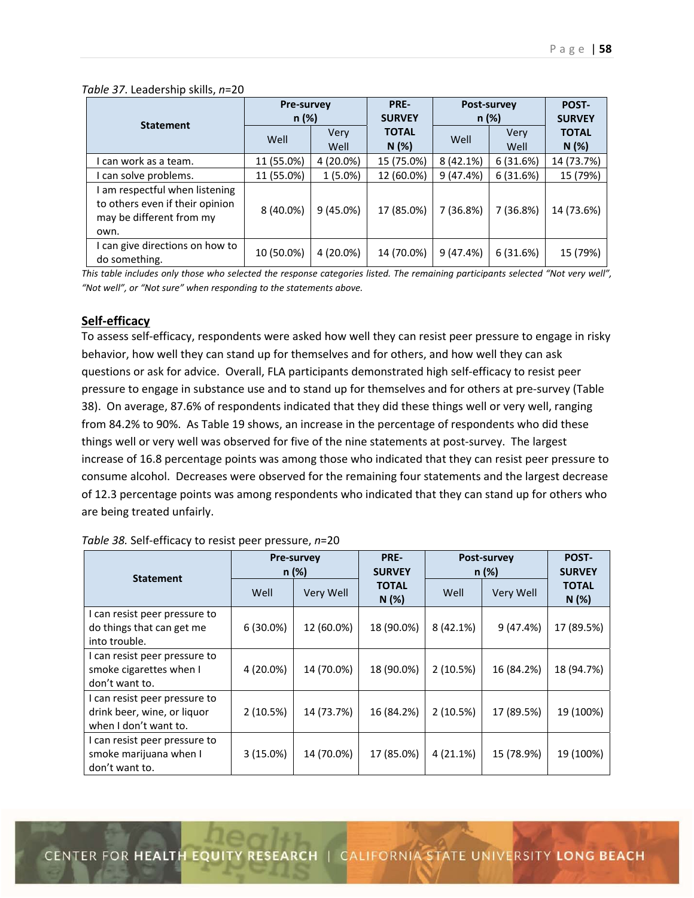*Table 37*. Leadership skills, *n*=20

| Statement | Pre-survey n (%) | | PRE-SURVEY TOTAL N (%) | Post-survey n (%) | | POST-SURVEY TOTAL N (%) |
|---|---|---|---|---|---|---|
| | Well | Very Well | | Well | Very Well | |
| I can work as a team. | 11 (55.0%) | 4 (20.0%) | 15 (75.0%) | 8 (42.1%) | 6 (31.6%) | 14 (73.7%) |
| I can solve problems. | 11 (55.0%) | 1 (5.0%) | 12 (60.0%) | 9 (47.4%) | 6 (31.6%) | 15 (79%) |
| I am respectful when listening to others even if their opinion may be different from my own. | 8 (40.0%) | 9 (45.0%) | 17 (85.0%) | 7 (36.8%) | 7 (36.8%) | 14 (73.6%) |
| I can give directions on how to do something. | 10 (50.0%) | 4 (20.0%) | 14 (70.0%) | 9 (47.4%) | 6 (31.6%) | 15 (79%) |

*This table includes only those who selected the response categories listed. The remaining participants selected "Not very well", "Not well", or "Not sure" when responding to the statements above.*

## Self-efficacy

To assess self-efficacy, respondents were asked how well they can resist peer pressure to engage in risky behavior, how well they can stand up for themselves and for others, and how well they can ask questions or ask for advice. Overall, FLA participants demonstrated high self-efficacy to resist peer pressure to engage in substance use and to stand up for themselves and for others at pre-survey (Table 38). On average, 87.6% of respondents indicated that they did these things well or very well, ranging from 84.2% to 90%. As Table 19 shows, an increase in the percentage of respondents who did these things well or very well was observed for five of the nine statements at post-survey. The largest increase of 16.8 percentage points was among those who indicated that they can resist peer pressure to consume alcohol. Decreases were observed for the remaining four statements and the largest decrease of 12.3 percentage points was among respondents who indicated that they can stand up for others who are being treated unfairly.

*Table 38.* Self-efficacy to resist peer pressure, *n*=20

| Statement | Pre-survey n (%) | | PRE-SURVEY TOTAL N (%) | Post-survey n (%) | | POST-SURVEY TOTAL N (%) |
|---|---|---|---|---|---|---|
| | Well | Very Well | | Well | Very Well | |
| I can resist peer pressure to do things that can get me into trouble. | 6 (30.0%) | 12 (60.0%) | 18 (90.0%) | 8 (42.1%) | 9 (47.4%) | 17 (89.5%) |
| I can resist peer pressure to smoke cigarettes when I don't want to. | 4 (20.0%) | 14 (70.0%) | 18 (90.0%) | 2 (10.5%) | 16 (84.2%) | 18 (94.7%) |
| I can resist peer pressure to drink beer, wine, or liquor when I don't want to. | 2 (10.5%) | 14 (73.7%) | 16 (84.2%) | 2 (10.5%) | 17 (89.5%) | 19 (100%) |
| I can resist peer pressure to smoke marijuana when I don't want to. | 3 (15.0%) | 14 (70.0%) | 17 (85.0%) | 4 (21.1%) | 15 (78.9%) | 19 (100%) |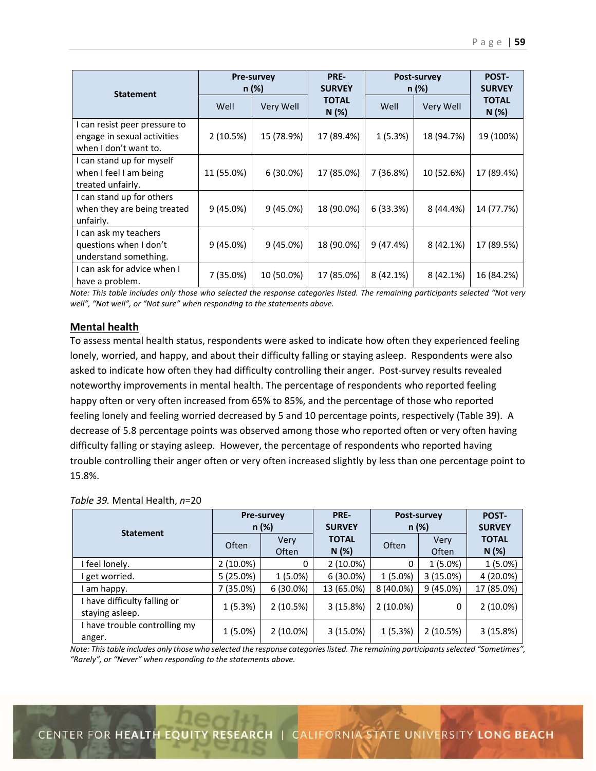| Statement | Pre-survey n (%) | | PRE-SURVEY TOTAL N (%) | Post-survey n (%) | | POST-SURVEY TOTAL N (%) |
|---|---|---|---|---|---|---|
| | Well | Very Well | | Well | Very Well | |
| I can resist peer pressure to engage in sexual activities when I don't want to. | 2 (10.5%) | 15 (78.9%) | 17 (89.4%) | 1 (5.3%) | 18 (94.7%) | 19 (100%) |
| I can stand up for myself when I feel I am being treated unfairly. | 11 (55.0%) | 6 (30.0%) | 17 (85.0%) | 7 (36.8%) | 10 (52.6%) | 17 (89.4%) |
| I can stand up for others when they are being treated unfairly. | 9 (45.0%) | 9 (45.0%) | 18 (90.0%) | 6 (33.3%) | 8 (44.4%) | 14 (77.7%) |
| I can ask my teachers questions when I don't understand something. | 9 (45.0%) | 9 (45.0%) | 18 (90.0%) | 9 (47.4%) | 8 (42.1%) | 17 (89.5%) |
| I can ask for advice when I have a problem. | 7 (35.0%) | 10 (50.0%) | 17 (85.0%) | 8 (42.1%) | 8 (42.1%) | 16 (84.2%) |

*Note: This table includes only those who selected the response categories listed. The remaining participants selected "Not very well", "Not well", or "Not sure" when responding to the statements above.*

## Mental health

To assess mental health status, respondents were asked to indicate how often they experienced feeling lonely, worried, and happy, and about their difficulty falling or staying asleep. Respondents were also asked to indicate how often they had difficulty controlling their anger. Post-survey results revealed noteworthy improvements in mental health. The percentage of respondents who reported feeling happy often or very often increased from 65% to 85%, and the percentage of those who reported feeling lonely and feeling worried decreased by 5 and 10 percentage points, respectively (Table 39). A decrease of 5.8 percentage points was observed among those who reported often or very often having difficulty falling or staying asleep. However, the percentage of respondents who reported having trouble controlling their anger often or very often increased slightly by less than one percentage point to 15.8%.

*Table 39.* Mental Health, *n*=20

| Statement | Pre-survey n (%) | | PRE-SURVEY TOTAL N (%) | Post-survey n (%) | | POST-SURVEY TOTAL N (%) |
|---|---|---|---|---|---|---|
| | Often | Very Often | | Often | Very Often | |
| I feel lonely. | 2 (10.0%) | 0 | 2 (10.0%) | 0 | 1 (5.0%) | 1 (5.0%) |
| I get worried. | 5 (25.0%) | 1 (5.0%) | 6 (30.0%) | 1 (5.0%) | 3 (15.0%) | 4 (20.0%) |
| I am happy. | 7 (35.0%) | 6 (30.0%) | 13 (65.0%) | 8 (40.0%) | 9 (45.0%) | 17 (85.0%) |
| I have difficulty falling or staying asleep. | 1 (5.3%) | 2 (10.5%) | 3 (15.8%) | 2 (10.0%) | 0 | 2 (10.0%) |
| I have trouble controlling my anger. | 1 (5.0%) | 2 (10.0%) | 3 (15.0%) | 1 (5.3%) | 2 (10.5%) | 3 (15.8%) |

*Note: This table includes only those who selected the response categories listed. The remaining participants selected "Sometimes", "Rarely", or "Never" when responding to the statements above.*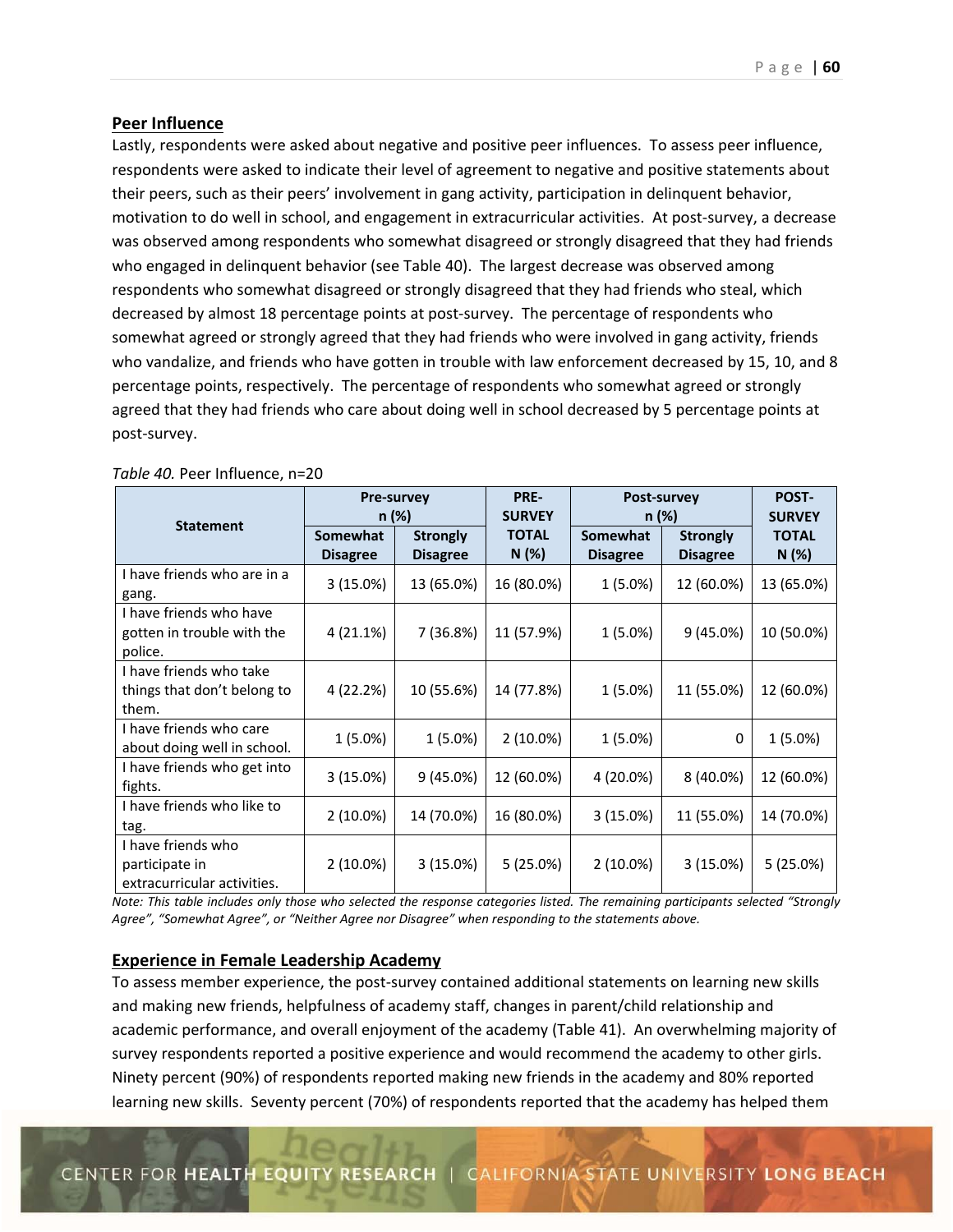## Peer Influence

Lastly, respondents were asked about negative and positive peer influences. To assess peer influence, respondents were asked to indicate their level of agreement to negative and positive statements about their peers, such as their peers' involvement in gang activity, participation in delinquent behavior, motivation to do well in school, and engagement in extracurricular activities. At post-survey, a decrease was observed among respondents who somewhat disagreed or strongly disagreed that they had friends who engaged in delinquent behavior (see Table 40). The largest decrease was observed among respondents who somewhat disagreed or strongly disagreed that they had friends who steal, which decreased by almost 18 percentage points at post-survey. The percentage of respondents who somewhat agreed or strongly agreed that they had friends who were involved in gang activity, friends who vandalize, and friends who have gotten in trouble with law enforcement decreased by 15, 10, and 8 percentage points, respectively. The percentage of respondents who somewhat agreed or strongly agreed that they had friends who care about doing well in school decreased by 5 percentage points at post-survey.

*Table 40.* Peer Influence, n=20

| Statement | Pre-survey n (%) | | PRE-SURVEY TOTAL N (%) | Post-survey n (%) | | POST-SURVEY TOTAL N (%) |
|---|---|---|---|---|---|---|
| | Somewhat Disagree | Strongly Disagree | | Somewhat Disagree | Strongly Disagree | |
| I have friends who are in a gang. | 3 (15.0%) | 13 (65.0%) | 16 (80.0%) | 1 (5.0%) | 12 (60.0%) | 13 (65.0%) |
| I have friends who have gotten in trouble with the police. | 4 (21.1%) | 7 (36.8%) | 11 (57.9%) | 1 (5.0%) | 9 (45.0%) | 10 (50.0%) |
| I have friends who take things that don't belong to them. | 4 (22.2%) | 10 (55.6%) | 14 (77.8%) | 1 (5.0%) | 11 (55.0%) | 12 (60.0%) |
| I have friends who care about doing well in school. | 1 (5.0%) | 1 (5.0%) | 2 (10.0%) | 1 (5.0%) | 0 | 1 (5.0%) |
| I have friends who get into fights. | 3 (15.0%) | 9 (45.0%) | 12 (60.0%) | 4 (20.0%) | 8 (40.0%) | 12 (60.0%) |
| I have friends who like to tag. | 2 (10.0%) | 14 (70.0%) | 16 (80.0%) | 3 (15.0%) | 11 (55.0%) | 14 (70.0%) |
| I have friends who participate in extracurricular activities. | 2 (10.0%) | 3 (15.0%) | 5 (25.0%) | 2 (10.0%) | 3 (15.0%) | 5 (25.0%) |

*Note: This table includes only those who selected the response categories listed. The remaining participants selected "Strongly Agree", "Somewhat Agree", or "Neither Agree nor Disagree" when responding to the statements above.*

## Experience in Female Leadership Academy

To assess member experience, the post-survey contained additional statements on learning new skills and making new friends, helpfulness of academy staff, changes in parent/child relationship and academic performance, and overall enjoyment of the academy (Table 41). An overwhelming majority of survey respondents reported a positive experience and would recommend the academy to other girls. Ninety percent (90%) of respondents reported making new friends in the academy and 80% reported learning new skills. Seventy percent (70%) of respondents reported that the academy has helped them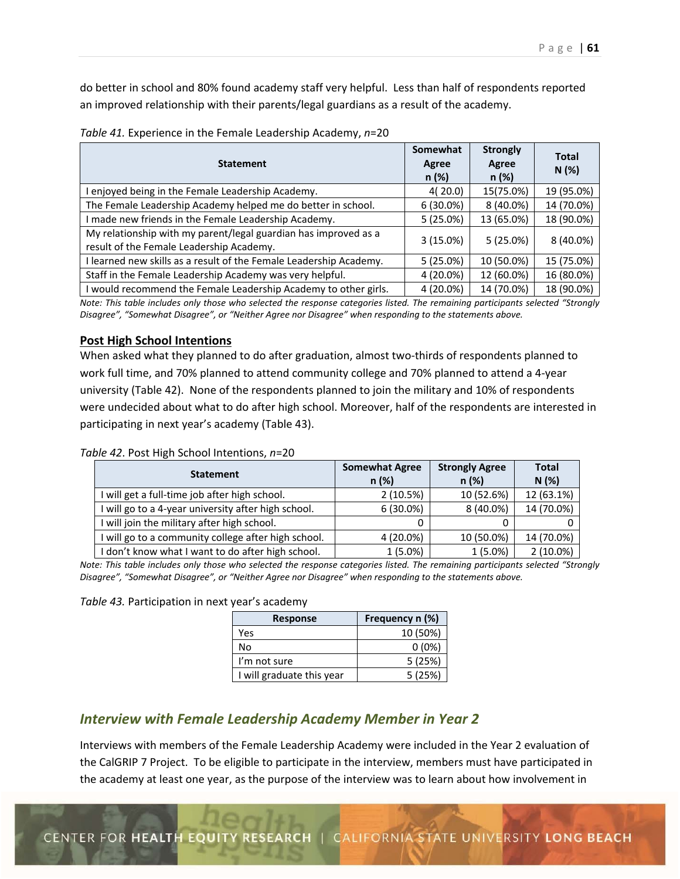do better in school and 80% found academy staff very helpful. Less than half of respondents reported an improved relationship with their parents/legal guardians as a result of the academy.

*Table 41.* Experience in the Female Leadership Academy, *n*=20

| Statement | Somewhat Agree n (%) | Strongly Agree n (%) | Total N (%) |
|---|---|---|---|
| I enjoyed being in the Female Leadership Academy. | 4( 20.0) | 15(75.0%) | 19 (95.0%) |
| The Female Leadership Academy helped me do better in school. | 6 (30.0%) | 8 (40.0%) | 14 (70.0%) |
| I made new friends in the Female Leadership Academy. | 5 (25.0%) | 13 (65.0%) | 18 (90.0%) |
| My relationship with my parent/legal guardian has improved as a result of the Female Leadership Academy. | 3 (15.0%) | 5 (25.0%) | 8 (40.0%) |
| I learned new skills as a result of the Female Leadership Academy. | 5 (25.0%) | 10 (50.0%) | 15 (75.0%) |
| Staff in the Female Leadership Academy was very helpful. | 4 (20.0%) | 12 (60.0%) | 16 (80.0%) |
| I would recommend the Female Leadership Academy to other girls. | 4 (20.0%) | 14 (70.0%) | 18 (90.0%) |

*Note: This table includes only those who selected the response categories listed. The remaining participants selected "Strongly Disagree", "Somewhat Disagree", or "Neither Agree nor Disagree" when responding to the statements above.*

**Post High School Intentions**

When asked what they planned to do after graduation, almost two-thirds of respondents planned to work full time, and 70% planned to attend community college and 70% planned to attend a 4-year university (Table 42). None of the respondents planned to join the military and 10% of respondents were undecided about what to do after high school. Moreover, half of the respondents are interested in participating in next year's academy (Table 43).

*Table 42*. Post High School Intentions, *n*=20

| Statement | Somewhat Agree n (%) | Strongly Agree n (%) | Total N (%) |
|---|---|---|---|
| I will get a full-time job after high school. | 2 (10.5%) | 10 (52.6%) | 12 (63.1%) |
| I will go to a 4-year university after high school. | 6 (30.0%) | 8 (40.0%) | 14 (70.0%) |
| I will join the military after high school. | 0 | 0 | 0 |
| I will go to a community college after high school. | 4 (20.0%) | 10 (50.0%) | 14 (70.0%) |
| I don't know what I want to do after high school. | 1 (5.0%) | 1 (5.0%) | 2 (10.0%) |

*Note: This table includes only those who selected the response categories listed. The remaining participants selected "Strongly Disagree", "Somewhat Disagree", or "Neither Agree nor Disagree" when responding to the statements above.*

*Table 43.* Participation in next year's academy

| Response | Frequency n (%) |
|---|---|
| Yes | 10 (50%) |
| No | 0 (0%) |
| I'm not sure | 5 (25%) |
| I will graduate this year | 5 (25%) |

## *Interview with Female Leadership Academy Member in Year 2*

Interviews with members of the Female Leadership Academy were included in the Year 2 evaluation of the CalGRIP 7 Project. To be eligible to participate in the interview, members must have participated in the academy at least one year, as the purpose of the interview was to learn about how involvement in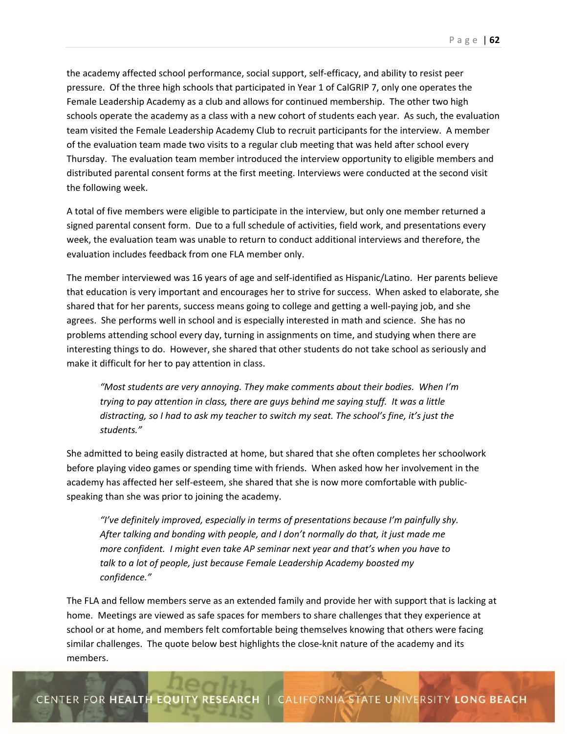the academy affected school performance, social support, self-efficacy, and ability to resist peer pressure. Of the three high schools that participated in Year 1 of CalGRIP 7, only one operates the Female Leadership Academy as a club and allows for continued membership. The other two high schools operate the academy as a class with a new cohort of students each year. As such, the evaluation team visited the Female Leadership Academy Club to recruit participants for the interview. A member of the evaluation team made two visits to a regular club meeting that was held after school every Thursday. The evaluation team member introduced the interview opportunity to eligible members and distributed parental consent forms at the first meeting. Interviews were conducted at the second visit the following week.

A total of five members were eligible to participate in the interview, but only one member returned a signed parental consent form. Due to a full schedule of activities, field work, and presentations every week, the evaluation team was unable to return to conduct additional interviews and therefore, the evaluation includes feedback from one FLA member only.

The member interviewed was 16 years of age and self-identified as Hispanic/Latino. Her parents believe that education is very important and encourages her to strive for success. When asked to elaborate, she shared that for her parents, success means going to college and getting a well-paying job, and she agrees. She performs well in school and is especially interested in math and science. She has no problems attending school every day, turning in assignments on time, and studying when there are interesting things to do. However, she shared that other students do not take school as seriously and make it difficult for her to pay attention in class.

> *"Most students are very annoying. They make comments about their bodies. When I'm trying to pay attention in class, there are guys behind me saying stuff. It was a little distracting, so I had to ask my teacher to switch my seat. The school's fine, it's just the students."*

She admitted to being easily distracted at home, but shared that she often completes her schoolwork before playing video games or spending time with friends. When asked how her involvement in the academy has affected her self-esteem, she shared that she is now more comfortable with public-speaking than she was prior to joining the academy.

> *"I've definitely improved, especially in terms of presentations because I'm painfully shy. After talking and bonding with people, and I don't normally do that, it just made me more confident. I might even take AP seminar next year and that's when you have to talk to a lot of people, just because Female Leadership Academy boosted my confidence."*

The FLA and fellow members serve as an extended family and provide her with support that is lacking at home. Meetings are viewed as safe spaces for members to share challenges that they experience at school or at home, and members felt comfortable being themselves knowing that others were facing similar challenges. The quote below best highlights the close-knit nature of the academy and its members.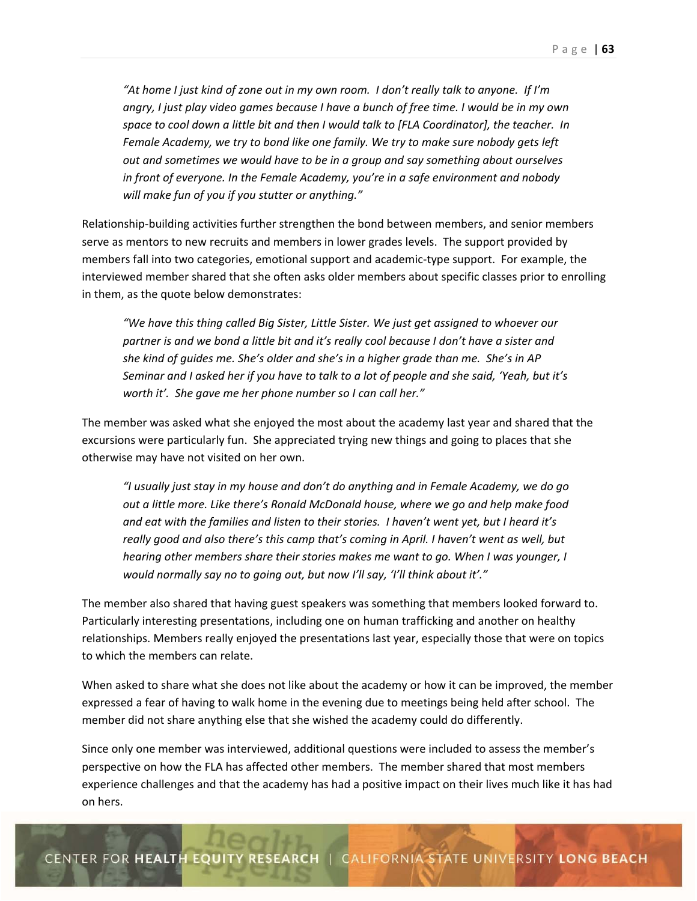*"At home I just kind of zone out in my own room. I don't really talk to anyone. If I'm angry, I just play video games because I have a bunch of free time. I would be in my own space to cool down a little bit and then I would talk to [FLA Coordinator], the teacher. In Female Academy, we try to bond like one family. We try to make sure nobody gets left out and sometimes we would have to be in a group and say something about ourselves in front of everyone. In the Female Academy, you're in a safe environment and nobody will make fun of you if you stutter or anything."*

Relationship-building activities further strengthen the bond between members, and senior members serve as mentors to new recruits and members in lower grades levels. The support provided by members fall into two categories, emotional support and academic-type support. For example, the interviewed member shared that she often asks older members about specific classes prior to enrolling in them, as the quote below demonstrates:

*"We have this thing called Big Sister, Little Sister. We just get assigned to whoever our partner is and we bond a little bit and it's really cool because I don't have a sister and she kind of guides me. She's older and she's in a higher grade than me. She's in AP Seminar and I asked her if you have to talk to a lot of people and she said, 'Yeah, but it's worth it'. She gave me her phone number so I can call her."*

The member was asked what she enjoyed the most about the academy last year and shared that the excursions were particularly fun. She appreciated trying new things and going to places that she otherwise may have not visited on her own.

*"I usually just stay in my house and don't do anything and in Female Academy, we do go out a little more. Like there's Ronald McDonald house, where we go and help make food and eat with the families and listen to their stories. I haven't went yet, but I heard it's really good and also there's this camp that's coming in April. I haven't went as well, but hearing other members share their stories makes me want to go. When I was younger, I would normally say no to going out, but now I'll say, 'I'll think about it'."*

The member also shared that having guest speakers was something that members looked forward to. Particularly interesting presentations, including one on human trafficking and another on healthy relationships. Members really enjoyed the presentations last year, especially those that were on topics to which the members can relate.

When asked to share what she does not like about the academy or how it can be improved, the member expressed a fear of having to walk home in the evening due to meetings being held after school. The member did not share anything else that she wished the academy could do differently.

Since only one member was interviewed, additional questions were included to assess the member's perspective on how the FLA has affected other members. The member shared that most members experience challenges and that the academy has had a positive impact on their lives much like it has had on hers.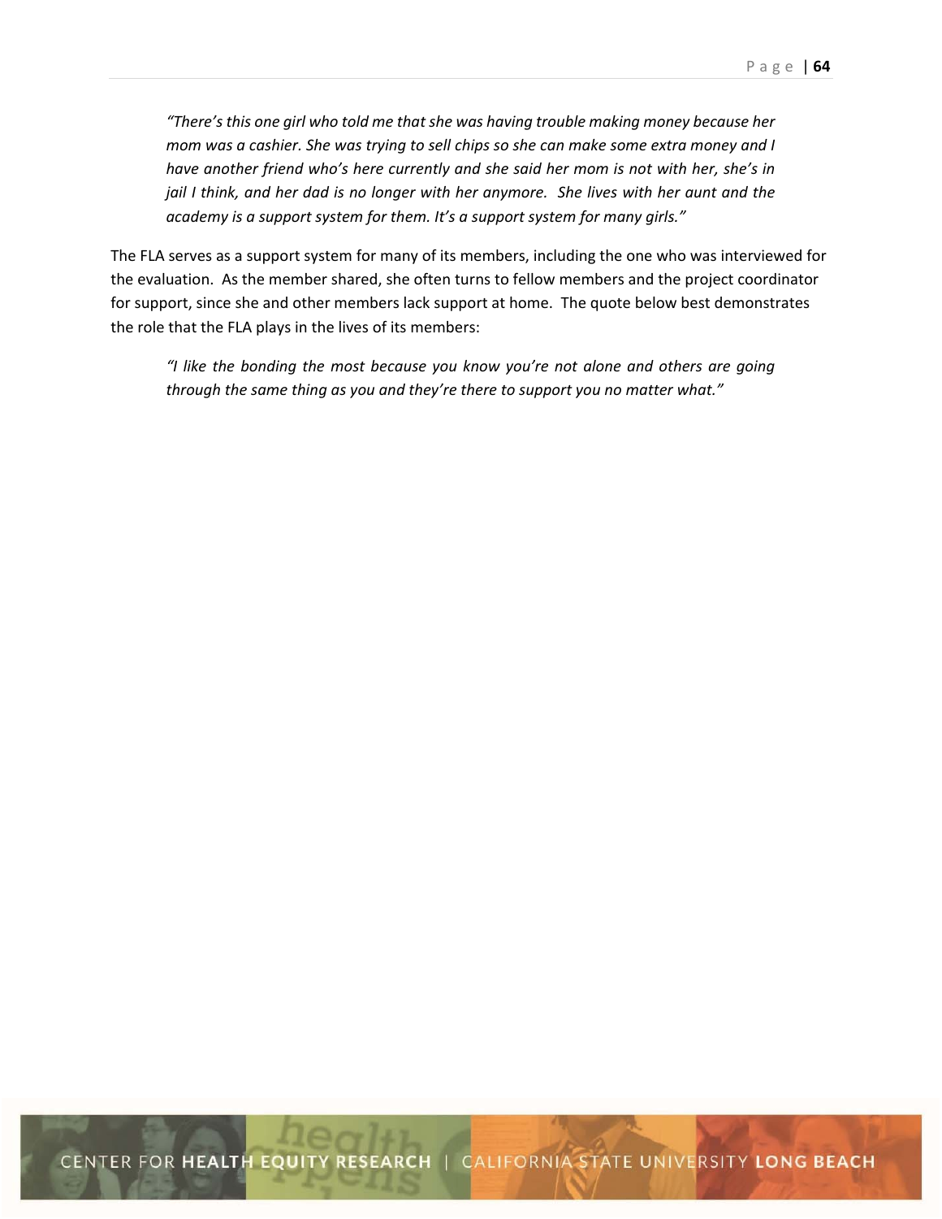> *"There's this one girl who told me that she was having trouble making money because her mom was a cashier. She was trying to sell chips so she can make some extra money and I have another friend who's here currently and she said her mom is not with her, she's in jail I think, and her dad is no longer with her anymore. She lives with her aunt and the academy is a support system for them. It's a support system for many girls."*

The FLA serves as a support system for many of its members, including the one who was interviewed for the evaluation. As the member shared, she often turns to fellow members and the project coordinator for support, since she and other members lack support at home. The quote below best demonstrates the role that the FLA plays in the lives of its members:

> *"I like the bonding the most because you know you're not alone and others are going through the same thing as you and they're there to support you no matter what."*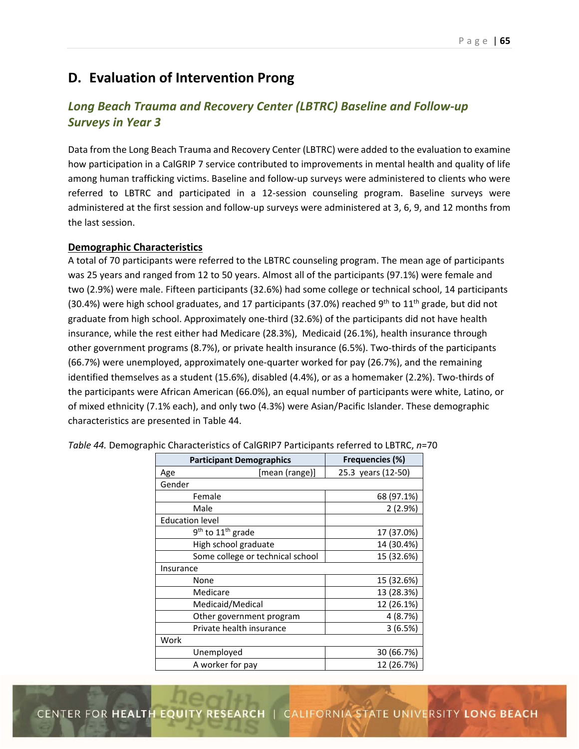## D. Evaluation of Intervention Prong

### *Long Beach Trauma and Recovery Center (LBTRC) Baseline and Follow-up Surveys in Year 3*

Data from the Long Beach Trauma and Recovery Center (LBTRC) were added to the evaluation to examine how participation in a CalGRIP 7 service contributed to improvements in mental health and quality of life among human trafficking victims. Baseline and follow-up surveys were administered to clients who were referred to LBTRC and participated in a 12-session counseling program. Baseline surveys were administered at the first session and follow-up surveys were administered at 3, 6, 9, and 12 months from the last session.

**Demographic Characteristics**

A total of 70 participants were referred to the LBTRC counseling program. The mean age of participants was 25 years and ranged from 12 to 50 years. Almost all of the participants (97.1%) were female and two (2.9%) were male. Fifteen participants (32.6%) had some college or technical school, 14 participants (30.4%) were high school graduates, and 17 participants (37.0%) reached 9th to 11th grade, but did not graduate from high school. Approximately one-third (32.6%) of the participants did not have health insurance, while the rest either had Medicare (28.3%), Medicaid (26.1%), health insurance through other government programs (8.7%), or private health insurance (6.5%). Two-thirds of the participants (66.7%) were unemployed, approximately one-quarter worked for pay (26.7%), and the remaining identified themselves as a student (15.6%), disabled (4.4%), or as a homemaker (2.2%). Two-thirds of the participants were African American (66.0%), an equal number of participants were white, Latino, or of mixed ethnicity (7.1% each), and only two (4.3%) were Asian/Pacific Islander. These demographic characteristics are presented in Table 44.

*Table 44.* Demographic Characteristics of CalGRIP7 Participants referred to LBTRC, *n*=70

| Participant Demographics | Frequencies (%) |
|---|---|
| Age [mean (range)] | 25.3 years (12-50) |
| Gender | |
| Female | 68 (97.1%) |
| Male | 2 (2.9%) |
| Education level | |
| 9th to 11th grade | 17 (37.0%) |
| High school graduate | 14 (30.4%) |
| Some college or technical school | 15 (32.6%) |
| Insurance | |
| None | 15 (32.6%) |
| Medicare | 13 (28.3%) |
| Medicaid/Medical | 12 (26.1%) |
| Other government program | 4 (8.7%) |
| Private health insurance | 3 (6.5%) |
| Work | |
| Unemployed | 30 (66.7%) |
| A worker for pay | 12 (26.7%) |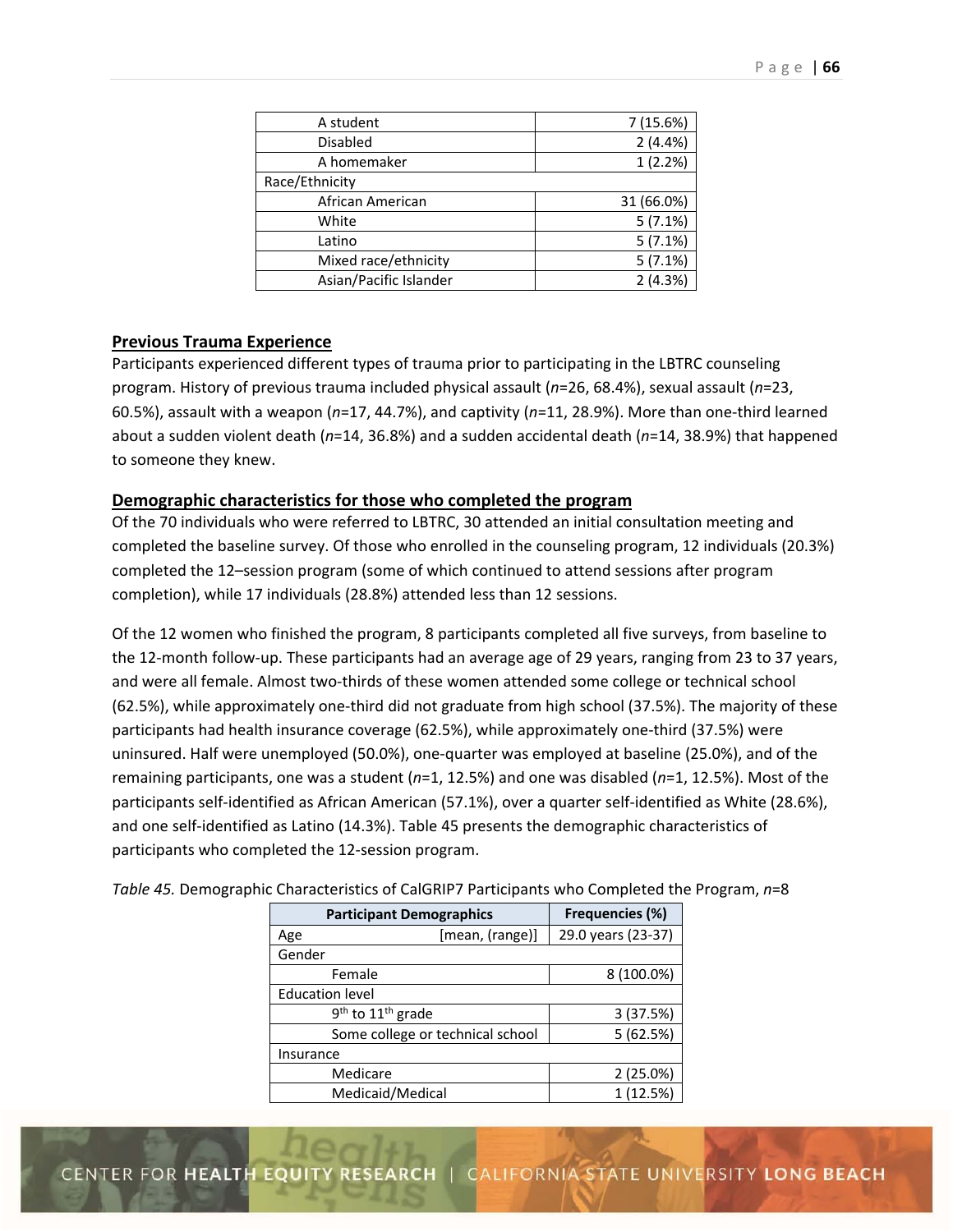| | |
|---|---|
| A student | 7 (15.6%) |
| Disabled | 2 (4.4%) |
| A homemaker | 1 (2.2%) |
| Race/Ethnicity | |
| African American | 31 (66.0%) |
| White | 5 (7.1%) |
| Latino | 5 (7.1%) |
| Mixed race/ethnicity | 5 (7.1%) |
| Asian/Pacific Islander | 2 (4.3%) |

## Previous Trauma Experience

Participants experienced different types of trauma prior to participating in the LBTRC counseling program. History of previous trauma included physical assault (*n*=26, 68.4%), sexual assault (*n*=23, 60.5%), assault with a weapon (*n*=17, 44.7%), and captivity (*n*=11, 28.9%). More than one-third learned about a sudden violent death (*n*=14, 36.8%) and a sudden accidental death (*n*=14, 38.9%) that happened to someone they knew.

## Demographic characteristics for those who completed the program

Of the 70 individuals who were referred to LBTRC, 30 attended an initial consultation meeting and completed the baseline survey. Of those who enrolled in the counseling program, 12 individuals (20.3%) completed the 12–session program (some of which continued to attend sessions after program completion), while 17 individuals (28.8%) attended less than 12 sessions.

Of the 12 women who finished the program, 8 participants completed all five surveys, from baseline to the 12-month follow-up. These participants had an average age of 29 years, ranging from 23 to 37 years, and were all female. Almost two-thirds of these women attended some college or technical school (62.5%), while approximately one-third did not graduate from high school (37.5%). The majority of these participants had health insurance coverage (62.5%), while approximately one-third (37.5%) were uninsured. Half were unemployed (50.0%), one-quarter was employed at baseline (25.0%), and of the remaining participants, one was a student (*n*=1, 12.5%) and one was disabled (*n*=1, 12.5%). Most of the participants self-identified as African American (57.1%), over a quarter self-identified as White (28.6%), and one self-identified as Latino (14.3%). Table 45 presents the demographic characteristics of participants who completed the 12-session program.

*Table 45.* Demographic Characteristics of CalGRIP7 Participants who Completed the Program, *n*=8

| Participant Demographics | Frequencies (%) |
|---|---|
| Age [mean, (range)] | 29.0 years (23-37) |
| Gender | |
| Female | 8 (100.0%) |
| Education level | |
| 9th to 11th grade | 3 (37.5%) |
| Some college or technical school | 5 (62.5%) |
| Insurance | |
| Medicare | 2 (25.0%) |
| Medicaid/Medical | 1 (12.5%) |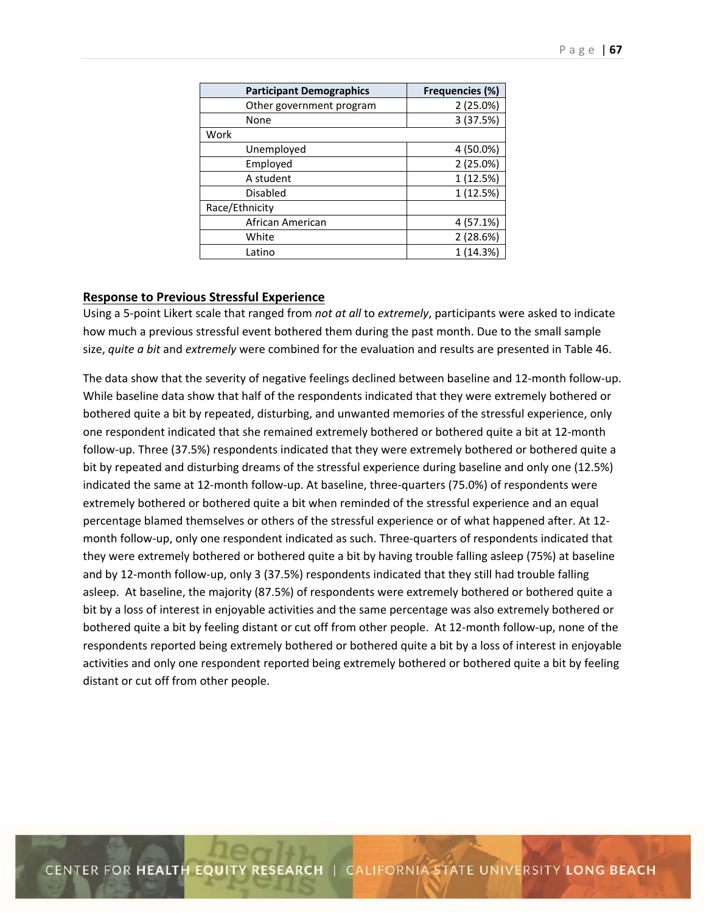| Participant Demographics | Frequencies (%) |
|---|---|
| Other government program | 2 (25.0%) |
| None | 3 (37.5%) |
| Work | |
| Unemployed | 4 (50.0%) |
| Employed | 2 (25.0%) |
| A student | 1 (12.5%) |
| Disabled | 1 (12.5%) |
| Race/Ethnicity | |
| African American | 4 (57.1%) |
| White | 2 (28.6%) |
| Latino | 1 (14.3%) |

## Response to Previous Stressful Experience

Using a 5-point Likert scale that ranged from *not at all* to *extremely*, participants were asked to indicate how much a previous stressful event bothered them during the past month. Due to the small sample size, *quite a bit* and *extremely* were combined for the evaluation and results are presented in Table 46.

The data show that the severity of negative feelings declined between baseline and 12-month follow-up. While baseline data show that half of the respondents indicated that they were extremely bothered or bothered quite a bit by repeated, disturbing, and unwanted memories of the stressful experience, only one respondent indicated that she remained extremely bothered or bothered quite a bit at 12-month follow-up. Three (37.5%) respondents indicated that they were extremely bothered or bothered quite a bit by repeated and disturbing dreams of the stressful experience during baseline and only one (12.5%) indicated the same at 12-month follow-up. At baseline, three-quarters (75.0%) of respondents were extremely bothered or bothered quite a bit when reminded of the stressful experience and an equal percentage blamed themselves or others of the stressful experience or of what happened after. At 12-month follow-up, only one respondent indicated as such. Three-quarters of respondents indicated that they were extremely bothered or bothered quite a bit by having trouble falling asleep (75%) at baseline and by 12-month follow-up, only 3 (37.5%) respondents indicated that they still had trouble falling asleep. At baseline, the majority (87.5%) of respondents were extremely bothered or bothered quite a bit by a loss of interest in enjoyable activities and the same percentage was also extremely bothered or bothered quite a bit by feeling distant or cut off from other people. At 12-month follow-up, none of the respondents reported being extremely bothered or bothered quite a bit by a loss of interest in enjoyable activities and only one respondent reported being extremely bothered or bothered quite a bit by feeling distant or cut off from other people.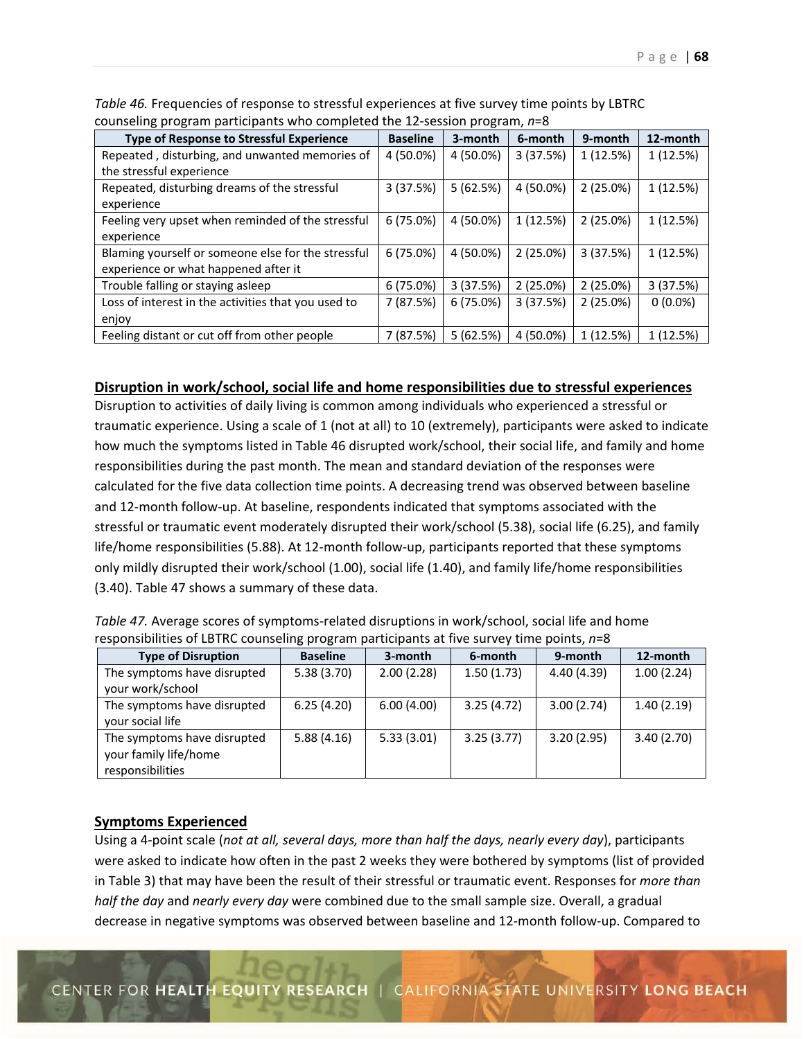*Table 46.* Frequencies of response to stressful experiences at five survey time points by LBTRC counseling program participants who completed the 12-session program, *n*=8

| Type of Response to Stressful Experience | Baseline | 3-month | 6-month | 9-month | 12-month |
|---|---|---|---|---|---|
| Repeated , disturbing, and unwanted memories of the stressful experience | 4 (50.0%) | 4 (50.0%) | 3 (37.5%) | 1 (12.5%) | 1 (12.5%) |
| Repeated, disturbing dreams of the stressful experience | 3 (37.5%) | 5 (62.5%) | 4 (50.0%) | 2 (25.0%) | 1 (12.5%) |
| Feeling very upset when reminded of the stressful experience | 6 (75.0%) | 4 (50.0%) | 1 (12.5%) | 2 (25.0%) | 1 (12.5%) |
| Blaming yourself or someone else for the stressful experience or what happened after it | 6 (75.0%) | 4 (50.0%) | 2 (25.0%) | 3 (37.5%) | 1 (12.5%) |
| Trouble falling or staying asleep | 6 (75.0%) | 3 (37.5%) | 2 (25.0%) | 2 (25.0%) | 3 (37.5%) |
| Loss of interest in the activities that you used to enjoy | 7 (87.5%) | 6 (75.0%) | 3 (37.5%) | 2 (25.0%) | 0 (0.0%) |
| Feeling distant or cut off from other people | 7 (87.5%) | 5 (62.5%) | 4 (50.0%) | 1 (12.5%) | 1 (12.5%) |

## Disruption in work/school, social life and home responsibilities due to stressful experiences

Disruption to activities of daily living is common among individuals who experienced a stressful or traumatic experience. Using a scale of 1 (not at all) to 10 (extremely), participants were asked to indicate how much the symptoms listed in Table 46 disrupted work/school, their social life, and family and home responsibilities during the past month. The mean and standard deviation of the responses were calculated for the five data collection time points. A decreasing trend was observed between baseline and 12-month follow-up. At baseline, respondents indicated that symptoms associated with the stressful or traumatic event moderately disrupted their work/school (5.38), social life (6.25), and family life/home responsibilities (5.88). At 12-month follow-up, participants reported that these symptoms only mildly disrupted their work/school (1.00), social life (1.40), and family life/home responsibilities (3.40). Table 47 shows a summary of these data.

*Table 47.* Average scores of symptoms-related disruptions in work/school, social life and home responsibilities of LBTRC counseling program participants at five survey time points, *n*=8

| Type of Disruption | Baseline | 3-month | 6-month | 9-month | 12-month |
|---|---|---|---|---|---|
| The symptoms have disrupted your work/school | 5.38 (3.70) | 2.00 (2.28) | 1.50 (1.73) | 4.40 (4.39) | 1.00 (2.24) |
| The symptoms have disrupted your social life | 6.25 (4.20) | 6.00 (4.00) | 3.25 (4.72) | 3.00 (2.74) | 1.40 (2.19) |
| The symptoms have disrupted your family life/home responsibilities | 5.88 (4.16) | 5.33 (3.01) | 3.25 (3.77) | 3.20 (2.95) | 3.40 (2.70) |

## Symptoms Experienced

Using a 4-point scale (*not at all, several days, more than half the days, nearly every day*), participants were asked to indicate how often in the past 2 weeks they were bothered by symptoms (list of provided in Table 3) that may have been the result of their stressful or traumatic event. Responses for *more than half the day* and *nearly every day* were combined due to the small sample size. Overall, a gradual decrease in negative symptoms was observed between baseline and 12-month follow-up. Compared to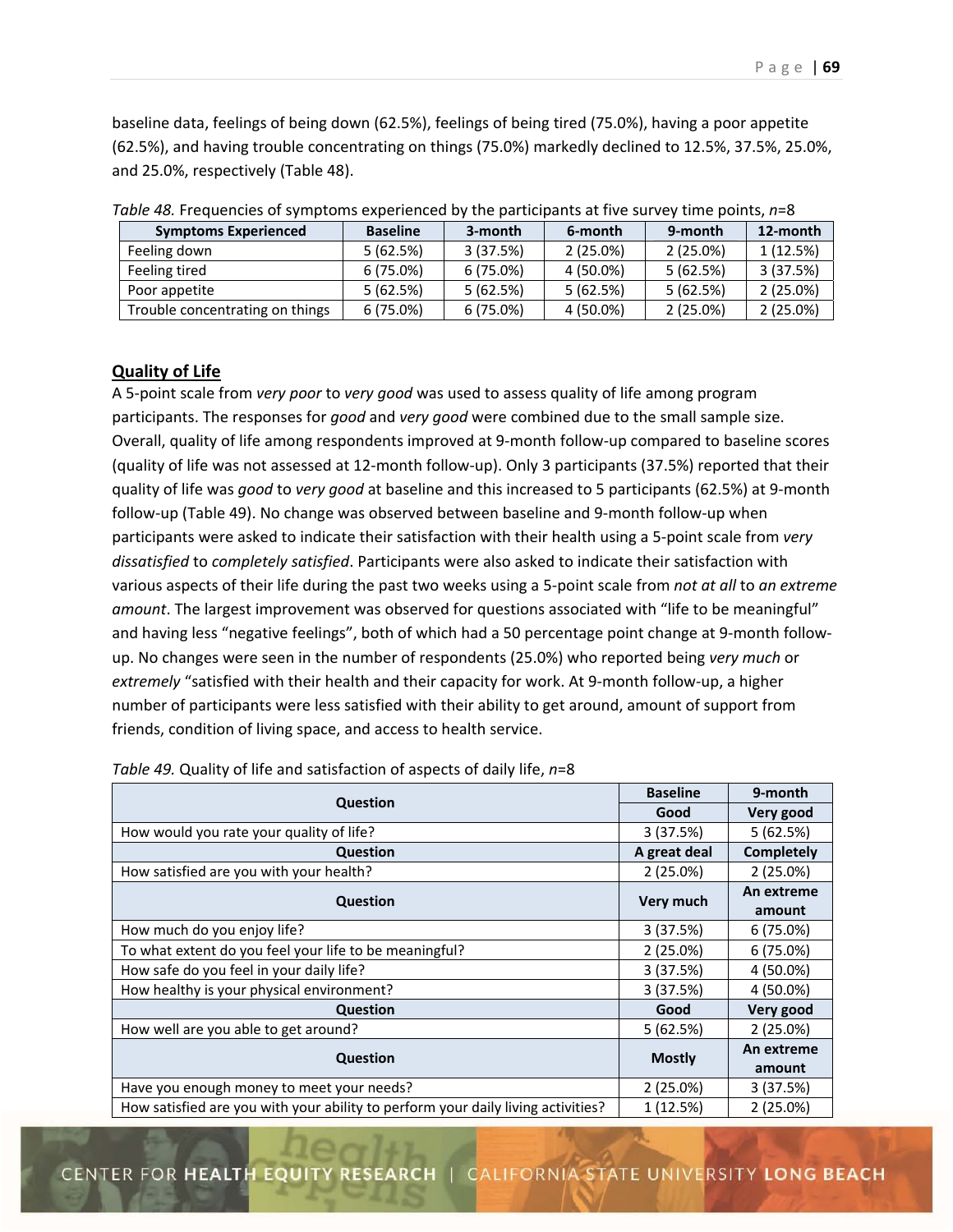baseline data, feelings of being down (62.5%), feelings of being tired (75.0%), having a poor appetite (62.5%), and having trouble concentrating on things (75.0%) markedly declined to 12.5%, 37.5%, 25.0%, and 25.0%, respectively (Table 48).

*Table 48.* Frequencies of symptoms experienced by the participants at five survey time points, *n*=8

| Symptoms Experienced | Baseline | 3-month | 6-month | 9-month | 12-month |
|---|---|---|---|---|---|
| Feeling down | 5 (62.5%) | 3 (37.5%) | 2 (25.0%) | 2 (25.0%) | 1 (12.5%) |
| Feeling tired | 6 (75.0%) | 6 (75.0%) | 4 (50.0%) | 5 (62.5%) | 3 (37.5%) |
| Poor appetite | 5 (62.5%) | 5 (62.5%) | 5 (62.5%) | 5 (62.5%) | 2 (25.0%) |
| Trouble concentrating on things | 6 (75.0%) | 6 (75.0%) | 4 (50.0%) | 2 (25.0%) | 2 (25.0%) |

## Quality of Life

A 5-point scale from *very poor* to *very good* was used to assess quality of life among program participants. The responses for *good* and *very good* were combined due to the small sample size. Overall, quality of life among respondents improved at 9-month follow-up compared to baseline scores (quality of life was not assessed at 12-month follow-up). Only 3 participants (37.5%) reported that their quality of life was *good* to *very good* at baseline and this increased to 5 participants (62.5%) at 9-month follow-up (Table 49). No change was observed between baseline and 9-month follow-up when participants were asked to indicate their satisfaction with their health using a 5-point scale from *very dissatisfied* to *completely satisfied*. Participants were also asked to indicate their satisfaction with various aspects of their life during the past two weeks using a 5-point scale from *not at all* to *an extreme amount*. The largest improvement was observed for questions associated with "life to be meaningful" and having less "negative feelings", both of which had a 50 percentage point change at 9-month follow-up. No changes were seen in the number of respondents (25.0%) who reported being *very much* or *extremely* "satisfied with their health and their capacity for work. At 9-month follow-up, a higher number of participants were less satisfied with their ability to get around, amount of support from friends, condition of living space, and access to health service.

*Table 49.* Quality of life and satisfaction of aspects of daily life, *n*=8

| Question | Baseline | 9-month |
|---|---|---|
| | **Good** | **Very good** |
| How would you rate your quality of life? | 3 (37.5%) | 5 (62.5%) |
| **Question** | **A great deal** | **Completely** |
| How satisfied are you with your health? | 2 (25.0%) | 2 (25.0%) |
| **Question** | **Very much** | **An extreme amount** |
| How much do you enjoy life? | 3 (37.5%) | 6 (75.0%) |
| To what extent do you feel your life to be meaningful? | 2 (25.0%) | 6 (75.0%) |
| How safe do you feel in your daily life? | 3 (37.5%) | 4 (50.0%) |
| How healthy is your physical environment? | 3 (37.5%) | 4 (50.0%) |
| **Question** | **Good** | **Very good** |
| How well are you able to get around? | 5 (62.5%) | 2 (25.0%) |
| **Question** | **Mostly** | **An extreme amount** |
| Have you enough money to meet your needs? | 2 (25.0%) | 3 (37.5%) |
| How satisfied are you with your ability to perform your daily living activities? | 1 (12.5%) | 2 (25.0%) |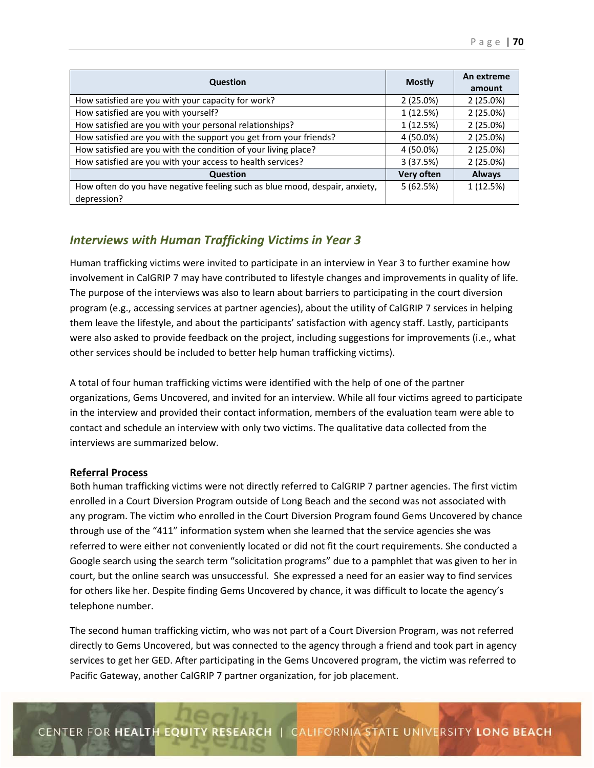| Question | Mostly | An extreme amount |
| --- | --- | --- |
| How satisfied are you with your capacity for work? | 2 (25.0%) | 2 (25.0%) |
| How satisfied are you with yourself? | 1 (12.5%) | 2 (25.0%) |
| How satisfied are you with your personal relationships? | 1 (12.5%) | 2 (25.0%) |
| How satisfied are you with the support you get from your friends? | 4 (50.0%) | 2 (25.0%) |
| How satisfied are you with the condition of your living place? | 4 (50.0%) | 2 (25.0%) |
| How satisfied are you with your access to health services? | 3 (37.5%) | 2 (25.0%) |
| **Question** | **Very often** | **Always** |
| How often do you have negative feeling such as blue mood, despair, anxiety, depression? | 5 (62.5%) | 1 (12.5%) |

## *Interviews with Human Trafficking Victims in Year 3*

Human trafficking victims were invited to participate in an interview in Year 3 to further examine how involvement in CalGRIP 7 may have contributed to lifestyle changes and improvements in quality of life. The purpose of the interviews was also to learn about barriers to participating in the court diversion program (e.g., accessing services at partner agencies), about the utility of CalGRIP 7 services in helping them leave the lifestyle, and about the participants' satisfaction with agency staff. Lastly, participants were also asked to provide feedback on the project, including suggestions for improvements (i.e., what other services should be included to better help human trafficking victims).

A total of four human trafficking victims were identified with the help of one of the partner organizations, Gems Uncovered, and invited for an interview. While all four victims agreed to participate in the interview and provided their contact information, members of the evaluation team were able to contact and schedule an interview with only two victims. The qualitative data collected from the interviews are summarized below.

**Referral Process**

Both human trafficking victims were not directly referred to CalGRIP 7 partner agencies. The first victim enrolled in a Court Diversion Program outside of Long Beach and the second was not associated with any program. The victim who enrolled in the Court Diversion Program found Gems Uncovered by chance through use of the "411" information system when she learned that the service agencies she was referred to were either not conveniently located or did not fit the court requirements. She conducted a Google search using the search term "solicitation programs" due to a pamphlet that was given to her in court, but the online search was unsuccessful. She expressed a need for an easier way to find services for others like her. Despite finding Gems Uncovered by chance, it was difficult to locate the agency's telephone number.

The second human trafficking victim, who was not part of a Court Diversion Program, was not referred directly to Gems Uncovered, but was connected to the agency through a friend and took part in agency services to get her GED. After participating in the Gems Uncovered program, the victim was referred to Pacific Gateway, another CalGRIP 7 partner organization, for job placement.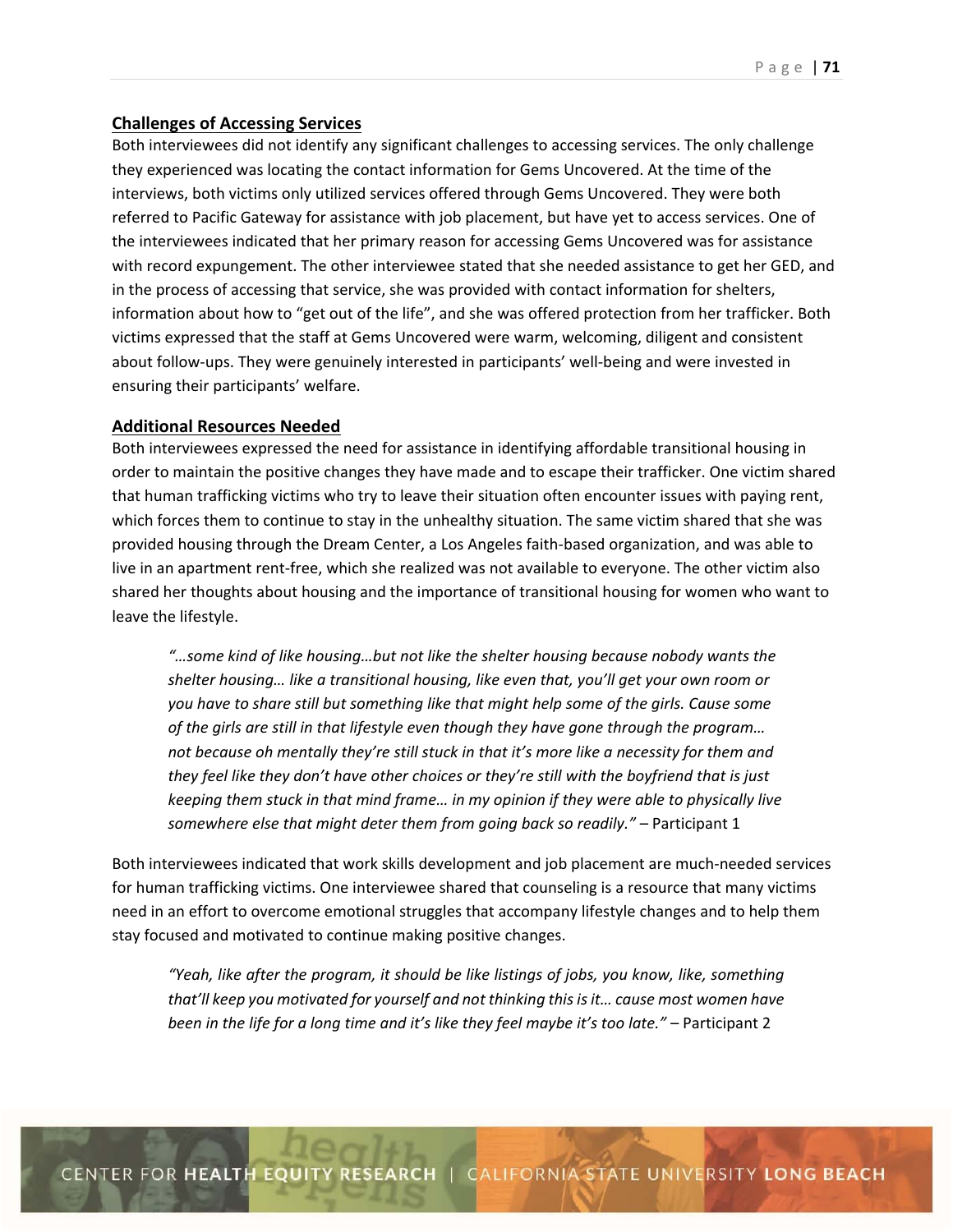**Challenges of Accessing Services**

Both interviewees did not identify any significant challenges to accessing services. The only challenge they experienced was locating the contact information for Gems Uncovered. At the time of the interviews, both victims only utilized services offered through Gems Uncovered. They were both referred to Pacific Gateway for assistance with job placement, but have yet to access services. One of the interviewees indicated that her primary reason for accessing Gems Uncovered was for assistance with record expungement. The other interviewee stated that she needed assistance to get her GED, and in the process of accessing that service, she was provided with contact information for shelters, information about how to "get out of the life", and she was offered protection from her trafficker. Both victims expressed that the staff at Gems Uncovered were warm, welcoming, diligent and consistent about follow-ups. They were genuinely interested in participants' well-being and were invested in ensuring their participants' welfare.

**Additional Resources Needed**

Both interviewees expressed the need for assistance in identifying affordable transitional housing in order to maintain the positive changes they have made and to escape their trafficker. One victim shared that human trafficking victims who try to leave their situation often encounter issues with paying rent, which forces them to continue to stay in the unhealthy situation. The same victim shared that she was provided housing through the Dream Center, a Los Angeles faith-based organization, and was able to live in an apartment rent-free, which she realized was not available to everyone. The other victim also shared her thoughts about housing and the importance of transitional housing for women who want to leave the lifestyle.

> *"…some kind of like housing…but not like the shelter housing because nobody wants the shelter housing… like a transitional housing, like even that, you'll get your own room or you have to share still but something like that might help some of the girls. Cause some of the girls are still in that lifestyle even though they have gone through the program… not because oh mentally they're still stuck in that it's more like a necessity for them and they feel like they don't have other choices or they're still with the boyfriend that is just keeping them stuck in that mind frame… in my opinion if they were able to physically live somewhere else that might deter them from going back so readily."* – Participant 1

Both interviewees indicated that work skills development and job placement are much-needed services for human trafficking victims. One interviewee shared that counseling is a resource that many victims need in an effort to overcome emotional struggles that accompany lifestyle changes and to help them stay focused and motivated to continue making positive changes.

> *"Yeah, like after the program, it should be like listings of jobs, you know, like, something that'll keep you motivated for yourself and not thinking this is it… cause most women have been in the life for a long time and it's like they feel maybe it's too late."* – Participant 2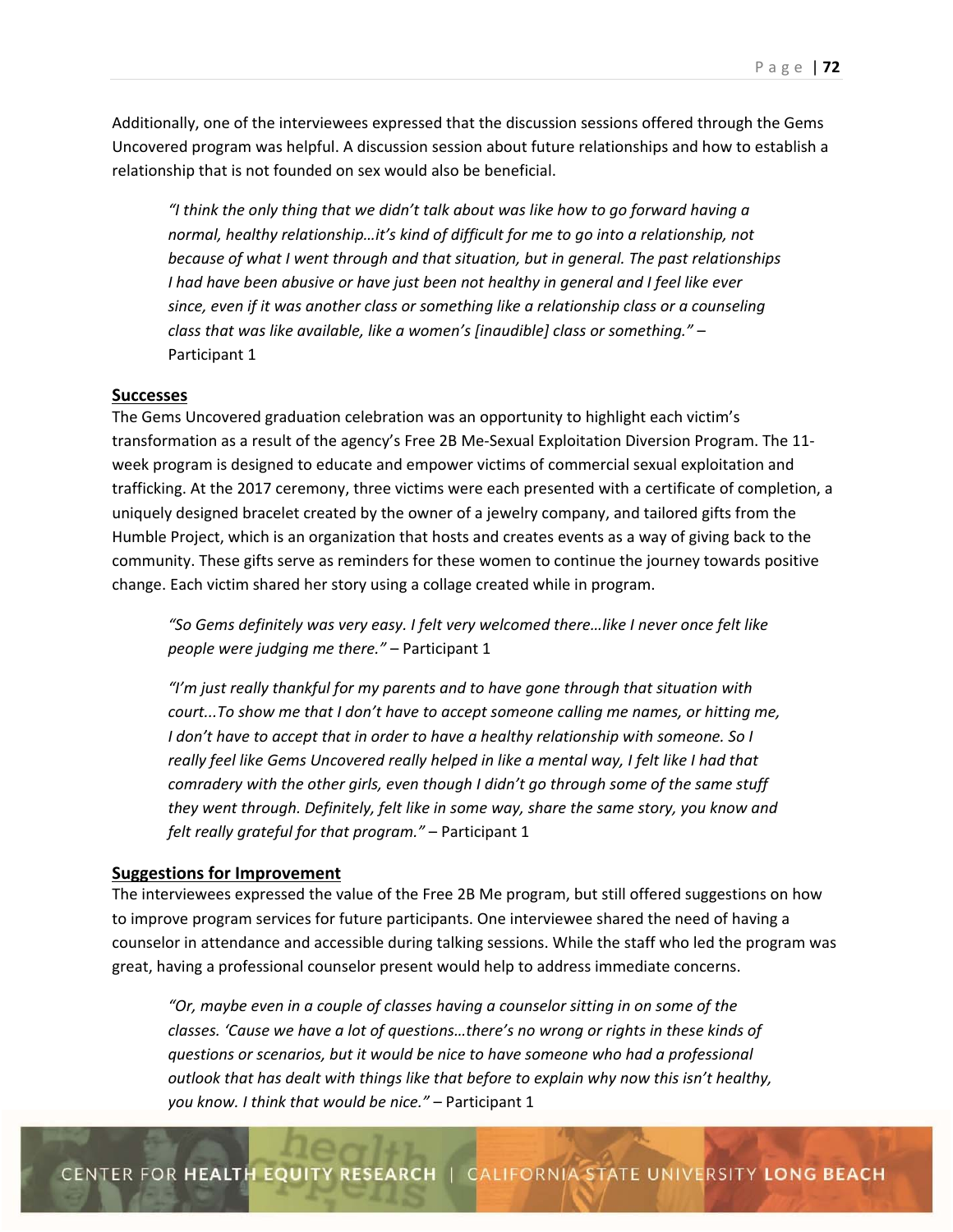Additionally, one of the interviewees expressed that the discussion sessions offered through the Gems Uncovered program was helpful. A discussion session about future relationships and how to establish a relationship that is not founded on sex would also be beneficial.

> *"I think the only thing that we didn't talk about was like how to go forward having a normal, healthy relationship…it's kind of difficult for me to go into a relationship, not because of what I went through and that situation, but in general. The past relationships I had have been abusive or have just been not healthy in general and I feel like ever since, even if it was another class or something like a relationship class or a counseling class that was like available, like a women's [inaudible] class or something."* – Participant 1

## Successes

The Gems Uncovered graduation celebration was an opportunity to highlight each victim's transformation as a result of the agency's Free 2B Me-Sexual Exploitation Diversion Program. The 11-week program is designed to educate and empower victims of commercial sexual exploitation and trafficking. At the 2017 ceremony, three victims were each presented with a certificate of completion, a uniquely designed bracelet created by the owner of a jewelry company, and tailored gifts from the Humble Project, which is an organization that hosts and creates events as a way of giving back to the community. These gifts serve as reminders for these women to continue the journey towards positive change. Each victim shared her story using a collage created while in program.

> *"So Gems definitely was very easy. I felt very welcomed there…like I never once felt like people were judging me there."* – Participant 1

> *"I'm just really thankful for my parents and to have gone through that situation with court...To show me that I don't have to accept someone calling me names, or hitting me, I don't have to accept that in order to have a healthy relationship with someone. So I really feel like Gems Uncovered really helped in like a mental way, I felt like I had that comradery with the other girls, even though I didn't go through some of the same stuff they went through. Definitely, felt like in some way, share the same story, you know and felt really grateful for that program."* – Participant 1

## Suggestions for Improvement

The interviewees expressed the value of the Free 2B Me program, but still offered suggestions on how to improve program services for future participants. One interviewee shared the need of having a counselor in attendance and accessible during talking sessions. While the staff who led the program was great, having a professional counselor present would help to address immediate concerns.

> *"Or, maybe even in a couple of classes having a counselor sitting in on some of the classes. 'Cause we have a lot of questions…there's no wrong or rights in these kinds of questions or scenarios, but it would be nice to have someone who had a professional outlook that has dealt with things like that before to explain why now this isn't healthy, you know. I think that would be nice."* – Participant 1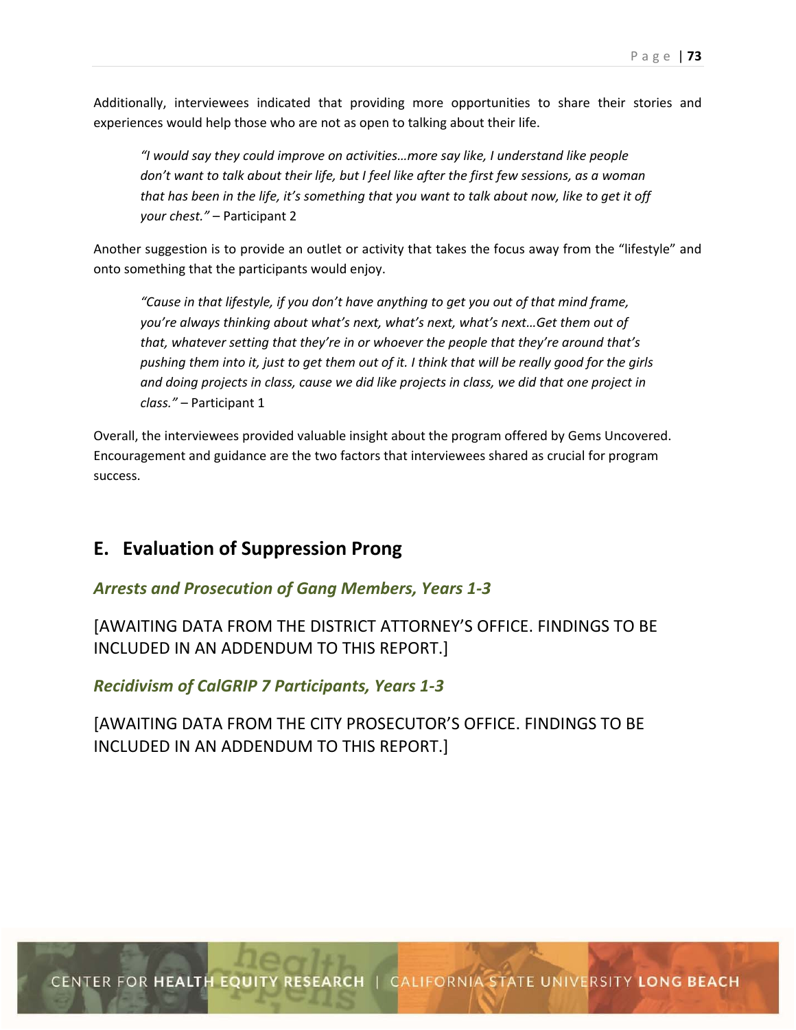Additionally, interviewees indicated that providing more opportunities to share their stories and experiences would help those who are not as open to talking about their life.

> *"I would say they could improve on activities…more say like, I understand like people don't want to talk about their life, but I feel like after the first few sessions, as a woman that has been in the life, it's something that you want to talk about now, like to get it off your chest."* – Participant 2

Another suggestion is to provide an outlet or activity that takes the focus away from the "lifestyle" and onto something that the participants would enjoy.

> *"Cause in that lifestyle, if you don't have anything to get you out of that mind frame, you're always thinking about what's next, what's next, what's next…Get them out of that, whatever setting that they're in or whoever the people that they're around that's pushing them into it, just to get them out of it. I think that will be really good for the girls and doing projects in class, cause we did like projects in class, we did that one project in class."* – Participant 1

Overall, the interviewees provided valuable insight about the program offered by Gems Uncovered. Encouragement and guidance are the two factors that interviewees shared as crucial for program success.

## E. Evaluation of Suppression Prong

### *Arrests and Prosecution of Gang Members, Years 1-3*

[AWAITING DATA FROM THE DISTRICT ATTORNEY'S OFFICE. FINDINGS TO BE INCLUDED IN AN ADDENDUM TO THIS REPORT.]

### *Recidivism of CalGRIP 7 Participants, Years 1-3*

[AWAITING DATA FROM THE CITY PROSECUTOR'S OFFICE. FINDINGS TO BE INCLUDED IN AN ADDENDUM TO THIS REPORT.]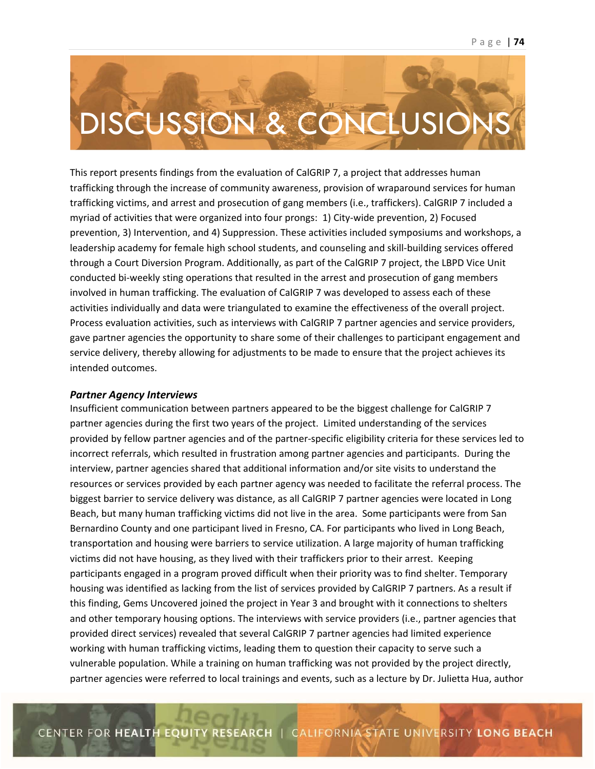# DISCUSSION & CONCLUSIONS

This report presents findings from the evaluation of CalGRIP 7, a project that addresses human trafficking through the increase of community awareness, provision of wraparound services for human trafficking victims, and arrest and prosecution of gang members (i.e., traffickers). CalGRIP 7 included a myriad of activities that were organized into four prongs: 1) City-wide prevention, 2) Focused prevention, 3) Intervention, and 4) Suppression. These activities included symposiums and workshops, a leadership academy for female high school students, and counseling and skill-building services offered through a Court Diversion Program. Additionally, as part of the CalGRIP 7 project, the LBPD Vice Unit conducted bi-weekly sting operations that resulted in the arrest and prosecution of gang members involved in human trafficking. The evaluation of CalGRIP 7 was developed to assess each of these activities individually and data were triangulated to examine the effectiveness of the overall project. Process evaluation activities, such as interviews with CalGRIP 7 partner agencies and service providers, gave partner agencies the opportunity to share some of their challenges to participant engagement and service delivery, thereby allowing for adjustments to be made to ensure that the project achieves its intended outcomes.

### *Partner Agency Interviews*

Insufficient communication between partners appeared to be the biggest challenge for CalGRIP 7 partner agencies during the first two years of the project. Limited understanding of the services provided by fellow partner agencies and of the partner-specific eligibility criteria for these services led to incorrect referrals, which resulted in frustration among partner agencies and participants. During the interview, partner agencies shared that additional information and/or site visits to understand the resources or services provided by each partner agency was needed to facilitate the referral process. The biggest barrier to service delivery was distance, as all CalGRIP 7 partner agencies were located in Long Beach, but many human trafficking victims did not live in the area. Some participants were from San Bernardino County and one participant lived in Fresno, CA. For participants who lived in Long Beach, transportation and housing were barriers to service utilization. A large majority of human trafficking victims did not have housing, as they lived with their traffickers prior to their arrest. Keeping participants engaged in a program proved difficult when their priority was to find shelter. Temporary housing was identified as lacking from the list of services provided by CalGRIP 7 partners. As a result if this finding, Gems Uncovered joined the project in Year 3 and brought with it connections to shelters and other temporary housing options. The interviews with service providers (i.e., partner agencies that provided direct services) revealed that several CalGRIP 7 partner agencies had limited experience working with human trafficking victims, leading them to question their capacity to serve such a vulnerable population. While a training on human trafficking was not provided by the project directly, partner agencies were referred to local trainings and events, such as a lecture by Dr. Julietta Hua, author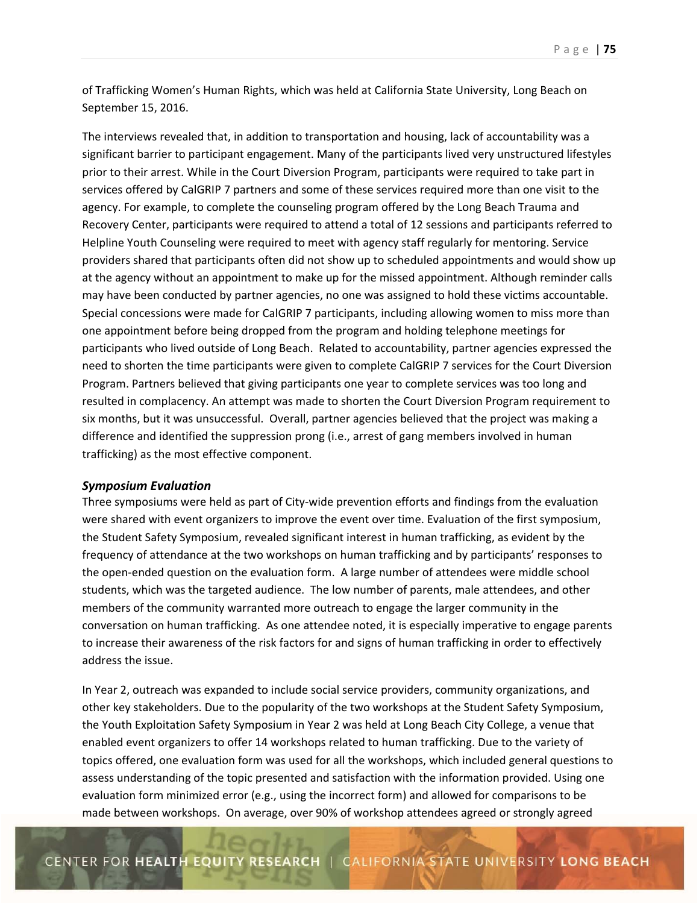of Trafficking Women's Human Rights, which was held at California State University, Long Beach on September 15, 2016.

The interviews revealed that, in addition to transportation and housing, lack of accountability was a significant barrier to participant engagement. Many of the participants lived very unstructured lifestyles prior to their arrest. While in the Court Diversion Program, participants were required to take part in services offered by CalGRIP 7 partners and some of these services required more than one visit to the agency. For example, to complete the counseling program offered by the Long Beach Trauma and Recovery Center, participants were required to attend a total of 12 sessions and participants referred to Helpline Youth Counseling were required to meet with agency staff regularly for mentoring. Service providers shared that participants often did not show up to scheduled appointments and would show up at the agency without an appointment to make up for the missed appointment. Although reminder calls may have been conducted by partner agencies, no one was assigned to hold these victims accountable. Special concessions were made for CalGRIP 7 participants, including allowing women to miss more than one appointment before being dropped from the program and holding telephone meetings for participants who lived outside of Long Beach. Related to accountability, partner agencies expressed the need to shorten the time participants were given to complete CalGRIP 7 services for the Court Diversion Program. Partners believed that giving participants one year to complete services was too long and resulted in complacency. An attempt was made to shorten the Court Diversion Program requirement to six months, but it was unsuccessful. Overall, partner agencies believed that the project was making a difference and identified the suppression prong (i.e., arrest of gang members involved in human trafficking) as the most effective component.

### *Symposium Evaluation*

Three symposiums were held as part of City-wide prevention efforts and findings from the evaluation were shared with event organizers to improve the event over time. Evaluation of the first symposium, the Student Safety Symposium, revealed significant interest in human trafficking, as evident by the frequency of attendance at the two workshops on human trafficking and by participants' responses to the open-ended question on the evaluation form. A large number of attendees were middle school students, which was the targeted audience. The low number of parents, male attendees, and other members of the community warranted more outreach to engage the larger community in the conversation on human trafficking. As one attendee noted, it is especially imperative to engage parents to increase their awareness of the risk factors for and signs of human trafficking in order to effectively address the issue.

In Year 2, outreach was expanded to include social service providers, community organizations, and other key stakeholders. Due to the popularity of the two workshops at the Student Safety Symposium, the Youth Exploitation Safety Symposium in Year 2 was held at Long Beach City College, a venue that enabled event organizers to offer 14 workshops related to human trafficking. Due to the variety of topics offered, one evaluation form was used for all the workshops, which included general questions to assess understanding of the topic presented and satisfaction with the information provided. Using one evaluation form minimized error (e.g., using the incorrect form) and allowed for comparisons to be made between workshops. On average, over 90% of workshop attendees agreed or strongly agreed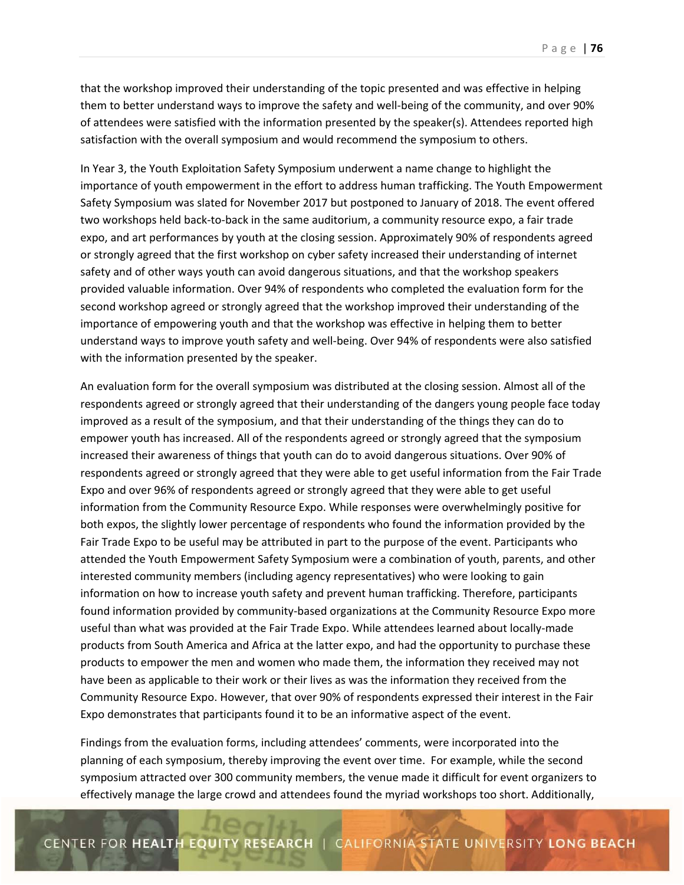that the workshop improved their understanding of the topic presented and was effective in helping them to better understand ways to improve the safety and well-being of the community, and over 90% of attendees were satisfied with the information presented by the speaker(s). Attendees reported high satisfaction with the overall symposium and would recommend the symposium to others.

In Year 3, the Youth Exploitation Safety Symposium underwent a name change to highlight the importance of youth empowerment in the effort to address human trafficking. The Youth Empowerment Safety Symposium was slated for November 2017 but postponed to January of 2018. The event offered two workshops held back-to-back in the same auditorium, a community resource expo, a fair trade expo, and art performances by youth at the closing session. Approximately 90% of respondents agreed or strongly agreed that the first workshop on cyber safety increased their understanding of internet safety and of other ways youth can avoid dangerous situations, and that the workshop speakers provided valuable information. Over 94% of respondents who completed the evaluation form for the second workshop agreed or strongly agreed that the workshop improved their understanding of the importance of empowering youth and that the workshop was effective in helping them to better understand ways to improve youth safety and well-being. Over 94% of respondents were also satisfied with the information presented by the speaker.

An evaluation form for the overall symposium was distributed at the closing session. Almost all of the respondents agreed or strongly agreed that their understanding of the dangers young people face today improved as a result of the symposium, and that their understanding of the things they can do to empower youth has increased. All of the respondents agreed or strongly agreed that the symposium increased their awareness of things that youth can do to avoid dangerous situations. Over 90% of respondents agreed or strongly agreed that they were able to get useful information from the Fair Trade Expo and over 96% of respondents agreed or strongly agreed that they were able to get useful information from the Community Resource Expo. While responses were overwhelmingly positive for both expos, the slightly lower percentage of respondents who found the information provided by the Fair Trade Expo to be useful may be attributed in part to the purpose of the event. Participants who attended the Youth Empowerment Safety Symposium were a combination of youth, parents, and other interested community members (including agency representatives) who were looking to gain information on how to increase youth safety and prevent human trafficking. Therefore, participants found information provided by community-based organizations at the Community Resource Expo more useful than what was provided at the Fair Trade Expo. While attendees learned about locally-made products from South America and Africa at the latter expo, and had the opportunity to purchase these products to empower the men and women who made them, the information they received may not have been as applicable to their work or their lives as was the information they received from the Community Resource Expo. However, that over 90% of respondents expressed their interest in the Fair Expo demonstrates that participants found it to be an informative aspect of the event.

Findings from the evaluation forms, including attendees' comments, were incorporated into the planning of each symposium, thereby improving the event over time. For example, while the second symposium attracted over 300 community members, the venue made it difficult for event organizers to effectively manage the large crowd and attendees found the myriad workshops too short. Additionally,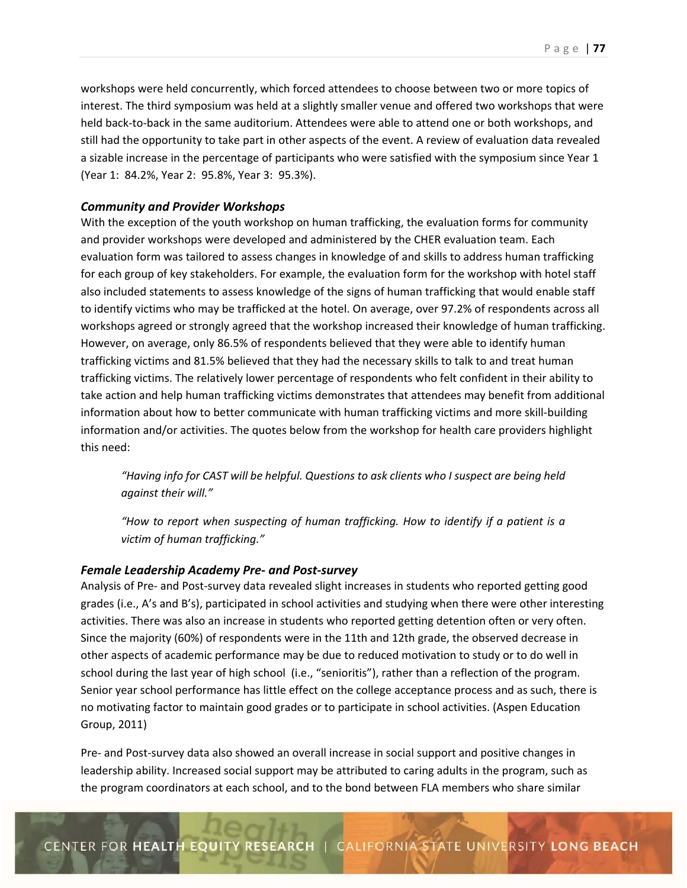workshops were held concurrently, which forced attendees to choose between two or more topics of interest. The third symposium was held at a slightly smaller venue and offered two workshops that were held back-to-back in the same auditorium. Attendees were able to attend one or both workshops, and still had the opportunity to take part in other aspects of the event. A review of evaluation data revealed a sizable increase in the percentage of participants who were satisfied with the symposium since Year 1 (Year 1: 84.2%, Year 2: 95.8%, Year 3: 95.3%).

### *Community and Provider Workshops*

With the exception of the youth workshop on human trafficking, the evaluation forms for community and provider workshops were developed and administered by the CHER evaluation team. Each evaluation form was tailored to assess changes in knowledge of and skills to address human trafficking for each group of key stakeholders. For example, the evaluation form for the workshop with hotel staff also included statements to assess knowledge of the signs of human trafficking that would enable staff to identify victims who may be trafficked at the hotel. On average, over 97.2% of respondents across all workshops agreed or strongly agreed that the workshop increased their knowledge of human trafficking. However, on average, only 86.5% of respondents believed that they were able to identify human trafficking victims and 81.5% believed that they had the necessary skills to talk to and treat human trafficking victims. The relatively lower percentage of respondents who felt confident in their ability to take action and help human trafficking victims demonstrates that attendees may benefit from additional information about how to better communicate with human trafficking victims and more skill-building information and/or activities. The quotes below from the workshop for health care providers highlight this need:

> *"Having info for CAST will be helpful. Questions to ask clients who I suspect are being held against their will."*

> *"How to report when suspecting of human trafficking. How to identify if a patient is a victim of human trafficking."*

### *Female Leadership Academy Pre- and Post-survey*

Analysis of Pre- and Post-survey data revealed slight increases in students who reported getting good grades (i.e., A's and B's), participated in school activities and studying when there were other interesting activities. There was also an increase in students who reported getting detention often or very often. Since the majority (60%) of respondents were in the 11th and 12th grade, the observed decrease in other aspects of academic performance may be due to reduced motivation to study or to do well in school during the last year of high school (i.e., "senioritis"), rather than a reflection of the program. Senior year school performance has little effect on the college acceptance process and as such, there is no motivating factor to maintain good grades or to participate in school activities. (Aspen Education Group, 2011)

Pre- and Post-survey data also showed an overall increase in social support and positive changes in leadership ability. Increased social support may be attributed to caring adults in the program, such as the program coordinators at each school, and to the bond between FLA members who share similar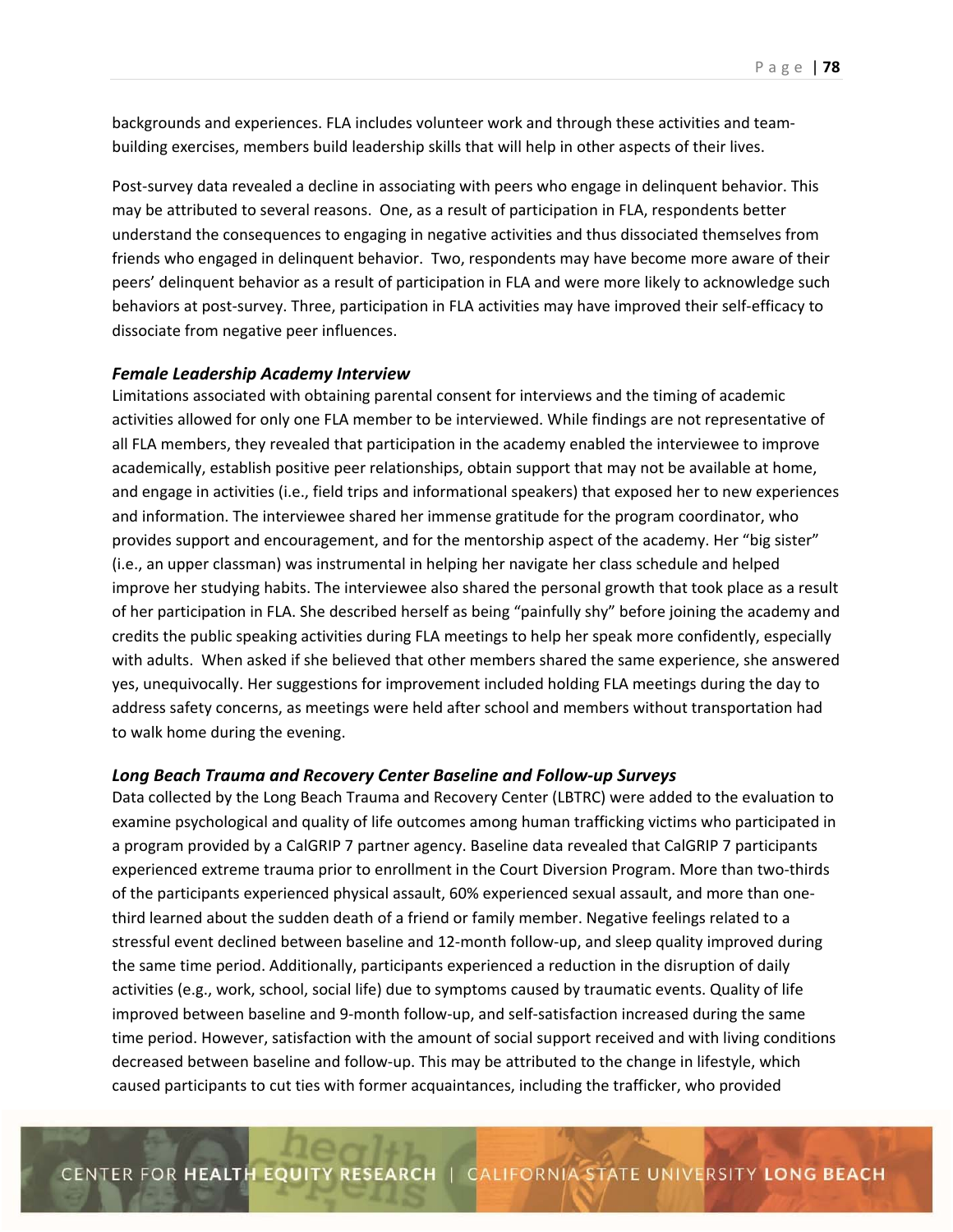backgrounds and experiences. FLA includes volunteer work and through these activities and team-building exercises, members build leadership skills that will help in other aspects of their lives.

Post-survey data revealed a decline in associating with peers who engage in delinquent behavior. This may be attributed to several reasons. One, as a result of participation in FLA, respondents better understand the consequences to engaging in negative activities and thus dissociated themselves from friends who engaged in delinquent behavior. Two, respondents may have become more aware of their peers' delinquent behavior as a result of participation in FLA and were more likely to acknowledge such behaviors at post-survey. Three, participation in FLA activities may have improved their self-efficacy to dissociate from negative peer influences.

### *Female Leadership Academy Interview*

Limitations associated with obtaining parental consent for interviews and the timing of academic activities allowed for only one FLA member to be interviewed. While findings are not representative of all FLA members, they revealed that participation in the academy enabled the interviewee to improve academically, establish positive peer relationships, obtain support that may not be available at home, and engage in activities (i.e., field trips and informational speakers) that exposed her to new experiences and information. The interviewee shared her immense gratitude for the program coordinator, who provides support and encouragement, and for the mentorship aspect of the academy. Her "big sister" (i.e., an upper classman) was instrumental in helping her navigate her class schedule and helped improve her studying habits. The interviewee also shared the personal growth that took place as a result of her participation in FLA. She described herself as being "painfully shy" before joining the academy and credits the public speaking activities during FLA meetings to help her speak more confidently, especially with adults. When asked if she believed that other members shared the same experience, she answered yes, unequivocally. Her suggestions for improvement included holding FLA meetings during the day to address safety concerns, as meetings were held after school and members without transportation had to walk home during the evening.

### *Long Beach Trauma and Recovery Center Baseline and Follow-up Surveys*

Data collected by the Long Beach Trauma and Recovery Center (LBTRC) were added to the evaluation to examine psychological and quality of life outcomes among human trafficking victims who participated in a program provided by a CalGRIP 7 partner agency. Baseline data revealed that CalGRIP 7 participants experienced extreme trauma prior to enrollment in the Court Diversion Program. More than two-thirds of the participants experienced physical assault, 60% experienced sexual assault, and more than one-third learned about the sudden death of a friend or family member. Negative feelings related to a stressful event declined between baseline and 12-month follow-up, and sleep quality improved during the same time period. Additionally, participants experienced a reduction in the disruption of daily activities (e.g., work, school, social life) due to symptoms caused by traumatic events. Quality of life improved between baseline and 9-month follow-up, and self-satisfaction increased during the same time period. However, satisfaction with the amount of social support received and with living conditions decreased between baseline and follow-up. This may be attributed to the change in lifestyle, which caused participants to cut ties with former acquaintances, including the trafficker, who provided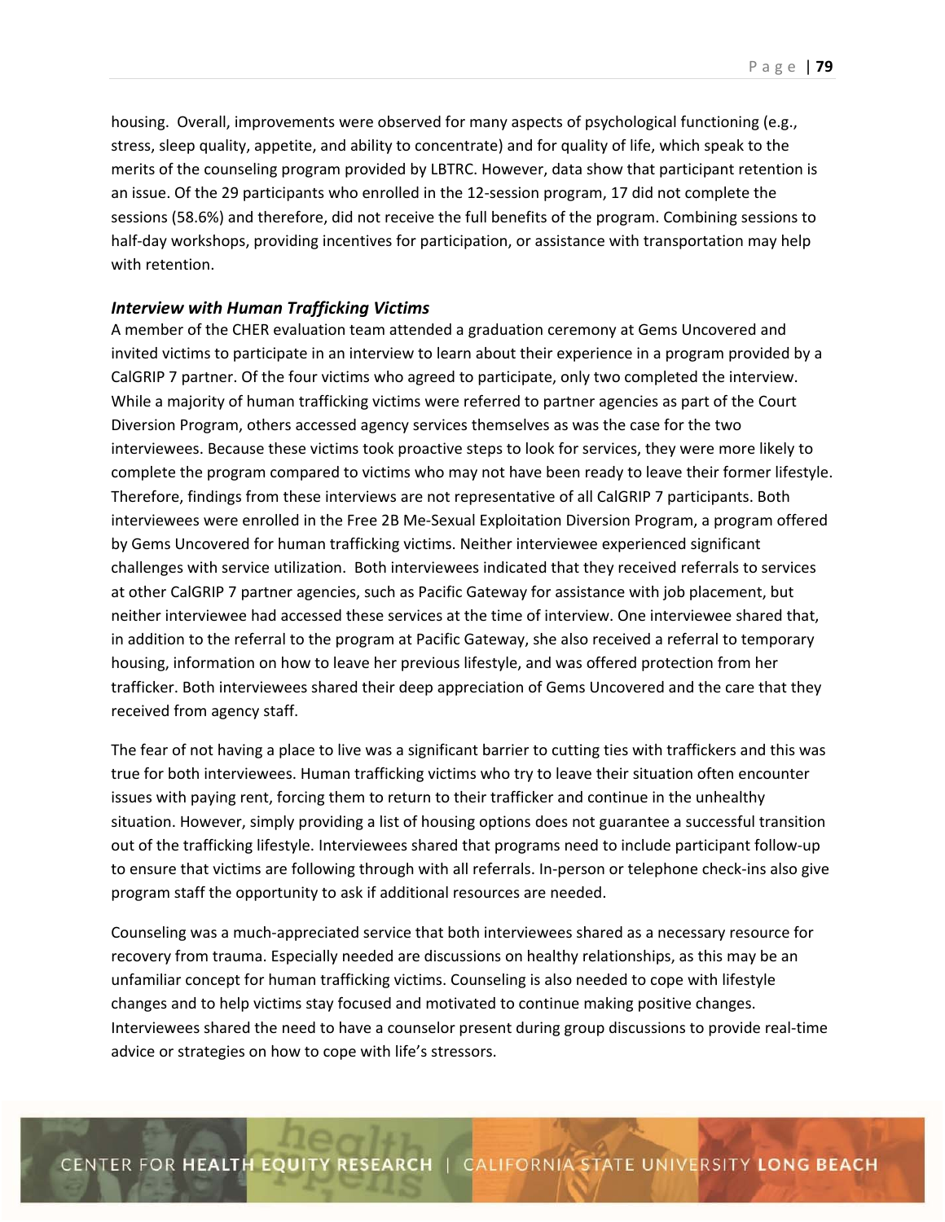housing. Overall, improvements were observed for many aspects of psychological functioning (e.g., stress, sleep quality, appetite, and ability to concentrate) and for quality of life, which speak to the merits of the counseling program provided by LBTRC. However, data show that participant retention is an issue. Of the 29 participants who enrolled in the 12-session program, 17 did not complete the sessions (58.6%) and therefore, did not receive the full benefits of the program. Combining sessions to half-day workshops, providing incentives for participation, or assistance with transportation may help with retention.

### *Interview with Human Trafficking Victims*

A member of the CHER evaluation team attended a graduation ceremony at Gems Uncovered and invited victims to participate in an interview to learn about their experience in a program provided by a CalGRIP 7 partner. Of the four victims who agreed to participate, only two completed the interview. While a majority of human trafficking victims were referred to partner agencies as part of the Court Diversion Program, others accessed agency services themselves as was the case for the two interviewees. Because these victims took proactive steps to look for services, they were more likely to complete the program compared to victims who may not have been ready to leave their former lifestyle. Therefore, findings from these interviews are not representative of all CalGRIP 7 participants. Both interviewees were enrolled in the Free 2B Me-Sexual Exploitation Diversion Program, a program offered by Gems Uncovered for human trafficking victims. Neither interviewee experienced significant challenges with service utilization. Both interviewees indicated that they received referrals to services at other CalGRIP 7 partner agencies, such as Pacific Gateway for assistance with job placement, but neither interviewee had accessed these services at the time of interview. One interviewee shared that, in addition to the referral to the program at Pacific Gateway, she also received a referral to temporary housing, information on how to leave her previous lifestyle, and was offered protection from her trafficker. Both interviewees shared their deep appreciation of Gems Uncovered and the care that they received from agency staff.

The fear of not having a place to live was a significant barrier to cutting ties with traffickers and this was true for both interviewees. Human trafficking victims who try to leave their situation often encounter issues with paying rent, forcing them to return to their trafficker and continue in the unhealthy situation. However, simply providing a list of housing options does not guarantee a successful transition out of the trafficking lifestyle. Interviewees shared that programs need to include participant follow-up to ensure that victims are following through with all referrals. In-person or telephone check-ins also give program staff the opportunity to ask if additional resources are needed.

Counseling was a much-appreciated service that both interviewees shared as a necessary resource for recovery from trauma. Especially needed are discussions on healthy relationships, as this may be an unfamiliar concept for human trafficking victims. Counseling is also needed to cope with lifestyle changes and to help victims stay focused and motivated to continue making positive changes. Interviewees shared the need to have a counselor present during group discussions to provide real-time advice or strategies on how to cope with life's stressors.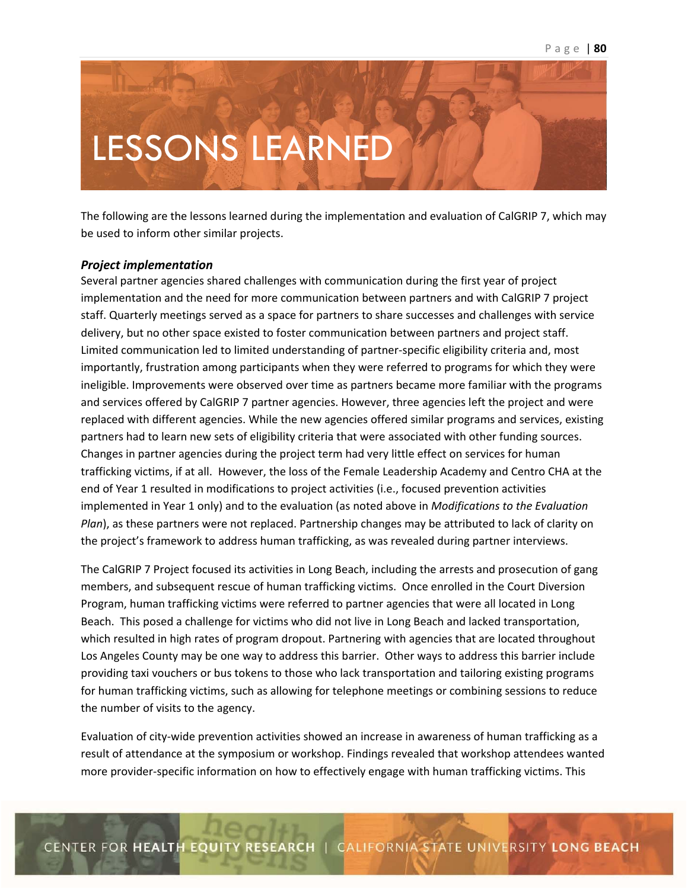# LESSONS LEARNED

The following are the lessons learned during the implementation and evaluation of CalGRIP 7, which may be used to inform other similar projects.

***Project implementation***

Several partner agencies shared challenges with communication during the first year of project implementation and the need for more communication between partners and with CalGRIP 7 project staff. Quarterly meetings served as a space for partners to share successes and challenges with service delivery, but no other space existed to foster communication between partners and project staff. Limited communication led to limited understanding of partner-specific eligibility criteria and, most importantly, frustration among participants when they were referred to programs for which they were ineligible. Improvements were observed over time as partners became more familiar with the programs and services offered by CalGRIP 7 partner agencies. However, three agencies left the project and were replaced with different agencies. While the new agencies offered similar programs and services, existing partners had to learn new sets of eligibility criteria that were associated with other funding sources. Changes in partner agencies during the project term had very little effect on services for human trafficking victims, if at all. However, the loss of the Female Leadership Academy and Centro CHA at the end of Year 1 resulted in modifications to project activities (i.e., focused prevention activities implemented in Year 1 only) and to the evaluation (as noted above in *Modifications to the Evaluation Plan*), as these partners were not replaced. Partnership changes may be attributed to lack of clarity on the project's framework to address human trafficking, as was revealed during partner interviews.

The CalGRIP 7 Project focused its activities in Long Beach, including the arrests and prosecution of gang members, and subsequent rescue of human trafficking victims. Once enrolled in the Court Diversion Program, human trafficking victims were referred to partner agencies that were all located in Long Beach. This posed a challenge for victims who did not live in Long Beach and lacked transportation, which resulted in high rates of program dropout. Partnering with agencies that are located throughout Los Angeles County may be one way to address this barrier. Other ways to address this barrier include providing taxi vouchers or bus tokens to those who lack transportation and tailoring existing programs for human trafficking victims, such as allowing for telephone meetings or combining sessions to reduce the number of visits to the agency.

Evaluation of city-wide prevention activities showed an increase in awareness of human trafficking as a result of attendance at the symposium or workshop. Findings revealed that workshop attendees wanted more provider-specific information on how to effectively engage with human trafficking victims. This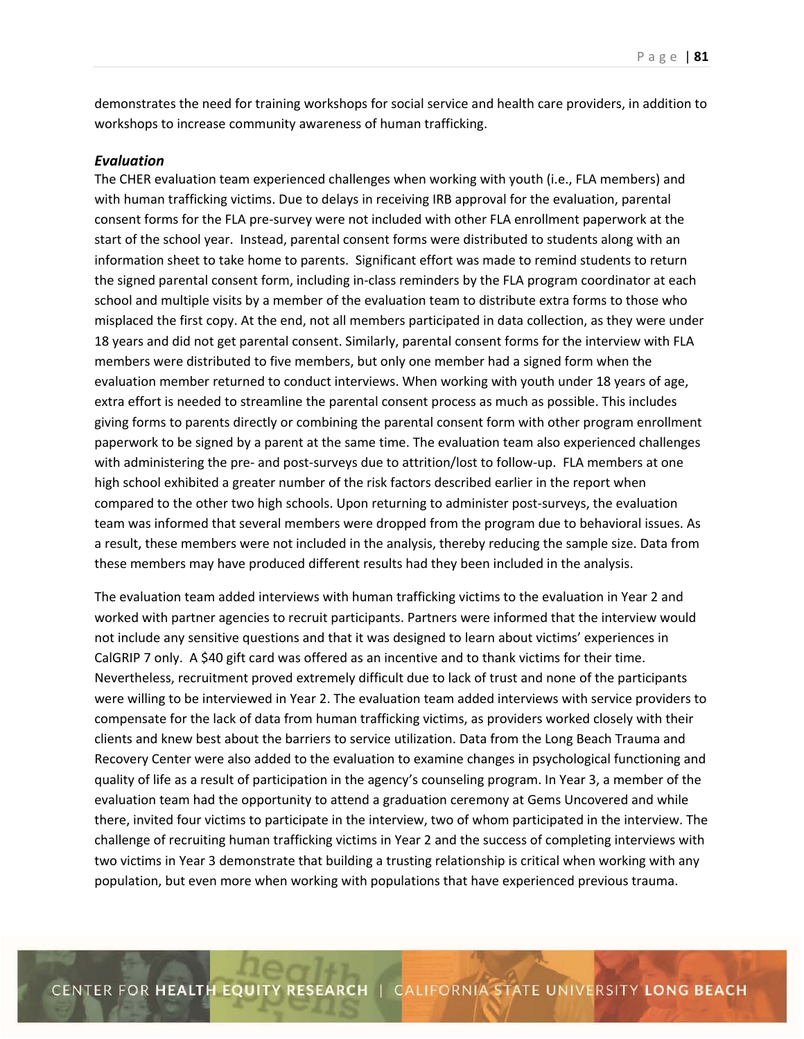demonstrates the need for training workshops for social service and health care providers, in addition to workshops to increase community awareness of human trafficking.

### *Evaluation*

The CHER evaluation team experienced challenges when working with youth (i.e., FLA members) and with human trafficking victims. Due to delays in receiving IRB approval for the evaluation, parental consent forms for the FLA pre-survey were not included with other FLA enrollment paperwork at the start of the school year. Instead, parental consent forms were distributed to students along with an information sheet to take home to parents. Significant effort was made to remind students to return the signed parental consent form, including in-class reminders by the FLA program coordinator at each school and multiple visits by a member of the evaluation team to distribute extra forms to those who misplaced the first copy. At the end, not all members participated in data collection, as they were under 18 years and did not get parental consent. Similarly, parental consent forms for the interview with FLA members were distributed to five members, but only one member had a signed form when the evaluation member returned to conduct interviews. When working with youth under 18 years of age, extra effort is needed to streamline the parental consent process as much as possible. This includes giving forms to parents directly or combining the parental consent form with other program enrollment paperwork to be signed by a parent at the same time. The evaluation team also experienced challenges with administering the pre- and post-surveys due to attrition/lost to follow-up. FLA members at one high school exhibited a greater number of the risk factors described earlier in the report when compared to the other two high schools. Upon returning to administer post-surveys, the evaluation team was informed that several members were dropped from the program due to behavioral issues. As a result, these members were not included in the analysis, thereby reducing the sample size. Data from these members may have produced different results had they been included in the analysis.

The evaluation team added interviews with human trafficking victims to the evaluation in Year 2 and worked with partner agencies to recruit participants. Partners were informed that the interview would not include any sensitive questions and that it was designed to learn about victims' experiences in CalGRIP 7 only. A $40 gift card was offered as an incentive and to thank victims for their time. Nevertheless, recruitment proved extremely difficult due to lack of trust and none of the participants were willing to be interviewed in Year 2. The evaluation team added interviews with service providers to compensate for the lack of data from human trafficking victims, as providers worked closely with their clients and knew best about the barriers to service utilization. Data from the Long Beach Trauma and Recovery Center were also added to the evaluation to examine changes in psychological functioning and quality of life as a result of participation in the agency's counseling program. In Year 3, a member of the evaluation team had the opportunity to attend a graduation ceremony at Gems Uncovered and while there, invited four victims to participate in the interview, two of whom participated in the interview. The challenge of recruiting human trafficking victims in Year 2 and the success of completing interviews with two victims in Year 3 demonstrate that building a trusting relationship is critical when working with any population, but even more when working with populations that have experienced previous trauma.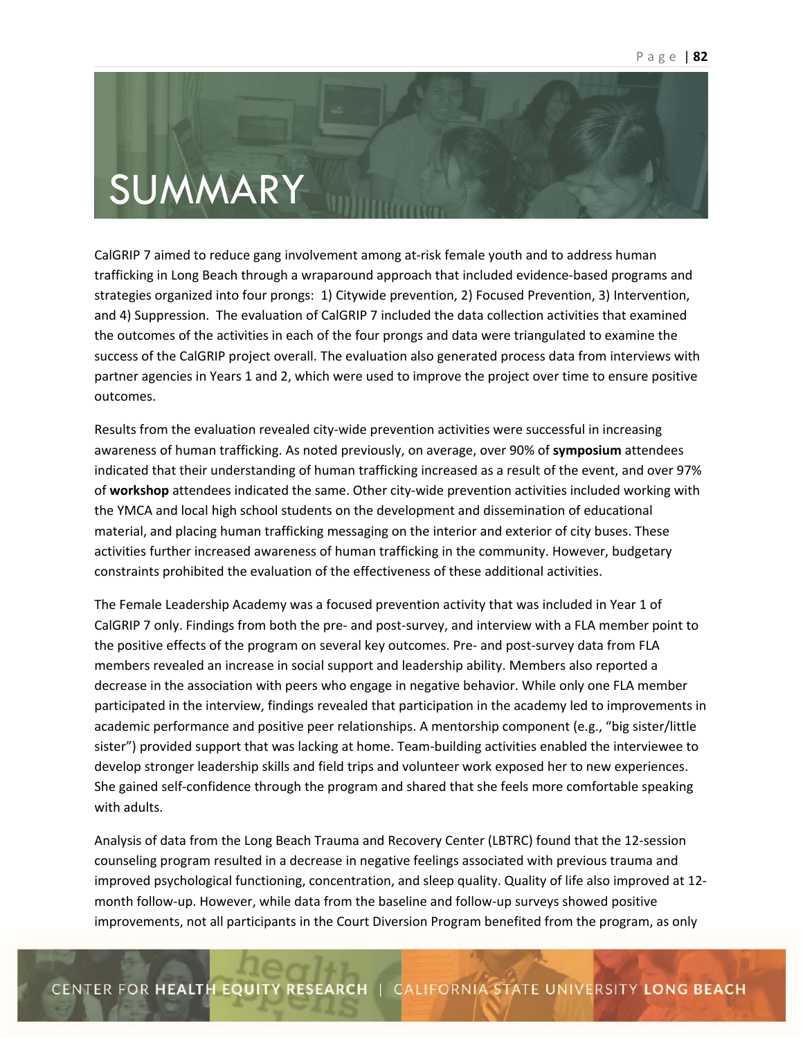# SUMMARY

CalGRIP 7 aimed to reduce gang involvement among at-risk female youth and to address human trafficking in Long Beach through a wraparound approach that included evidence-based programs and strategies organized into four prongs: 1) Citywide prevention, 2) Focused Prevention, 3) Intervention, and 4) Suppression. The evaluation of CalGRIP 7 included the data collection activities that examined the outcomes of the activities in each of the four prongs and data were triangulated to examine the success of the CalGRIP project overall. The evaluation also generated process data from interviews with partner agencies in Years 1 and 2, which were used to improve the project over time to ensure positive outcomes.

Results from the evaluation revealed city-wide prevention activities were successful in increasing awareness of human trafficking. As noted previously, on average, over 90% of **symposium** attendees indicated that their understanding of human trafficking increased as a result of the event, and over 97% of **workshop** attendees indicated the same. Other city-wide prevention activities included working with the YMCA and local high school students on the development and dissemination of educational material, and placing human trafficking messaging on the interior and exterior of city buses. These activities further increased awareness of human trafficking in the community. However, budgetary constraints prohibited the evaluation of the effectiveness of these additional activities.

The Female Leadership Academy was a focused prevention activity that was included in Year 1 of CalGRIP 7 only. Findings from both the pre- and post-survey, and interview with a FLA member point to the positive effects of the program on several key outcomes. Pre- and post-survey data from FLA members revealed an increase in social support and leadership ability. Members also reported a decrease in the association with peers who engage in negative behavior. While only one FLA member participated in the interview, findings revealed that participation in the academy led to improvements in academic performance and positive peer relationships. A mentorship component (e.g., "big sister/little sister") provided support that was lacking at home. Team-building activities enabled the interviewee to develop stronger leadership skills and field trips and volunteer work exposed her to new experiences. She gained self-confidence through the program and shared that she feels more comfortable speaking with adults.

Analysis of data from the Long Beach Trauma and Recovery Center (LBTRC) found that the 12-session counseling program resulted in a decrease in negative feelings associated with previous trauma and improved psychological functioning, concentration, and sleep quality. Quality of life also improved at 12-month follow-up. However, while data from the baseline and follow-up surveys showed positive improvements, not all participants in the Court Diversion Program benefited from the program, as only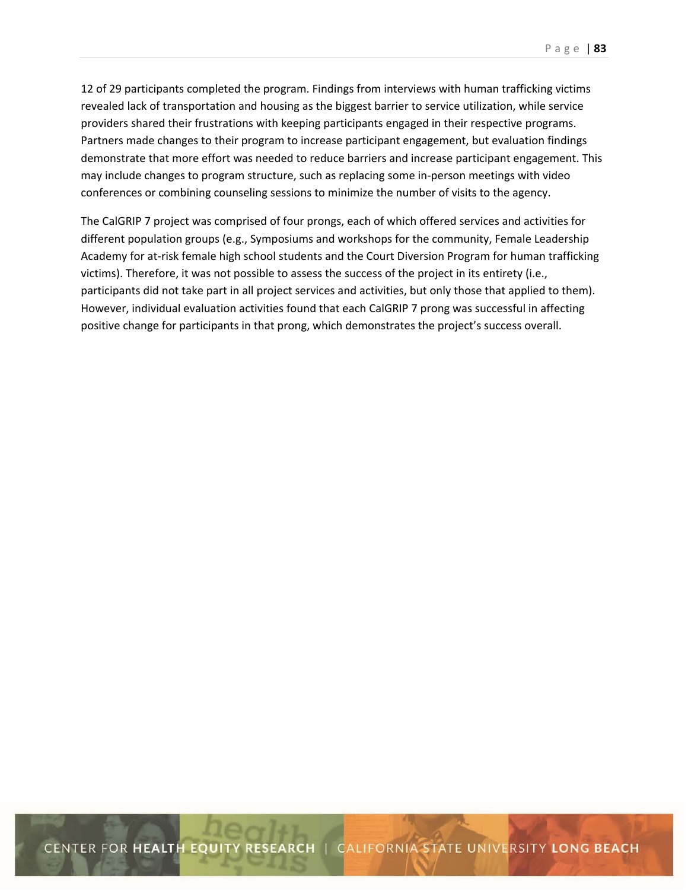12 of 29 participants completed the program. Findings from interviews with human trafficking victims revealed lack of transportation and housing as the biggest barrier to service utilization, while service providers shared their frustrations with keeping participants engaged in their respective programs. Partners made changes to their program to increase participant engagement, but evaluation findings demonstrate that more effort was needed to reduce barriers and increase participant engagement. This may include changes to program structure, such as replacing some in-person meetings with video conferences or combining counseling sessions to minimize the number of visits to the agency.

The CalGRIP 7 project was comprised of four prongs, each of which offered services and activities for different population groups (e.g., Symposiums and workshops for the community, Female Leadership Academy for at-risk female high school students and the Court Diversion Program for human trafficking victims). Therefore, it was not possible to assess the success of the project in its entirety (i.e., participants did not take part in all project services and activities, but only those that applied to them). However, individual evaluation activities found that each CalGRIP 7 prong was successful in affecting positive change for participants in that prong, which demonstrates the project's success overall.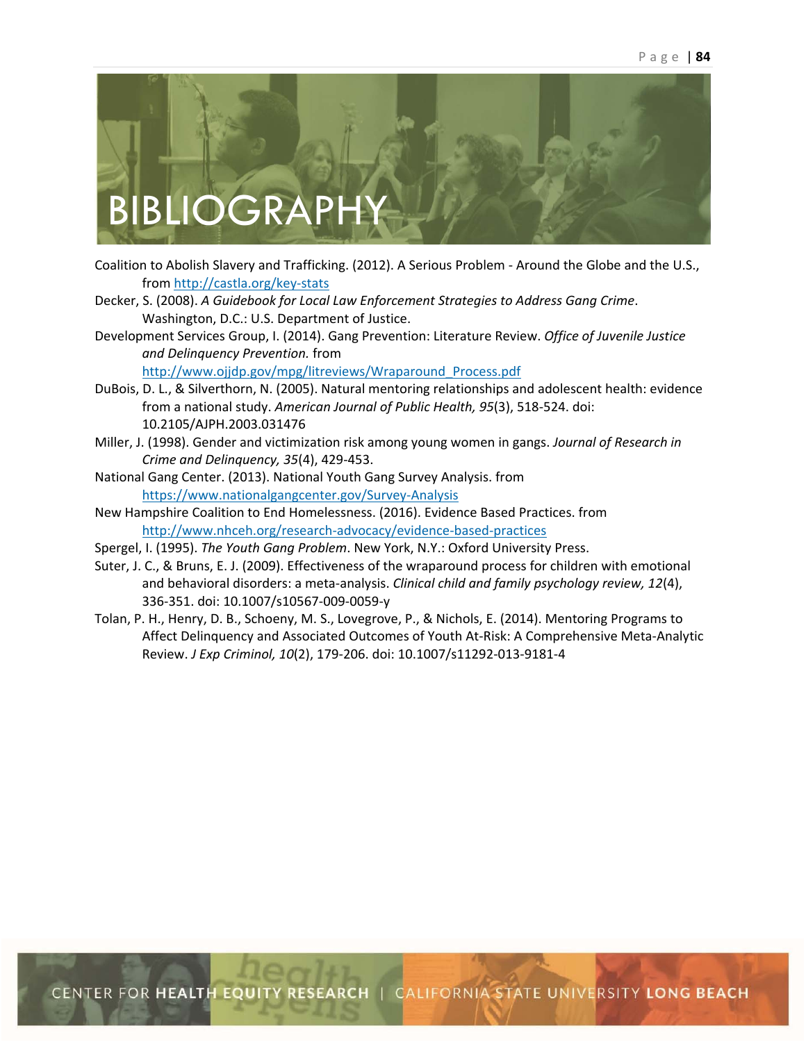# BIBLIOGRAPHY

Coalition to Abolish Slavery and Trafficking. (2012). A Serious Problem - Around the Globe and the U.S., from http://castla.org/key-stats

Decker, S. (2008). *A Guidebook for Local Law Enforcement Strategies to Address Gang Crime*. Washington, D.C.: U.S. Department of Justice.

Development Services Group, I. (2014). Gang Prevention: Literature Review. *Office of Juvenile Justice and Delinquency Prevention.* from http://www.ojjdp.gov/mpg/litreviews/Wraparound_Process.pdf

DuBois, D. L., & Silverthorn, N. (2005). Natural mentoring relationships and adolescent health: evidence from a national study. *American Journal of Public Health, 95*(3), 518-524. doi: 10.2105/AJPH.2003.031476

Miller, J. (1998). Gender and victimization risk among young women in gangs. *Journal of Research in Crime and Delinquency, 35*(4), 429-453.

National Gang Center. (2013). National Youth Gang Survey Analysis. from https://www.nationalgangcenter.gov/Survey-Analysis

New Hampshire Coalition to End Homelessness. (2016). Evidence Based Practices. from http://www.nhceh.org/research-advocacy/evidence-based-practices

Spergel, I. (1995). *The Youth Gang Problem*. New York, N.Y.: Oxford University Press.

Suter, J. C., & Bruns, E. J. (2009). Effectiveness of the wraparound process for children with emotional and behavioral disorders: a meta-analysis. *Clinical child and family psychology review, 12*(4), 336-351. doi: 10.1007/s10567-009-0059-y

Tolan, P. H., Henry, D. B., Schoeny, M. S., Lovegrove, P., & Nichols, E. (2014). Mentoring Programs to Affect Delinquency and Associated Outcomes of Youth At-Risk: A Comprehensive Meta-Analytic Review. *J Exp Criminol, 10*(2), 179-206. doi: 10.1007/s11292-013-9181-4